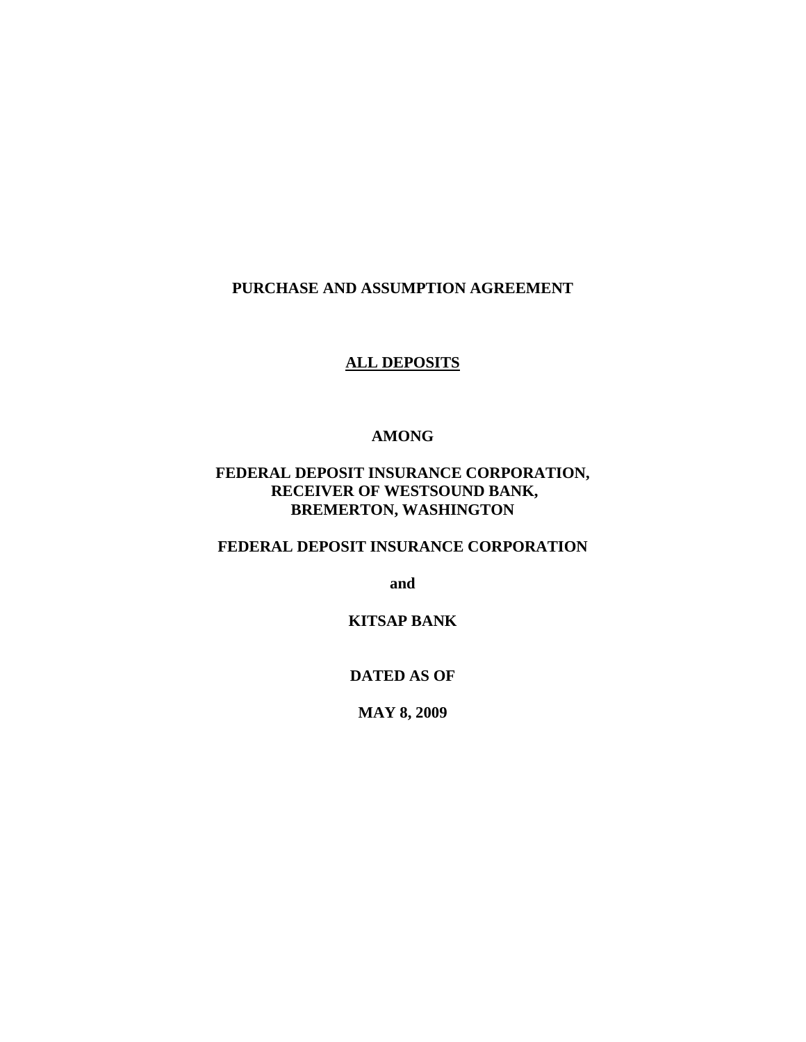# PURCHASE AND ASSUMPTION AGREEMENT

## ALL DEPOSITS

**AMONG**

**FEDERAL DEPOSIT INSURANCE CORPORATION,**
**RECEIVER OF WESTSOUND BANK,**
**BREMERTON, WASHINGTON**

**FEDERAL DEPOSIT INSURANCE CORPORATION**

**and**

**KITSAP BANK**

**DATED AS OF**

**MAY 8, 2009**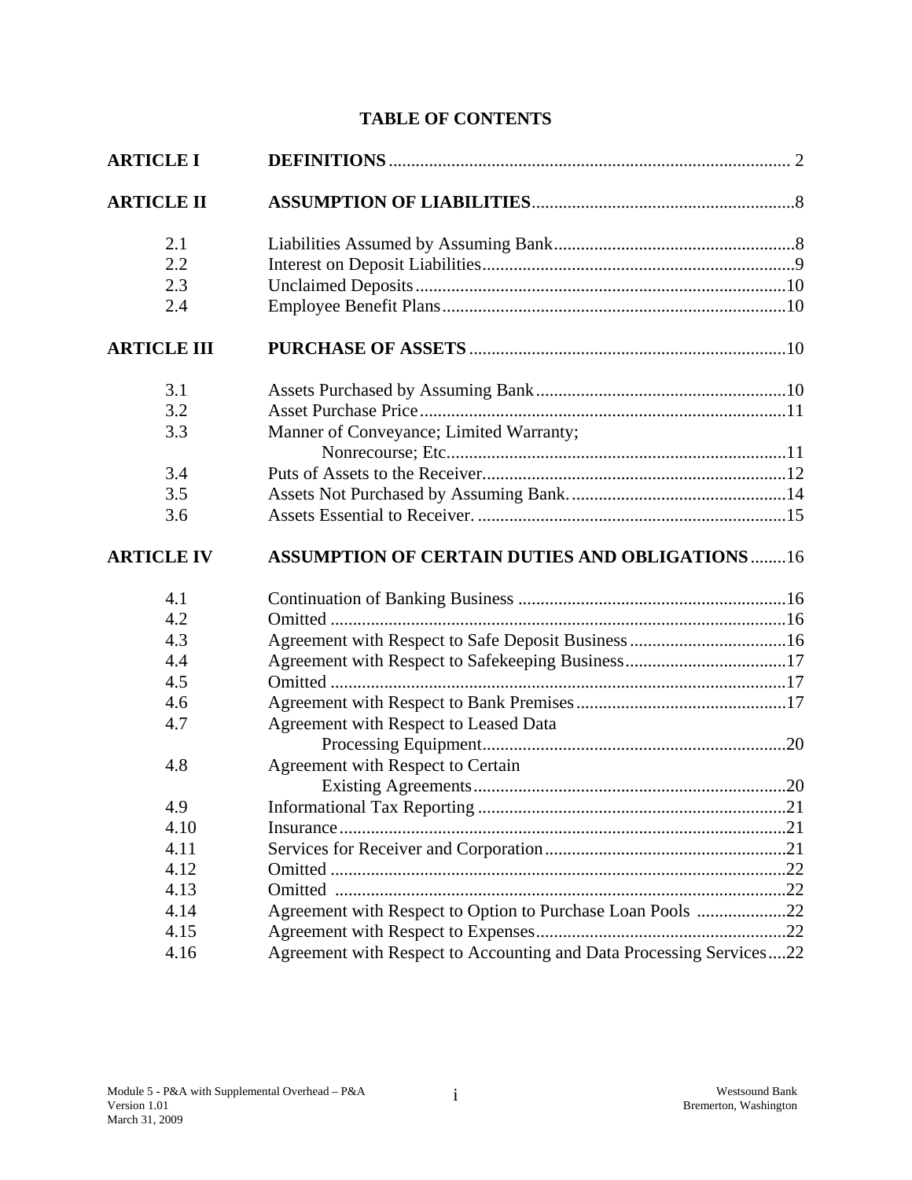# TABLE OF CONTENTS

| | | |
|---|---|---|
| **ARTICLE I** | **DEFINITIONS** | 2 |
| **ARTICLE II** | **ASSUMPTION OF LIABILITIES** | 8 |
| 2.1 | Liabilities Assumed by Assuming Bank | 8 |
| 2.2 | Interest on Deposit Liabilities | 9 |
| 2.3 | Unclaimed Deposits | 10 |
| 2.4 | Employee Benefit Plans | 10 |
| **ARTICLE III** | **PURCHASE OF ASSETS** | 10 |
| 3.1 | Assets Purchased by Assuming Bank | 10 |
| 3.2 | Asset Purchase Price | 11 |
| 3.3 | Manner of Conveyance; Limited Warranty; Nonrecourse; Etc. | 11 |
| 3.4 | Puts of Assets to the Receiver | 12 |
| 3.5 | Assets Not Purchased by Assuming Bank. | 14 |
| 3.6 | Assets Essential to Receiver. | 15 |
| **ARTICLE IV** | **ASSUMPTION OF CERTAIN DUTIES AND OBLIGATIONS** | 16 |
| 4.1 | Continuation of Banking Business | 16 |
| 4.2 | Omitted | 16 |
| 4.3 | Agreement with Respect to Safe Deposit Business | 16 |
| 4.4 | Agreement with Respect to Safekeeping Business | 17 |
| 4.5 | Omitted | 17 |
| 4.6 | Agreement with Respect to Bank Premises | 17 |
| 4.7 | Agreement with Respect to Leased Data Processing Equipment | 20 |
| 4.8 | Agreement with Respect to Certain Existing Agreements | 20 |
| 4.9 | Informational Tax Reporting | 21 |
| 4.10 | Insurance | 21 |
| 4.11 | Services for Receiver and Corporation | 21 |
| 4.12 | Omitted | 22 |
| 4.13 | Omitted | 22 |
| 4.14 | Agreement with Respect to Option to Purchase Loan Pools | 22 |
| 4.15 | Agreement with Respect to Expenses | 22 |
| 4.16 | Agreement with Respect to Accounting and Data Processing Services | 22 |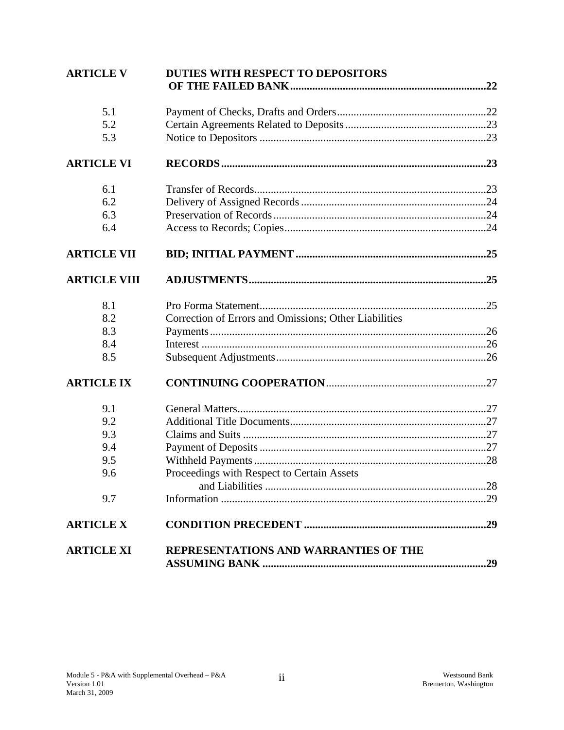| | | |
|---|---|---|
| **ARTICLE V** | **DUTIES WITH RESPECT TO DEPOSITORS OF THE FAILED BANK** | **22** |
| 5.1 | Payment of Checks, Drafts and Orders | 22 |
| 5.2 | Certain Agreements Related to Deposits | 23 |
| 5.3 | Notice to Depositors | 23 |
| **ARTICLE VI** | **RECORDS** | **23** |
| 6.1 | Transfer of Records | 23 |
| 6.2 | Delivery of Assigned Records | 24 |
| 6.3 | Preservation of Records | 24 |
| 6.4 | Access to Records; Copies | 24 |
| **ARTICLE VII** | **BID; INITIAL PAYMENT** | **25** |
| **ARTICLE VIII** | **ADJUSTMENTS** | **25** |
| 8.1 | Pro Forma Statement | 25 |
| 8.2 | Correction of Errors and Omissions; Other Liabilities | |
| 8.3 | Payments | 26 |
| 8.4 | Interest | 26 |
| 8.5 | Subsequent Adjustments | 26 |
| **ARTICLE IX** | **CONTINUING COOPERATION** | 27 |
| 9.1 | General Matters | 27 |
| 9.2 | Additional Title Documents | 27 |
| 9.3 | Claims and Suits | 27 |
| 9.4 | Payment of Deposits | 27 |
| 9.5 | Withheld Payments | 28 |
| 9.6 | Proceedings with Respect to Certain Assets and Liabilities | 28 |
| 9.7 | Information | 29 |
| **ARTICLE X** | **CONDITION PRECEDENT** | **29** |
| **ARTICLE XI** | **REPRESENTATIONS AND WARRANTIES OF THE ASSUMING BANK** | **29** |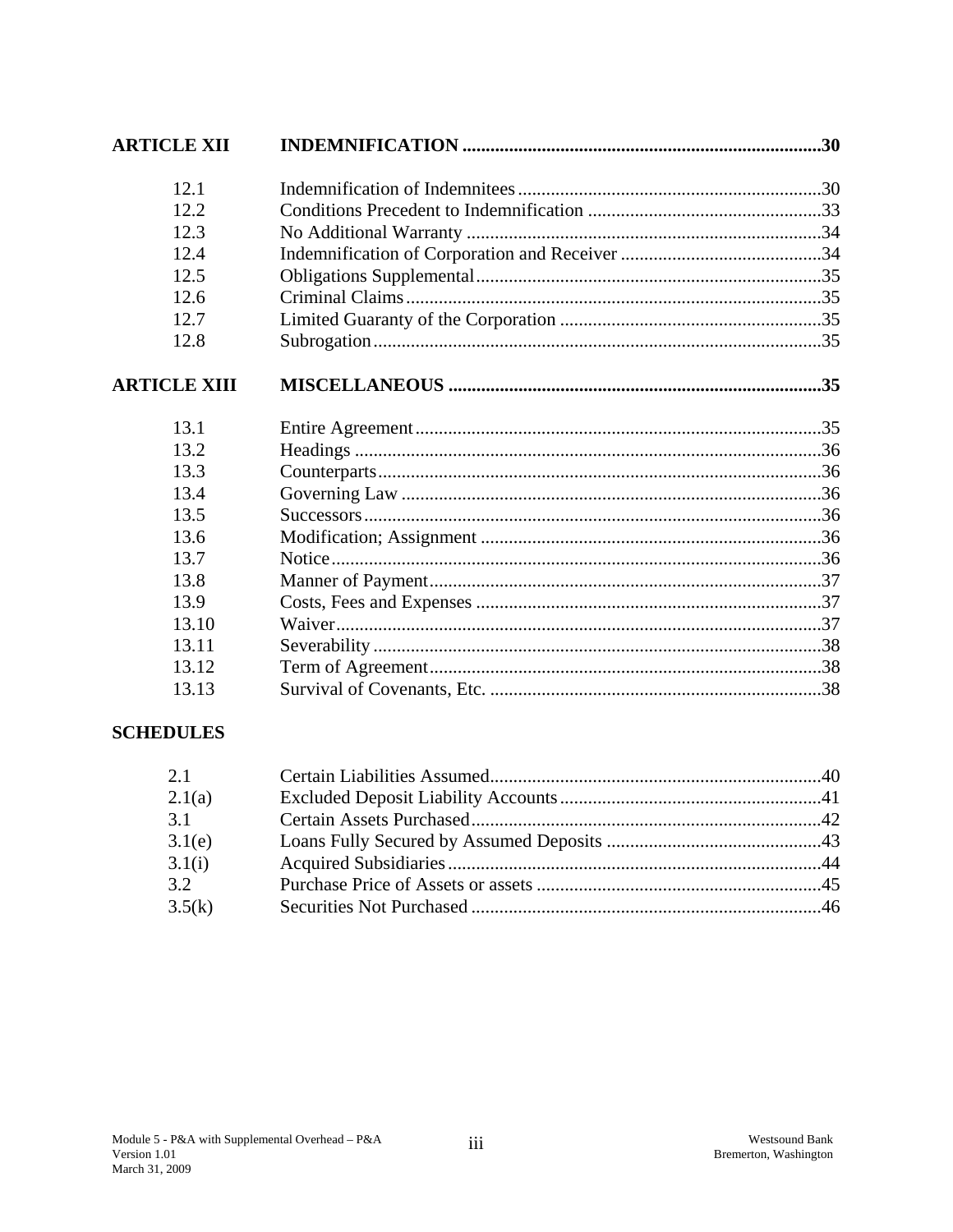| | | |
|---|---|---|
| **ARTICLE XII** | **INDEMNIFICATION** | **30** |
| 12.1 | Indemnification of Indemnitees | 30 |
| 12.2 | Conditions Precedent to Indemnification | 33 |
| 12.3 | No Additional Warranty | 34 |
| 12.4 | Indemnification of Corporation and Receiver | 34 |
| 12.5 | Obligations Supplemental | 35 |
| 12.6 | Criminal Claims | 35 |
| 12.7 | Limited Guaranty of the Corporation | 35 |
| 12.8 | Subrogation | 35 |
| **ARTICLE XIII** | **MISCELLANEOUS** | **35** |
| 13.1 | Entire Agreement | 35 |
| 13.2 | Headings | 36 |
| 13.3 | Counterparts | 36 |
| 13.4 | Governing Law | 36 |
| 13.5 | Successors | 36 |
| 13.6 | Modification; Assignment | 36 |
| 13.7 | Notice | 36 |
| 13.8 | Manner of Payment | 37 |
| 13.9 | Costs, Fees and Expenses | 37 |
| 13.10 | Waiver | 37 |
| 13.11 | Severability | 38 |
| 13.12 | Term of Agreement | 38 |
| 13.13 | Survival of Covenants, Etc. | 38 |

**SCHEDULES**

| | | |
|---|---|---|
| 2.1 | Certain Liabilities Assumed | 40 |
| 2.1(a) | Excluded Deposit Liability Accounts | 41 |
| 3.1 | Certain Assets Purchased | 42 |
| 3.1(e) | Loans Fully Secured by Assumed Deposits | 43 |
| 3.1(i) | Acquired Subsidiaries | 44 |
| 3.2 | Purchase Price of Assets or assets | 45 |
| 3.5(k) | Securities Not Purchased | 46 |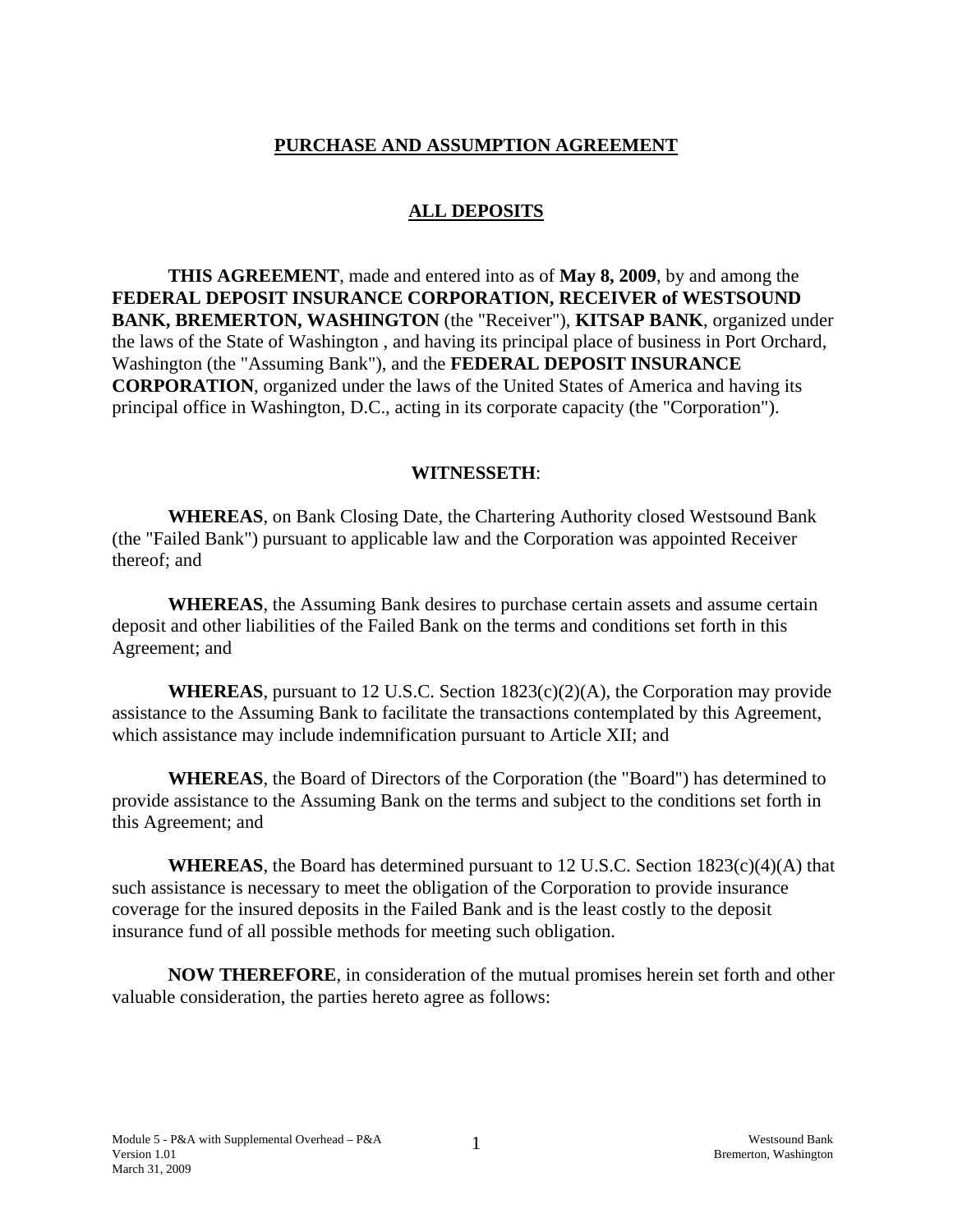## PURCHASE AND ASSUMPTION AGREEMENT

## ALL DEPOSITS

**THIS AGREEMENT**, made and entered into as of **May 8, 2009**, by and among the **FEDERAL DEPOSIT INSURANCE CORPORATION, RECEIVER of WESTSOUND BANK, BREMERTON, WASHINGTON** (the "Receiver"), **KITSAP BANK**, organized under the laws of the State of Washington , and having its principal place of business in Port Orchard, Washington (the "Assuming Bank"), and the **FEDERAL DEPOSIT INSURANCE CORPORATION**, organized under the laws of the United States of America and having its principal office in Washington, D.C., acting in its corporate capacity (the "Corporation").

**WITNESSETH**:

**WHEREAS**, on Bank Closing Date, the Chartering Authority closed Westsound Bank (the "Failed Bank") pursuant to applicable law and the Corporation was appointed Receiver thereof; and

**WHEREAS**, the Assuming Bank desires to purchase certain assets and assume certain deposit and other liabilities of the Failed Bank on the terms and conditions set forth in this Agreement; and

**WHEREAS**, pursuant to 12 U.S.C. Section 1823(c)(2)(A), the Corporation may provide assistance to the Assuming Bank to facilitate the transactions contemplated by this Agreement, which assistance may include indemnification pursuant to Article XII; and

**WHEREAS**, the Board of Directors of the Corporation (the "Board") has determined to provide assistance to the Assuming Bank on the terms and subject to the conditions set forth in this Agreement; and

**WHEREAS**, the Board has determined pursuant to 12 U.S.C. Section 1823(c)(4)(A) that such assistance is necessary to meet the obligation of the Corporation to provide insurance coverage for the insured deposits in the Failed Bank and is the least costly to the deposit insurance fund of all possible methods for meeting such obligation.

**NOW THEREFORE**, in consideration of the mutual promises herein set forth and other valuable consideration, the parties hereto agree as follows: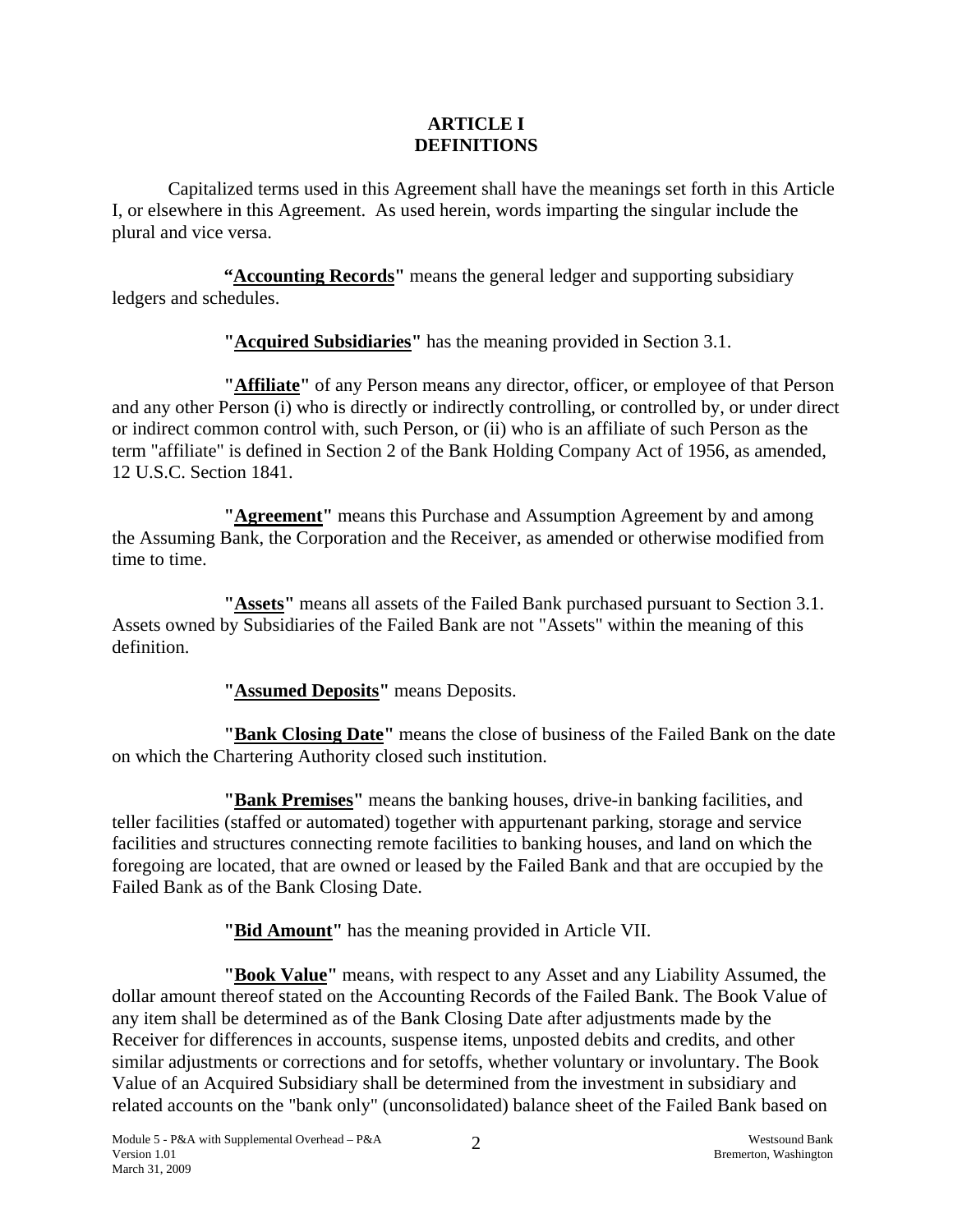# ARTICLE I
# DEFINITIONS

Capitalized terms used in this Agreement shall have the meanings set forth in this Article I, or elsewhere in this Agreement. As used herein, words imparting the singular include the plural and vice versa.

**"Accounting Records"** means the general ledger and supporting subsidiary ledgers and schedules.

**"Acquired Subsidiaries"** has the meaning provided in Section 3.1.

**"Affiliate"** of any Person means any director, officer, or employee of that Person and any other Person (i) who is directly or indirectly controlling, or controlled by, or under direct or indirect common control with, such Person, or (ii) who is an affiliate of such Person as the term "affiliate" is defined in Section 2 of the Bank Holding Company Act of 1956, as amended, 12 U.S.C. Section 1841.

**"Agreement"** means this Purchase and Assumption Agreement by and among the Assuming Bank, the Corporation and the Receiver, as amended or otherwise modified from time to time.

**"Assets"** means all assets of the Failed Bank purchased pursuant to Section 3.1. Assets owned by Subsidiaries of the Failed Bank are not "Assets" within the meaning of this definition.

**"Assumed Deposits"** means Deposits.

**"Bank Closing Date"** means the close of business of the Failed Bank on the date on which the Chartering Authority closed such institution.

**"Bank Premises"** means the banking houses, drive-in banking facilities, and teller facilities (staffed or automated) together with appurtenant parking, storage and service facilities and structures connecting remote facilities to banking houses, and land on which the foregoing are located, that are owned or leased by the Failed Bank and that are occupied by the Failed Bank as of the Bank Closing Date.

**"Bid Amount"** has the meaning provided in Article VII.

**"Book Value"** means, with respect to any Asset and any Liability Assumed, the dollar amount thereof stated on the Accounting Records of the Failed Bank. The Book Value of any item shall be determined as of the Bank Closing Date after adjustments made by the Receiver for differences in accounts, suspense items, unposted debits and credits, and other similar adjustments or corrections and for setoffs, whether voluntary or involuntary. The Book Value of an Acquired Subsidiary shall be determined from the investment in subsidiary and related accounts on the "bank only" (unconsolidated) balance sheet of the Failed Bank based on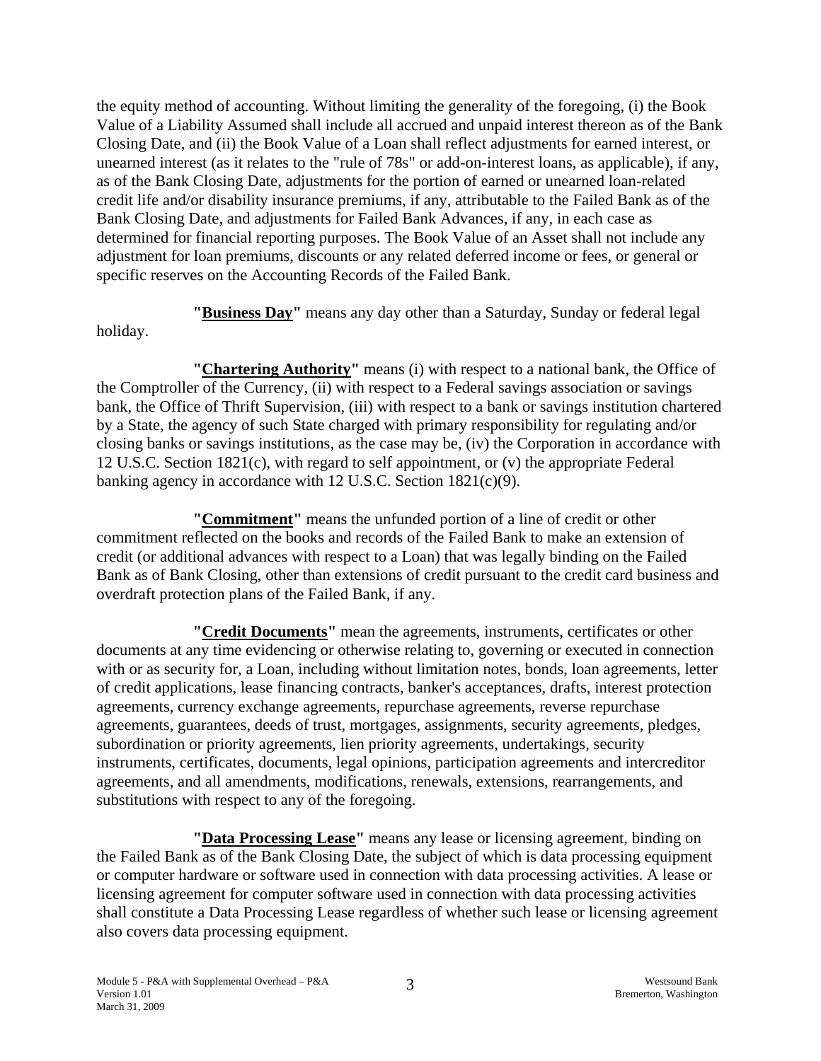the equity method of accounting. Without limiting the generality of the foregoing, (i) the Book Value of a Liability Assumed shall include all accrued and unpaid interest thereon as of the Bank Closing Date, and (ii) the Book Value of a Loan shall reflect adjustments for earned interest, or unearned interest (as it relates to the "rule of 78s" or add-on-interest loans, as applicable), if any, as of the Bank Closing Date, adjustments for the portion of earned or unearned loan-related credit life and/or disability insurance premiums, if any, attributable to the Failed Bank as of the Bank Closing Date, and adjustments for Failed Bank Advances, if any, in each case as determined for financial reporting purposes. The Book Value of an Asset shall not include any adjustment for loan premiums, discounts or any related deferred income or fees, or general or specific reserves on the Accounting Records of the Failed Bank.

**"Business Day"** means any day other than a Saturday, Sunday or federal legal holiday.

**"Chartering Authority"** means (i) with respect to a national bank, the Office of the Comptroller of the Currency, (ii) with respect to a Federal savings association or savings bank, the Office of Thrift Supervision, (iii) with respect to a bank or savings institution chartered by a State, the agency of such State charged with primary responsibility for regulating and/or closing banks or savings institutions, as the case may be, (iv) the Corporation in accordance with 12 U.S.C. Section 1821(c), with regard to self appointment, or (v) the appropriate Federal banking agency in accordance with 12 U.S.C. Section 1821(c)(9).

**"Commitment"** means the unfunded portion of a line of credit or other commitment reflected on the books and records of the Failed Bank to make an extension of credit (or additional advances with respect to a Loan) that was legally binding on the Failed Bank as of Bank Closing, other than extensions of credit pursuant to the credit card business and overdraft protection plans of the Failed Bank, if any.

**"Credit Documents"** mean the agreements, instruments, certificates or other documents at any time evidencing or otherwise relating to, governing or executed in connection with or as security for, a Loan, including without limitation notes, bonds, loan agreements, letter of credit applications, lease financing contracts, banker's acceptances, drafts, interest protection agreements, currency exchange agreements, repurchase agreements, reverse repurchase agreements, guarantees, deeds of trust, mortgages, assignments, security agreements, pledges, subordination or priority agreements, lien priority agreements, undertakings, security instruments, certificates, documents, legal opinions, participation agreements and intercreditor agreements, and all amendments, modifications, renewals, extensions, rearrangements, and substitutions with respect to any of the foregoing.

**"Data Processing Lease"** means any lease or licensing agreement, binding on the Failed Bank as of the Bank Closing Date, the subject of which is data processing equipment or computer hardware or software used in connection with data processing activities. A lease or licensing agreement for computer software used in connection with data processing activities shall constitute a Data Processing Lease regardless of whether such lease or licensing agreement also covers data processing equipment.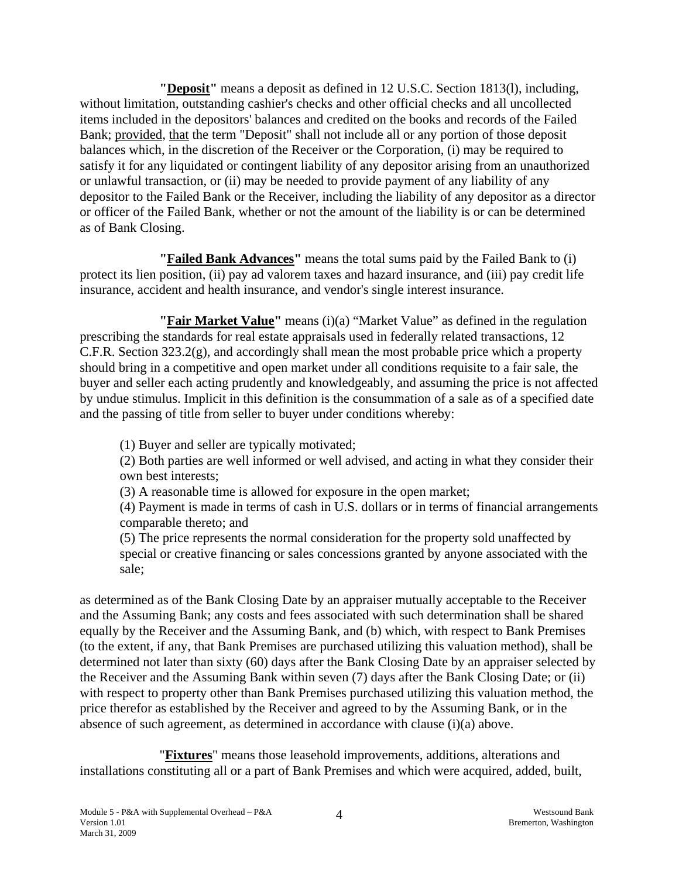**"<u>Deposit</u>"** means a deposit as defined in 12 U.S.C. Section 1813(l), including, without limitation, outstanding cashier's checks and other official checks and all uncollected items included in the depositors' balances and credited on the books and records of the Failed Bank; <u>provided</u>, <u>that</u> the term "Deposit" shall not include all or any portion of those deposit balances which, in the discretion of the Receiver or the Corporation, (i) may be required to satisfy it for any liquidated or contingent liability of any depositor arising from an unauthorized or unlawful transaction, or (ii) may be needed to provide payment of any liability of any depositor to the Failed Bank or the Receiver, including the liability of any depositor as a director or officer of the Failed Bank, whether or not the amount of the liability is or can be determined as of Bank Closing.

**"<u>Failed Bank Advances</u>"** means the total sums paid by the Failed Bank to (i) protect its lien position, (ii) pay ad valorem taxes and hazard insurance, and (iii) pay credit life insurance, accident and health insurance, and vendor's single interest insurance.

**"<u>Fair Market Value</u>"** means (i)(a) "Market Value" as defined in the regulation prescribing the standards for real estate appraisals used in federally related transactions, 12 C.F.R. Section 323.2(g), and accordingly shall mean the most probable price which a property should bring in a competitive and open market under all conditions requisite to a fair sale, the buyer and seller each acting prudently and knowledgeably, and assuming the price is not affected by undue stimulus. Implicit in this definition is the consummation of a sale as of a specified date and the passing of title from seller to buyer under conditions whereby:

(1) Buyer and seller are typically motivated;
(2) Both parties are well informed or well advised, and acting in what they consider their own best interests;
(3) A reasonable time is allowed for exposure in the open market;
(4) Payment is made in terms of cash in U.S. dollars or in terms of financial arrangements comparable thereto; and
(5) The price represents the normal consideration for the property sold unaffected by special or creative financing or sales concessions granted by anyone associated with the sale;

as determined as of the Bank Closing Date by an appraiser mutually acceptable to the Receiver and the Assuming Bank; any costs and fees associated with such determination shall be shared equally by the Receiver and the Assuming Bank, and (b) which, with respect to Bank Premises (to the extent, if any, that Bank Premises are purchased utilizing this valuation method), shall be determined not later than sixty (60) days after the Bank Closing Date by an appraiser selected by the Receiver and the Assuming Bank within seven (7) days after the Bank Closing Date; or (ii) with respect to property other than Bank Premises purchased utilizing this valuation method, the price therefor as established by the Receiver and agreed to by the Assuming Bank, or in the absence of such agreement, as determined in accordance with clause (i)(a) above.

"**<u>Fixtures</u>**" means those leasehold improvements, additions, alterations and installations constituting all or a part of Bank Premises and which were acquired, added, built,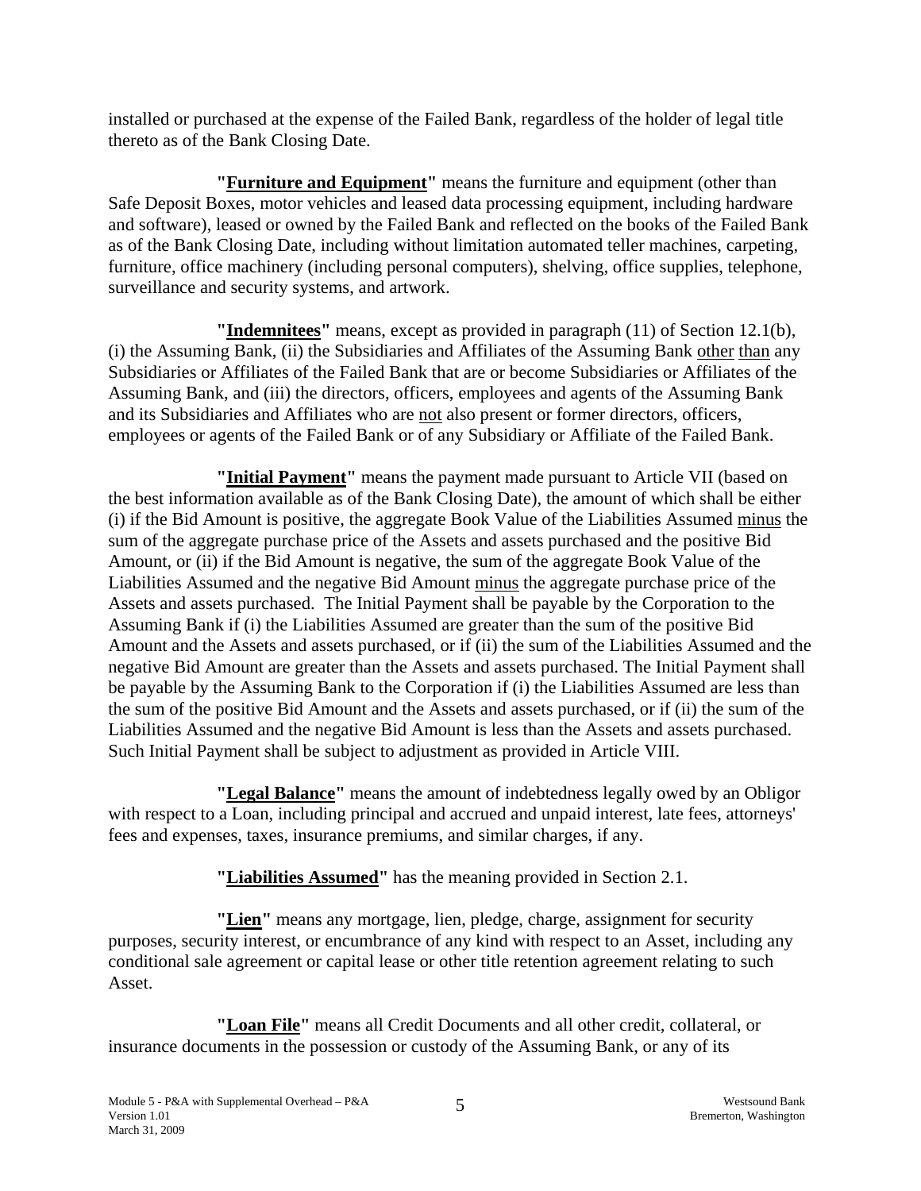installed or purchased at the expense of the Failed Bank, regardless of the holder of legal title thereto as of the Bank Closing Date.

**"Furniture and Equipment"** means the furniture and equipment (other than Safe Deposit Boxes, motor vehicles and leased data processing equipment, including hardware and software), leased or owned by the Failed Bank and reflected on the books of the Failed Bank as of the Bank Closing Date, including without limitation automated teller machines, carpeting, furniture, office machinery (including personal computers), shelving, office supplies, telephone, surveillance and security systems, and artwork.

**"Indemnitees"** means, except as provided in paragraph (11) of Section 12.1(b), (i) the Assuming Bank, (ii) the Subsidiaries and Affiliates of the Assuming Bank other than any Subsidiaries or Affiliates of the Failed Bank that are or become Subsidiaries or Affiliates of the Assuming Bank, and (iii) the directors, officers, employees and agents of the Assuming Bank and its Subsidiaries and Affiliates who are not also present or former directors, officers, employees or agents of the Failed Bank or of any Subsidiary or Affiliate of the Failed Bank.

**"Initial Payment"** means the payment made pursuant to Article VII (based on the best information available as of the Bank Closing Date), the amount of which shall be either (i) if the Bid Amount is positive, the aggregate Book Value of the Liabilities Assumed minus the sum of the aggregate purchase price of the Assets and assets purchased and the positive Bid Amount, or (ii) if the Bid Amount is negative, the sum of the aggregate Book Value of the Liabilities Assumed and the negative Bid Amount minus the aggregate purchase price of the Assets and assets purchased. The Initial Payment shall be payable by the Corporation to the Assuming Bank if (i) the Liabilities Assumed are greater than the sum of the positive Bid Amount and the Assets and assets purchased, or if (ii) the sum of the Liabilities Assumed and the negative Bid Amount are greater than the Assets and assets purchased. The Initial Payment shall be payable by the Assuming Bank to the Corporation if (i) the Liabilities Assumed are less than the sum of the positive Bid Amount and the Assets and assets purchased, or if (ii) the sum of the Liabilities Assumed and the negative Bid Amount is less than the Assets and assets purchased. Such Initial Payment shall be subject to adjustment as provided in Article VIII.

**"Legal Balance"** means the amount of indebtedness legally owed by an Obligor with respect to a Loan, including principal and accrued and unpaid interest, late fees, attorneys' fees and expenses, taxes, insurance premiums, and similar charges, if any.

**"Liabilities Assumed"** has the meaning provided in Section 2.1.

**"Lien"** means any mortgage, lien, pledge, charge, assignment for security purposes, security interest, or encumbrance of any kind with respect to an Asset, including any conditional sale agreement or capital lease or other title retention agreement relating to such Asset.

**"Loan File"** means all Credit Documents and all other credit, collateral, or insurance documents in the possession or custody of the Assuming Bank, or any of its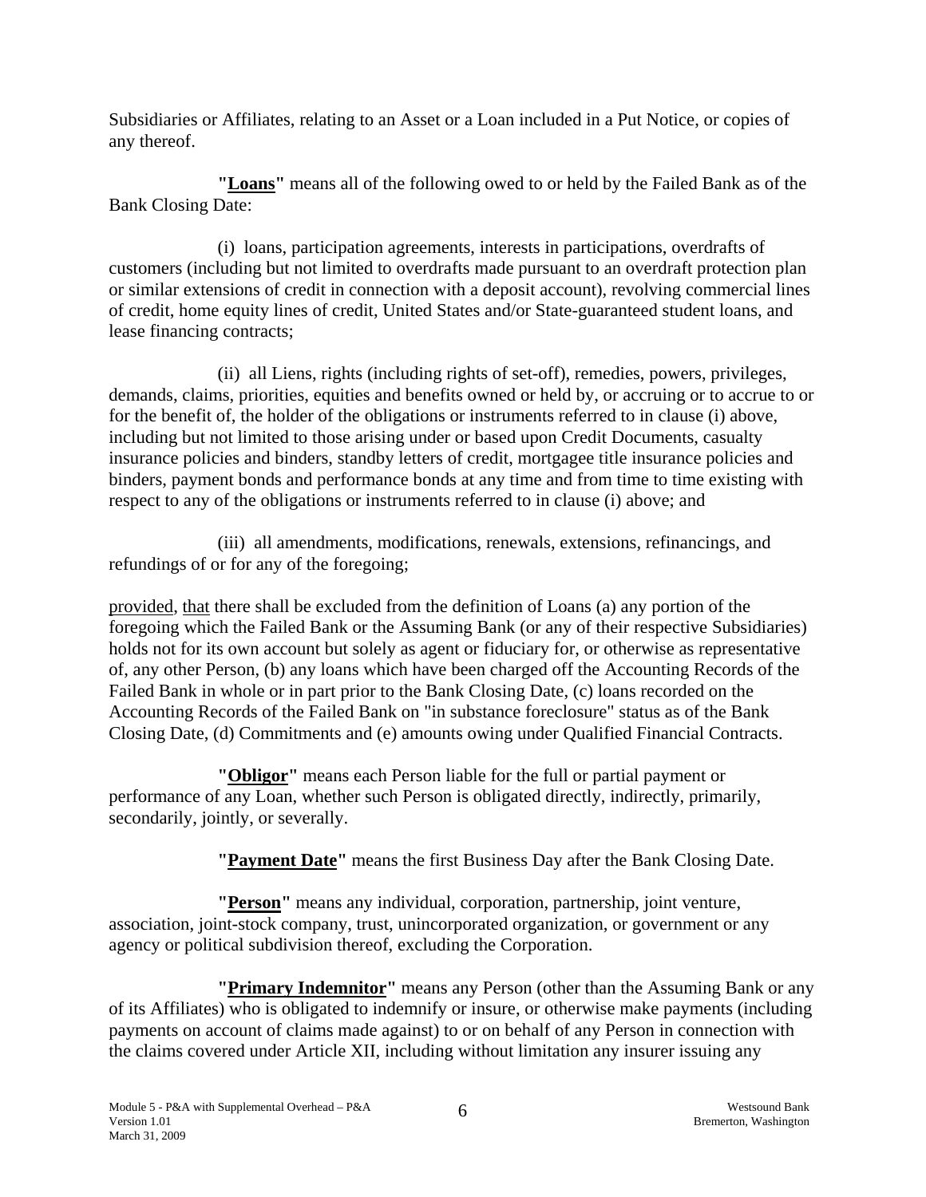Subsidiaries or Affiliates, relating to an Asset or a Loan included in a Put Notice, or copies of any thereof.

**"Loans"** means all of the following owed to or held by the Failed Bank as of the Bank Closing Date:

(i) loans, participation agreements, interests in participations, overdrafts of customers (including but not limited to overdrafts made pursuant to an overdraft protection plan or similar extensions of credit in connection with a deposit account), revolving commercial lines of credit, home equity lines of credit, United States and/or State-guaranteed student loans, and lease financing contracts;

(ii) all Liens, rights (including rights of set-off), remedies, powers, privileges, demands, claims, priorities, equities and benefits owned or held by, or accruing or to accrue to or for the benefit of, the holder of the obligations or instruments referred to in clause (i) above, including but not limited to those arising under or based upon Credit Documents, casualty insurance policies and binders, standby letters of credit, mortgagee title insurance policies and binders, payment bonds and performance bonds at any time and from time to time existing with respect to any of the obligations or instruments referred to in clause (i) above; and

(iii) all amendments, modifications, renewals, extensions, refinancings, and refundings of or for any of the foregoing;

provided, that there shall be excluded from the definition of Loans (a) any portion of the foregoing which the Failed Bank or the Assuming Bank (or any of their respective Subsidiaries) holds not for its own account but solely as agent or fiduciary for, or otherwise as representative of, any other Person, (b) any loans which have been charged off the Accounting Records of the Failed Bank in whole or in part prior to the Bank Closing Date, (c) loans recorded on the Accounting Records of the Failed Bank on "in substance foreclosure" status as of the Bank Closing Date, (d) Commitments and (e) amounts owing under Qualified Financial Contracts.

**"Obligor"** means each Person liable for the full or partial payment or performance of any Loan, whether such Person is obligated directly, indirectly, primarily, secondarily, jointly, or severally.

**"Payment Date"** means the first Business Day after the Bank Closing Date.

**"Person"** means any individual, corporation, partnership, joint venture, association, joint-stock company, trust, unincorporated organization, or government or any agency or political subdivision thereof, excluding the Corporation.

**"Primary Indemnitor"** means any Person (other than the Assuming Bank or any of its Affiliates) who is obligated to indemnify or insure, or otherwise make payments (including payments on account of claims made against) to or on behalf of any Person in connection with the claims covered under Article XII, including without limitation any insurer issuing any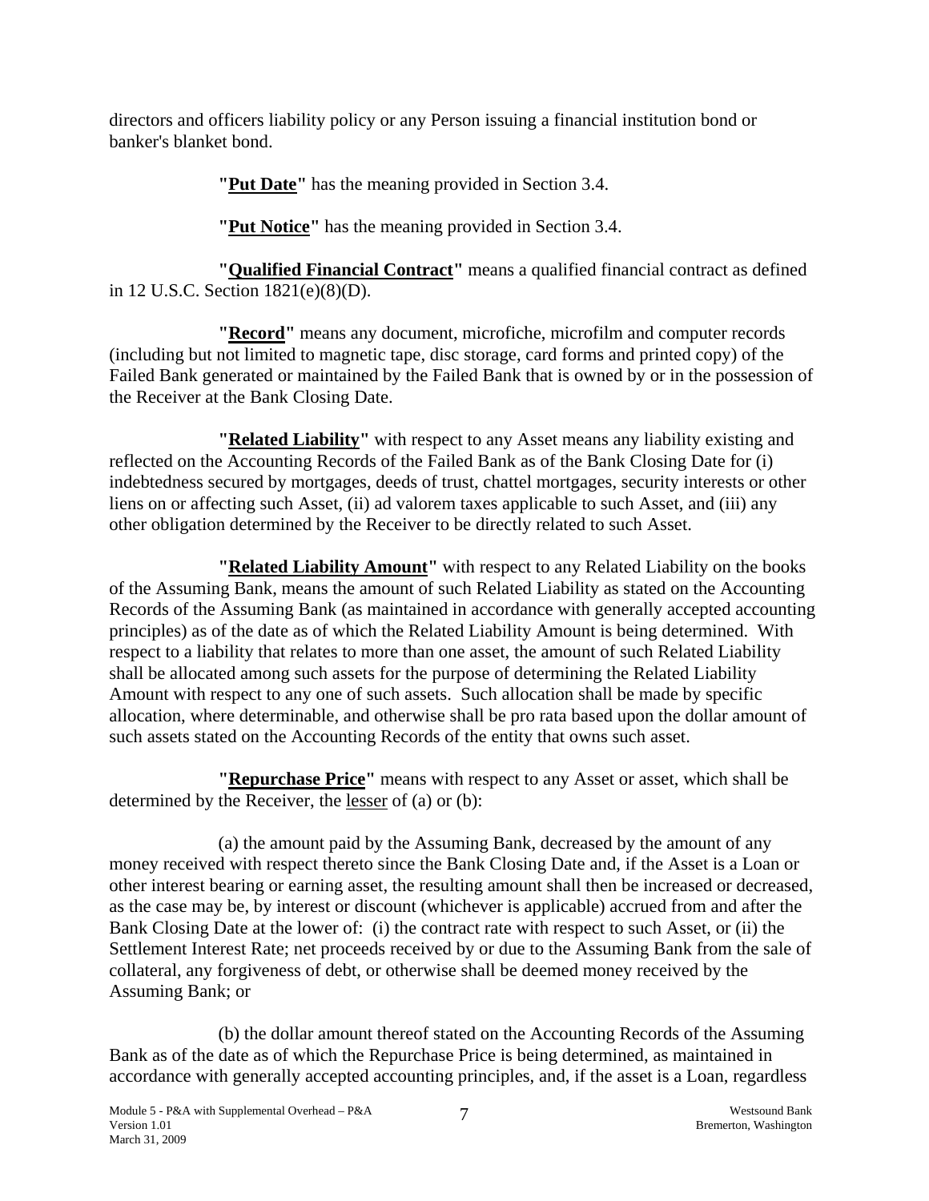directors and officers liability policy or any Person issuing a financial institution bond or banker's blanket bond.

**"Put Date"** has the meaning provided in Section 3.4.

**"Put Notice"** has the meaning provided in Section 3.4.

**"Qualified Financial Contract"** means a qualified financial contract as defined in 12 U.S.C. Section 1821(e)(8)(D).

**"Record"** means any document, microfiche, microfilm and computer records (including but not limited to magnetic tape, disc storage, card forms and printed copy) of the Failed Bank generated or maintained by the Failed Bank that is owned by or in the possession of the Receiver at the Bank Closing Date.

**"Related Liability"** with respect to any Asset means any liability existing and reflected on the Accounting Records of the Failed Bank as of the Bank Closing Date for (i) indebtedness secured by mortgages, deeds of trust, chattel mortgages, security interests or other liens on or affecting such Asset, (ii) ad valorem taxes applicable to such Asset, and (iii) any other obligation determined by the Receiver to be directly related to such Asset.

**"Related Liability Amount"** with respect to any Related Liability on the books of the Assuming Bank, means the amount of such Related Liability as stated on the Accounting Records of the Assuming Bank (as maintained in accordance with generally accepted accounting principles) as of the date as of which the Related Liability Amount is being determined. With respect to a liability that relates to more than one asset, the amount of such Related Liability shall be allocated among such assets for the purpose of determining the Related Liability Amount with respect to any one of such assets. Such allocation shall be made by specific allocation, where determinable, and otherwise shall be pro rata based upon the dollar amount of such assets stated on the Accounting Records of the entity that owns such asset.

**"Repurchase Price"** means with respect to any Asset or asset, which shall be determined by the Receiver, the lesser of (a) or (b):

(a) the amount paid by the Assuming Bank, decreased by the amount of any money received with respect thereto since the Bank Closing Date and, if the Asset is a Loan or other interest bearing or earning asset, the resulting amount shall then be increased or decreased, as the case may be, by interest or discount (whichever is applicable) accrued from and after the Bank Closing Date at the lower of: (i) the contract rate with respect to such Asset, or (ii) the Settlement Interest Rate; net proceeds received by or due to the Assuming Bank from the sale of collateral, any forgiveness of debt, or otherwise shall be deemed money received by the Assuming Bank; or

(b) the dollar amount thereof stated on the Accounting Records of the Assuming Bank as of the date as of which the Repurchase Price is being determined, as maintained in accordance with generally accepted accounting principles, and, if the asset is a Loan, regardless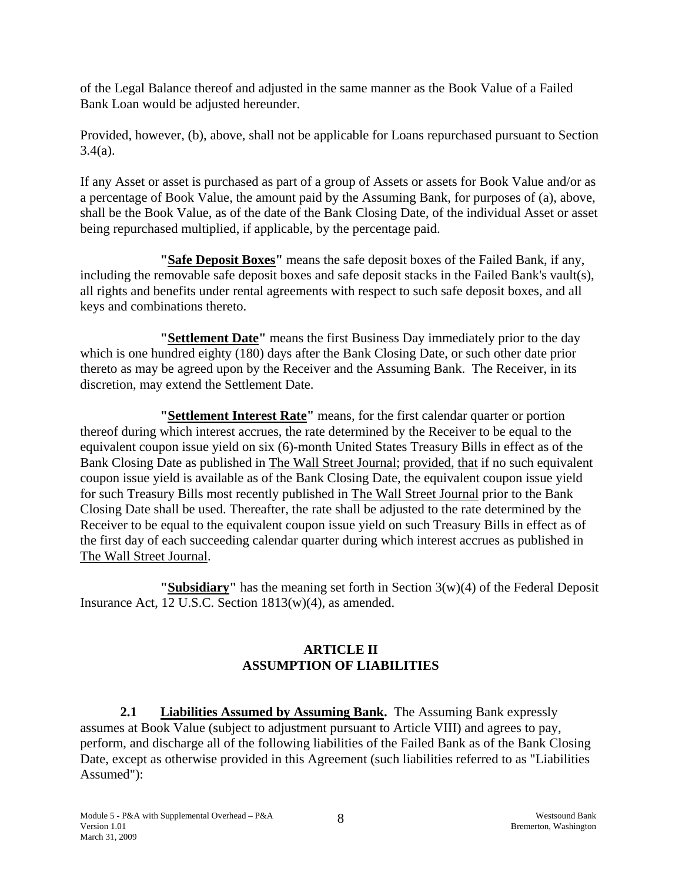of the Legal Balance thereof and adjusted in the same manner as the Book Value of a Failed Bank Loan would be adjusted hereunder.

Provided, however, (b), above, shall not be applicable for Loans repurchased pursuant to Section 3.4(a).

If any Asset or asset is purchased as part of a group of Assets or assets for Book Value and/or as a percentage of Book Value, the amount paid by the Assuming Bank, for purposes of (a), above, shall be the Book Value, as of the date of the Bank Closing Date, of the individual Asset or asset being repurchased multiplied, if applicable, by the percentage paid.

**"Safe Deposit Boxes"** means the safe deposit boxes of the Failed Bank, if any, including the removable safe deposit boxes and safe deposit stacks in the Failed Bank's vault(s), all rights and benefits under rental agreements with respect to such safe deposit boxes, and all keys and combinations thereto.

**"Settlement Date"** means the first Business Day immediately prior to the day which is one hundred eighty (180) days after the Bank Closing Date, or such other date prior thereto as may be agreed upon by the Receiver and the Assuming Bank. The Receiver, in its discretion, may extend the Settlement Date.

**"Settlement Interest Rate"** means, for the first calendar quarter or portion thereof during which interest accrues, the rate determined by the Receiver to be equal to the equivalent coupon issue yield on six (6)-month United States Treasury Bills in effect as of the Bank Closing Date as published in The Wall Street Journal; provided, that if no such equivalent coupon issue yield is available as of the Bank Closing Date, the equivalent coupon issue yield for such Treasury Bills most recently published in The Wall Street Journal prior to the Bank Closing Date shall be used. Thereafter, the rate shall be adjusted to the rate determined by the Receiver to be equal to the equivalent coupon issue yield on such Treasury Bills in effect as of the first day of each succeeding calendar quarter during which interest accrues as published in The Wall Street Journal.

**"Subsidiary"** has the meaning set forth in Section 3(w)(4) of the Federal Deposit Insurance Act, 12 U.S.C. Section 1813(w)(4), as amended.

## ARTICLE II
## ASSUMPTION OF LIABILITIES

**2.1 Liabilities Assumed by Assuming Bank.** The Assuming Bank expressly assumes at Book Value (subject to adjustment pursuant to Article VIII) and agrees to pay, perform, and discharge all of the following liabilities of the Failed Bank as of the Bank Closing Date, except as otherwise provided in this Agreement (such liabilities referred to as "Liabilities Assumed"):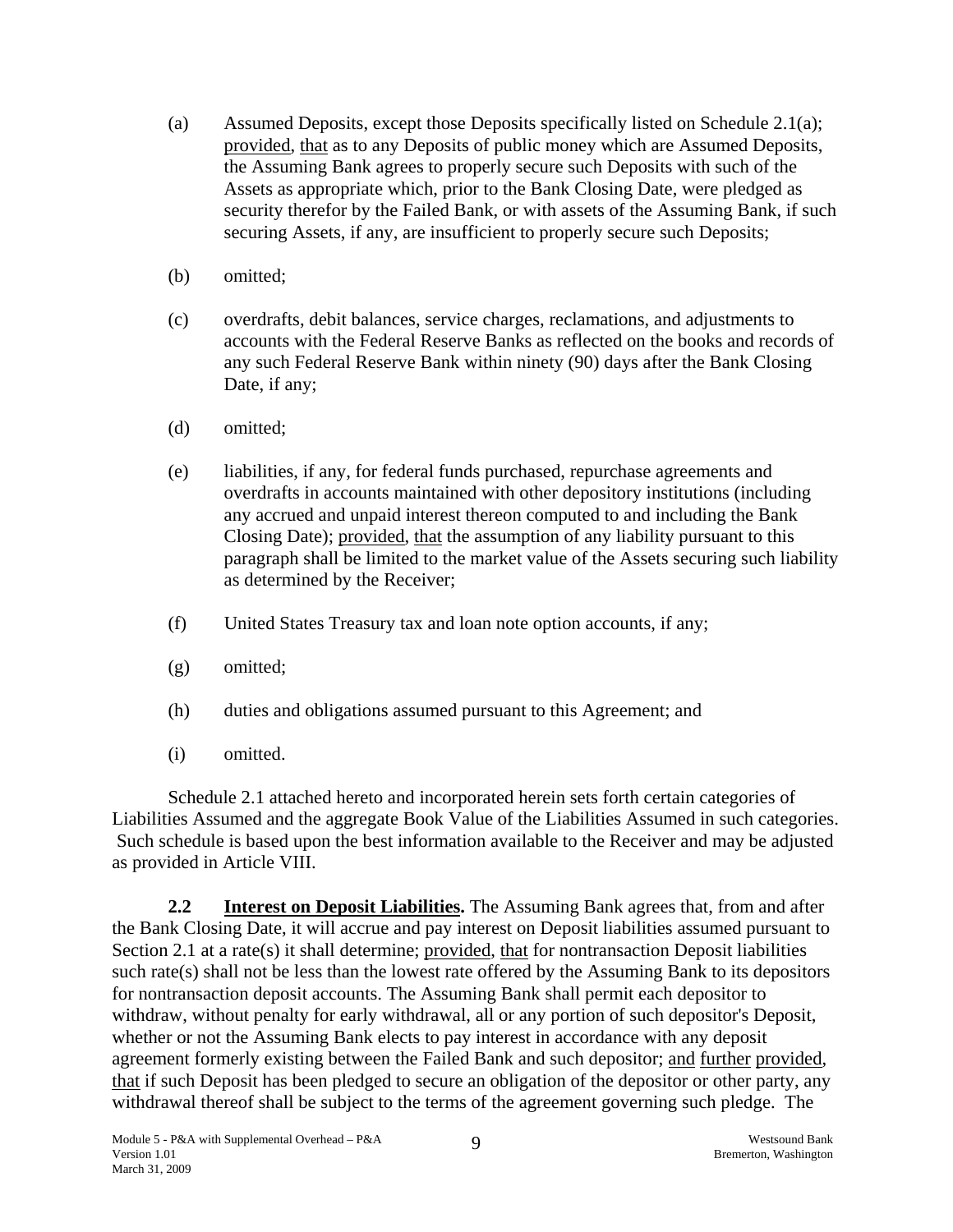(a) Assumed Deposits, except those Deposits specifically listed on Schedule 2.1(a); provided, that as to any Deposits of public money which are Assumed Deposits, the Assuming Bank agrees to properly secure such Deposits with such of the Assets as appropriate which, prior to the Bank Closing Date, were pledged as security therefor by the Failed Bank, or with assets of the Assuming Bank, if such securing Assets, if any, are insufficient to properly secure such Deposits;

(b) omitted;

(c) overdrafts, debit balances, service charges, reclamations, and adjustments to accounts with the Federal Reserve Banks as reflected on the books and records of any such Federal Reserve Bank within ninety (90) days after the Bank Closing Date, if any;

(d) omitted;

(e) liabilities, if any, for federal funds purchased, repurchase agreements and overdrafts in accounts maintained with other depository institutions (including any accrued and unpaid interest thereon computed to and including the Bank Closing Date); provided, that the assumption of any liability pursuant to this paragraph shall be limited to the market value of the Assets securing such liability as determined by the Receiver;

(f) United States Treasury tax and loan note option accounts, if any;

(g) omitted;

(h) duties and obligations assumed pursuant to this Agreement; and

(i) omitted.

Schedule 2.1 attached hereto and incorporated herein sets forth certain categories of Liabilities Assumed and the aggregate Book Value of the Liabilities Assumed in such categories. Such schedule is based upon the best information available to the Receiver and may be adjusted as provided in Article VIII.

**2.2 Interest on Deposit Liabilities.** The Assuming Bank agrees that, from and after the Bank Closing Date, it will accrue and pay interest on Deposit liabilities assumed pursuant to Section 2.1 at a rate(s) it shall determine; provided, that for nontransaction Deposit liabilities such rate(s) shall not be less than the lowest rate offered by the Assuming Bank to its depositors for nontransaction deposit accounts. The Assuming Bank shall permit each depositor to withdraw, without penalty for early withdrawal, all or any portion of such depositor's Deposit, whether or not the Assuming Bank elects to pay interest in accordance with any deposit agreement formerly existing between the Failed Bank and such depositor; and further provided, that if such Deposit has been pledged to secure an obligation of the depositor or other party, any withdrawal thereof shall be subject to the terms of the agreement governing such pledge. The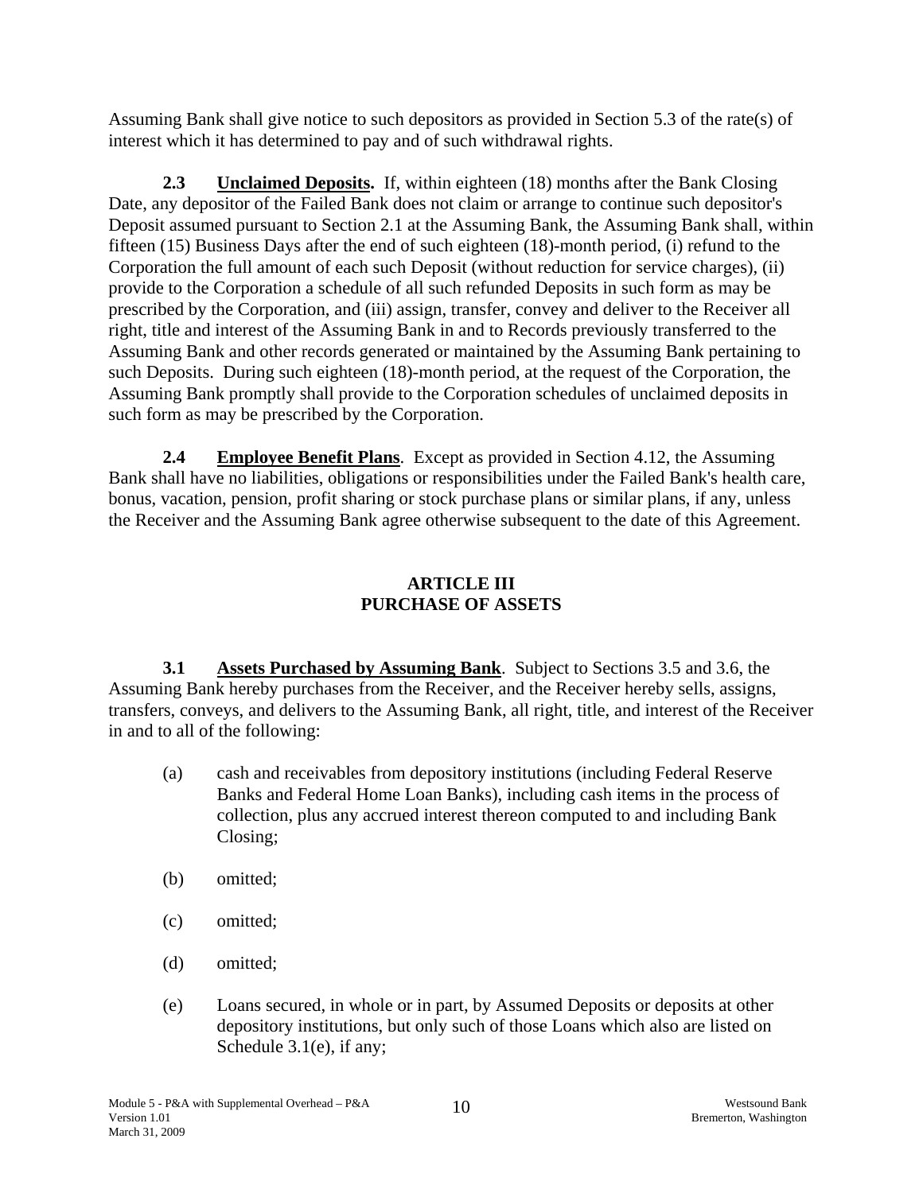Assuming Bank shall give notice to such depositors as provided in Section 5.3 of the rate(s) of interest which it has determined to pay and of such withdrawal rights.

**2.3 Unclaimed Deposits.** If, within eighteen (18) months after the Bank Closing Date, any depositor of the Failed Bank does not claim or arrange to continue such depositor's Deposit assumed pursuant to Section 2.1 at the Assuming Bank, the Assuming Bank shall, within fifteen (15) Business Days after the end of such eighteen (18)-month period, (i) refund to the Corporation the full amount of each such Deposit (without reduction for service charges), (ii) provide to the Corporation a schedule of all such refunded Deposits in such form as may be prescribed by the Corporation, and (iii) assign, transfer, convey and deliver to the Receiver all right, title and interest of the Assuming Bank in and to Records previously transferred to the Assuming Bank and other records generated or maintained by the Assuming Bank pertaining to such Deposits. During such eighteen (18)-month period, at the request of the Corporation, the Assuming Bank promptly shall provide to the Corporation schedules of unclaimed deposits in such form as may be prescribed by the Corporation.

**2.4 Employee Benefit Plans**. Except as provided in Section 4.12, the Assuming Bank shall have no liabilities, obligations or responsibilities under the Failed Bank's health care, bonus, vacation, pension, profit sharing or stock purchase plans or similar plans, if any, unless the Receiver and the Assuming Bank agree otherwise subsequent to the date of this Agreement.

## ARTICLE III
## PURCHASE OF ASSETS

**3.1 Assets Purchased by Assuming Bank**. Subject to Sections 3.5 and 3.6, the Assuming Bank hereby purchases from the Receiver, and the Receiver hereby sells, assigns, transfers, conveys, and delivers to the Assuming Bank, all right, title, and interest of the Receiver in and to all of the following:

(a) cash and receivables from depository institutions (including Federal Reserve Banks and Federal Home Loan Banks), including cash items in the process of collection, plus any accrued interest thereon computed to and including Bank Closing;

(b) omitted;

(c) omitted;

(d) omitted;

(e) Loans secured, in whole or in part, by Assumed Deposits or deposits at other depository institutions, but only such of those Loans which also are listed on Schedule 3.1(e), if any;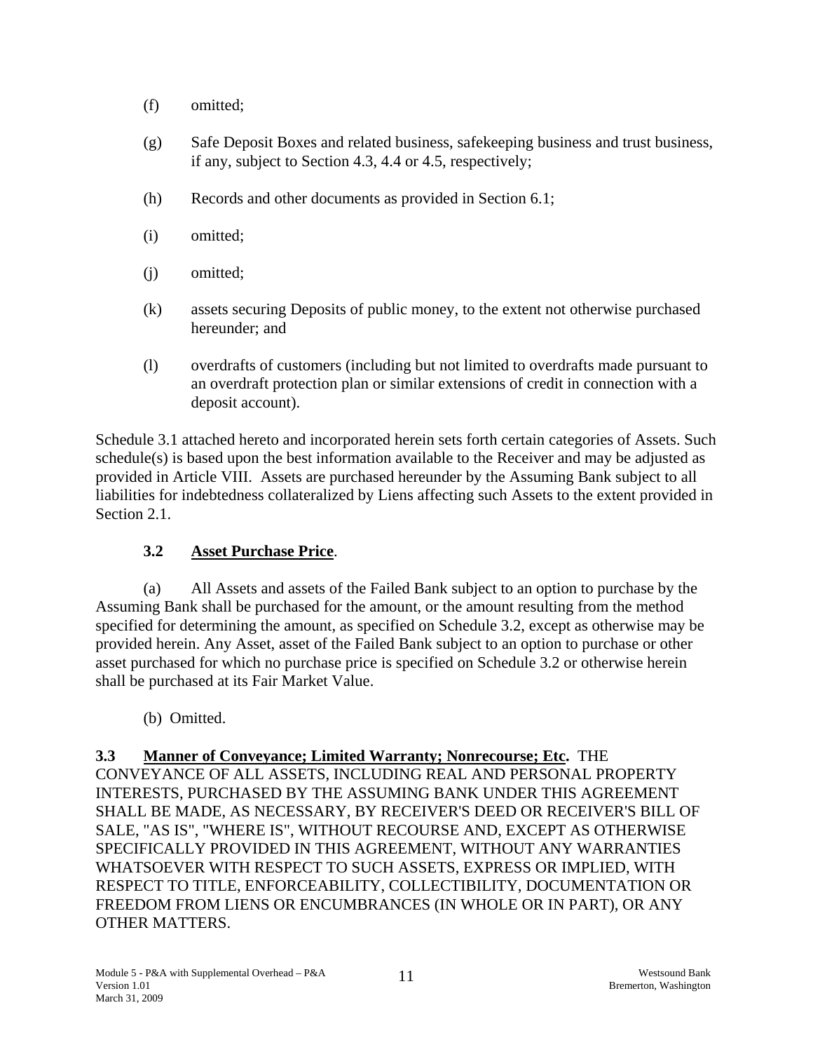(f) omitted;

(g) Safe Deposit Boxes and related business, safekeeping business and trust business, if any, subject to Section 4.3, 4.4 or 4.5, respectively;

(h) Records and other documents as provided in Section 6.1;

(i) omitted;

(j) omitted;

(k) assets securing Deposits of public money, to the extent not otherwise purchased hereunder; and

(l) overdrafts of customers (including but not limited to overdrafts made pursuant to an overdraft protection plan or similar extensions of credit in connection with a deposit account).

Schedule 3.1 attached hereto and incorporated herein sets forth certain categories of Assets. Such schedule(s) is based upon the best information available to the Receiver and may be adjusted as provided in Article VIII. Assets are purchased hereunder by the Assuming Bank subject to all liabilities for indebtedness collateralized by Liens affecting such Assets to the extent provided in Section 2.1.

### 3.2 Asset Purchase Price.

(a) All Assets and assets of the Failed Bank subject to an option to purchase by the Assuming Bank shall be purchased for the amount, or the amount resulting from the method specified for determining the amount, as specified on Schedule 3.2, except as otherwise may be provided herein. Any Asset, asset of the Failed Bank subject to an option to purchase or other asset purchased for which no purchase price is specified on Schedule 3.2 or otherwise herein shall be purchased at its Fair Market Value.

(b) Omitted.

**3.3 Manner of Conveyance; Limited Warranty; Nonrecourse; Etc.** THE CONVEYANCE OF ALL ASSETS, INCLUDING REAL AND PERSONAL PROPERTY INTERESTS, PURCHASED BY THE ASSUMING BANK UNDER THIS AGREEMENT SHALL BE MADE, AS NECESSARY, BY RECEIVER'S DEED OR RECEIVER'S BILL OF SALE, "AS IS", "WHERE IS", WITHOUT RECOURSE AND, EXCEPT AS OTHERWISE SPECIFICALLY PROVIDED IN THIS AGREEMENT, WITHOUT ANY WARRANTIES WHATSOEVER WITH RESPECT TO SUCH ASSETS, EXPRESS OR IMPLIED, WITH RESPECT TO TITLE, ENFORCEABILITY, COLLECTIBILITY, DOCUMENTATION OR FREEDOM FROM LIENS OR ENCUMBRANCES (IN WHOLE OR IN PART), OR ANY OTHER MATTERS.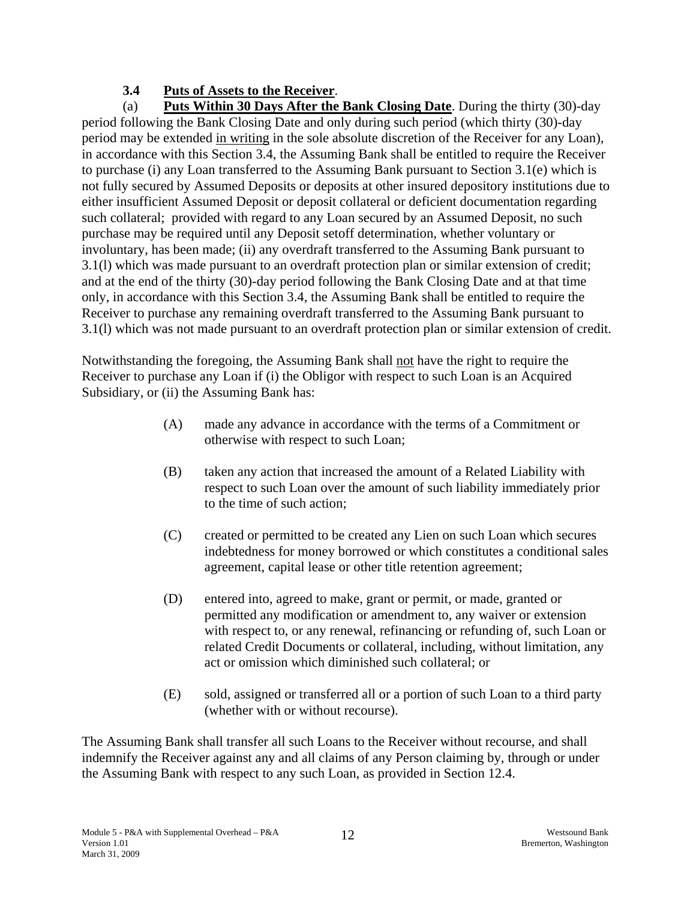### 3.4 **Puts of Assets to the Receiver**.

(a) **Puts Within 30 Days After the Bank Closing Date**. During the thirty (30)-day period following the Bank Closing Date and only during such period (which thirty (30)-day period may be extended in writing in the sole absolute discretion of the Receiver for any Loan), in accordance with this Section 3.4, the Assuming Bank shall be entitled to require the Receiver to purchase (i) any Loan transferred to the Assuming Bank pursuant to Section 3.1(e) which is not fully secured by Assumed Deposits or deposits at other insured depository institutions due to either insufficient Assumed Deposit or deposit collateral or deficient documentation regarding such collateral; provided with regard to any Loan secured by an Assumed Deposit, no such purchase may be required until any Deposit setoff determination, whether voluntary or involuntary, has been made; (ii) any overdraft transferred to the Assuming Bank pursuant to 3.1(l) which was made pursuant to an overdraft protection plan or similar extension of credit; and at the end of the thirty (30)-day period following the Bank Closing Date and at that time only, in accordance with this Section 3.4, the Assuming Bank shall be entitled to require the Receiver to purchase any remaining overdraft transferred to the Assuming Bank pursuant to 3.1(l) which was not made pursuant to an overdraft protection plan or similar extension of credit.

Notwithstanding the foregoing, the Assuming Bank shall not have the right to require the Receiver to purchase any Loan if (i) the Obligor with respect to such Loan is an Acquired Subsidiary, or (ii) the Assuming Bank has:

(A) made any advance in accordance with the terms of a Commitment or otherwise with respect to such Loan;

(B) taken any action that increased the amount of a Related Liability with respect to such Loan over the amount of such liability immediately prior to the time of such action;

(C) created or permitted to be created any Lien on such Loan which secures indebtedness for money borrowed or which constitutes a conditional sales agreement, capital lease or other title retention agreement;

(D) entered into, agreed to make, grant or permit, or made, granted or permitted any modification or amendment to, any waiver or extension with respect to, or any renewal, refinancing or refunding of, such Loan or related Credit Documents or collateral, including, without limitation, any act or omission which diminished such collateral; or

(E) sold, assigned or transferred all or a portion of such Loan to a third party (whether with or without recourse).

The Assuming Bank shall transfer all such Loans to the Receiver without recourse, and shall indemnify the Receiver against any and all claims of any Person claiming by, through or under the Assuming Bank with respect to any such Loan, as provided in Section 12.4.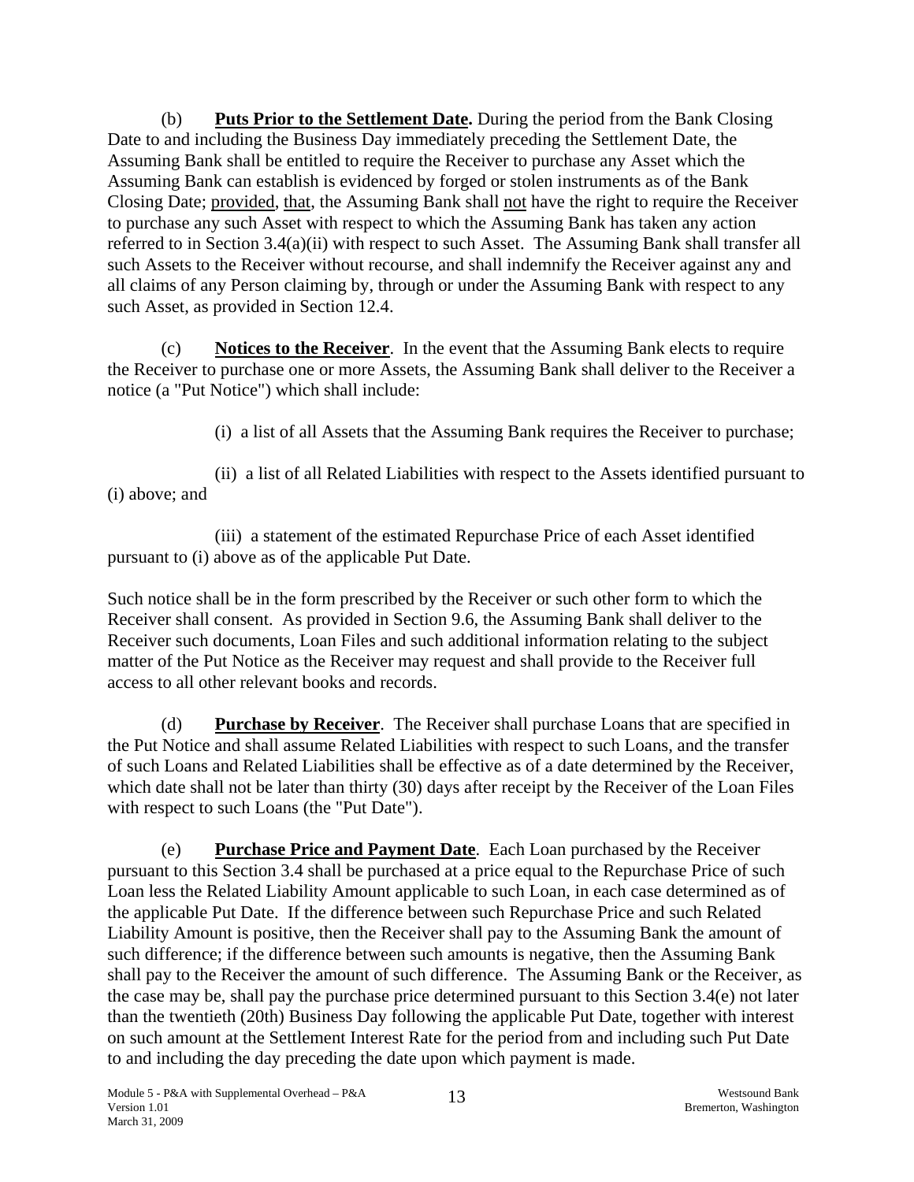(b) **Puts Prior to the Settlement Date.** During the period from the Bank Closing Date to and including the Business Day immediately preceding the Settlement Date, the Assuming Bank shall be entitled to require the Receiver to purchase any Asset which the Assuming Bank can establish is evidenced by forged or stolen instruments as of the Bank Closing Date; provided, that, the Assuming Bank shall not have the right to require the Receiver to purchase any such Asset with respect to which the Assuming Bank has taken any action referred to in Section 3.4(a)(ii) with respect to such Asset. The Assuming Bank shall transfer all such Assets to the Receiver without recourse, and shall indemnify the Receiver against any and all claims of any Person claiming by, through or under the Assuming Bank with respect to any such Asset, as provided in Section 12.4.

(c) **Notices to the Receiver**. In the event that the Assuming Bank elects to require the Receiver to purchase one or more Assets, the Assuming Bank shall deliver to the Receiver a notice (a "Put Notice") which shall include:

(i) a list of all Assets that the Assuming Bank requires the Receiver to purchase;

(ii) a list of all Related Liabilities with respect to the Assets identified pursuant to (i) above; and

(iii) a statement of the estimated Repurchase Price of each Asset identified pursuant to (i) above as of the applicable Put Date.

Such notice shall be in the form prescribed by the Receiver or such other form to which the Receiver shall consent. As provided in Section 9.6, the Assuming Bank shall deliver to the Receiver such documents, Loan Files and such additional information relating to the subject matter of the Put Notice as the Receiver may request and shall provide to the Receiver full access to all other relevant books and records.

(d) **Purchase by Receiver**. The Receiver shall purchase Loans that are specified in the Put Notice and shall assume Related Liabilities with respect to such Loans, and the transfer of such Loans and Related Liabilities shall be effective as of a date determined by the Receiver, which date shall not be later than thirty (30) days after receipt by the Receiver of the Loan Files with respect to such Loans (the "Put Date").

(e) **Purchase Price and Payment Date**. Each Loan purchased by the Receiver pursuant to this Section 3.4 shall be purchased at a price equal to the Repurchase Price of such Loan less the Related Liability Amount applicable to such Loan, in each case determined as of the applicable Put Date. If the difference between such Repurchase Price and such Related Liability Amount is positive, then the Receiver shall pay to the Assuming Bank the amount of such difference; if the difference between such amounts is negative, then the Assuming Bank shall pay to the Receiver the amount of such difference. The Assuming Bank or the Receiver, as the case may be, shall pay the purchase price determined pursuant to this Section 3.4(e) not later than the twentieth (20th) Business Day following the applicable Put Date, together with interest on such amount at the Settlement Interest Rate for the period from and including such Put Date to and including the day preceding the date upon which payment is made.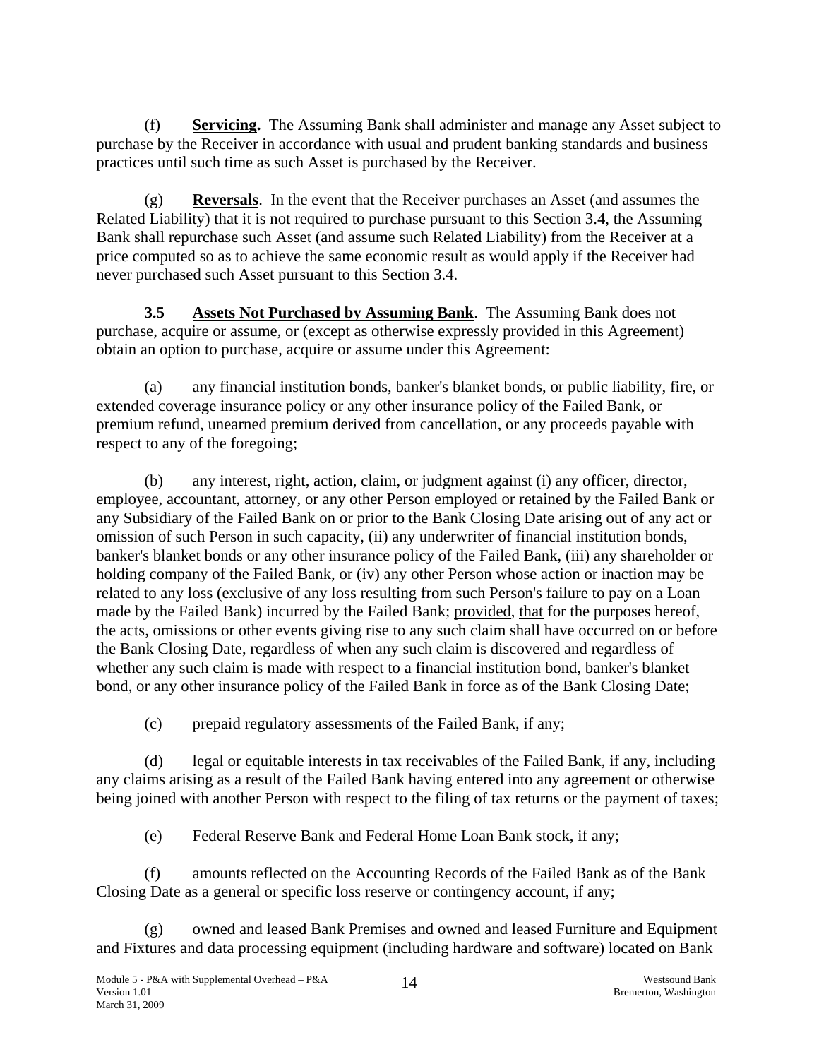(f) **Servicing.** The Assuming Bank shall administer and manage any Asset subject to purchase by the Receiver in accordance with usual and prudent banking standards and business practices until such time as such Asset is purchased by the Receiver.

(g) **Reversals**. In the event that the Receiver purchases an Asset (and assumes the Related Liability) that it is not required to purchase pursuant to this Section 3.4, the Assuming Bank shall repurchase such Asset (and assume such Related Liability) from the Receiver at a price computed so as to achieve the same economic result as would apply if the Receiver had never purchased such Asset pursuant to this Section 3.4.

**3.5 <u>Assets Not Purchased by Assuming Bank</u>**. The Assuming Bank does not purchase, acquire or assume, or (except as otherwise expressly provided in this Agreement) obtain an option to purchase, acquire or assume under this Agreement:

(a) any financial institution bonds, banker's blanket bonds, or public liability, fire, or extended coverage insurance policy or any other insurance policy of the Failed Bank, or premium refund, unearned premium derived from cancellation, or any proceeds payable with respect to any of the foregoing;

(b) any interest, right, action, claim, or judgment against (i) any officer, director, employee, accountant, attorney, or any other Person employed or retained by the Failed Bank or any Subsidiary of the Failed Bank on or prior to the Bank Closing Date arising out of any act or omission of such Person in such capacity, (ii) any underwriter of financial institution bonds, banker's blanket bonds or any other insurance policy of the Failed Bank, (iii) any shareholder or holding company of the Failed Bank, or (iv) any other Person whose action or inaction may be related to any loss (exclusive of any loss resulting from such Person's failure to pay on a Loan made by the Failed Bank) incurred by the Failed Bank; <u>provided</u>, <u>that</u> for the purposes hereof, the acts, omissions or other events giving rise to any such claim shall have occurred on or before the Bank Closing Date, regardless of when any such claim is discovered and regardless of whether any such claim is made with respect to a financial institution bond, banker's blanket bond, or any other insurance policy of the Failed Bank in force as of the Bank Closing Date;

(c) prepaid regulatory assessments of the Failed Bank, if any;

(d) legal or equitable interests in tax receivables of the Failed Bank, if any, including any claims arising as a result of the Failed Bank having entered into any agreement or otherwise being joined with another Person with respect to the filing of tax returns or the payment of taxes;

(e) Federal Reserve Bank and Federal Home Loan Bank stock, if any;

(f) amounts reflected on the Accounting Records of the Failed Bank as of the Bank Closing Date as a general or specific loss reserve or contingency account, if any;

(g) owned and leased Bank Premises and owned and leased Furniture and Equipment and Fixtures and data processing equipment (including hardware and software) located on Bank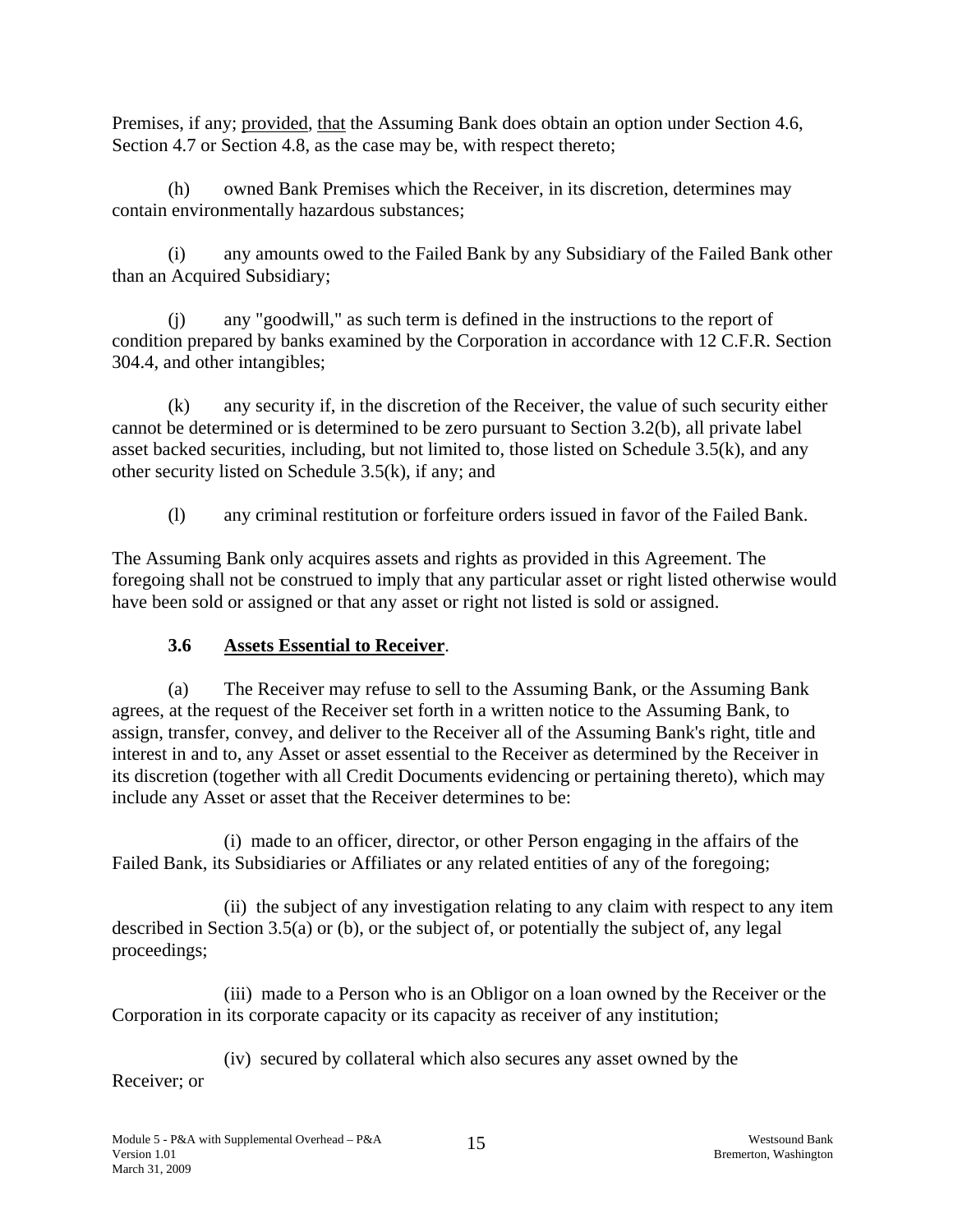Premises, if any; provided, that the Assuming Bank does obtain an option under Section 4.6, Section 4.7 or Section 4.8, as the case may be, with respect thereto;

(h) owned Bank Premises which the Receiver, in its discretion, determines may contain environmentally hazardous substances;

(i) any amounts owed to the Failed Bank by any Subsidiary of the Failed Bank other than an Acquired Subsidiary;

(j) any "goodwill," as such term is defined in the instructions to the report of condition prepared by banks examined by the Corporation in accordance with 12 C.F.R. Section 304.4, and other intangibles;

(k) any security if, in the discretion of the Receiver, the value of such security either cannot be determined or is determined to be zero pursuant to Section 3.2(b), all private label asset backed securities, including, but not limited to, those listed on Schedule 3.5(k), and any other security listed on Schedule 3.5(k), if any; and

(l) any criminal restitution or forfeiture orders issued in favor of the Failed Bank.

The Assuming Bank only acquires assets and rights as provided in this Agreement. The foregoing shall not be construed to imply that any particular asset or right listed otherwise would have been sold or assigned or that any asset or right not listed is sold or assigned.

### 3.6 Assets Essential to Receiver.

(a) The Receiver may refuse to sell to the Assuming Bank, or the Assuming Bank agrees, at the request of the Receiver set forth in a written notice to the Assuming Bank, to assign, transfer, convey, and deliver to the Receiver all of the Assuming Bank's right, title and interest in and to, any Asset or asset essential to the Receiver as determined by the Receiver in its discretion (together with all Credit Documents evidencing or pertaining thereto), which may include any Asset or asset that the Receiver determines to be:

(i) made to an officer, director, or other Person engaging in the affairs of the Failed Bank, its Subsidiaries or Affiliates or any related entities of any of the foregoing;

(ii) the subject of any investigation relating to any claim with respect to any item described in Section 3.5(a) or (b), or the subject of, or potentially the subject of, any legal proceedings;

(iii) made to a Person who is an Obligor on a loan owned by the Receiver or the Corporation in its corporate capacity or its capacity as receiver of any institution;

(iv) secured by collateral which also secures any asset owned by the Receiver; or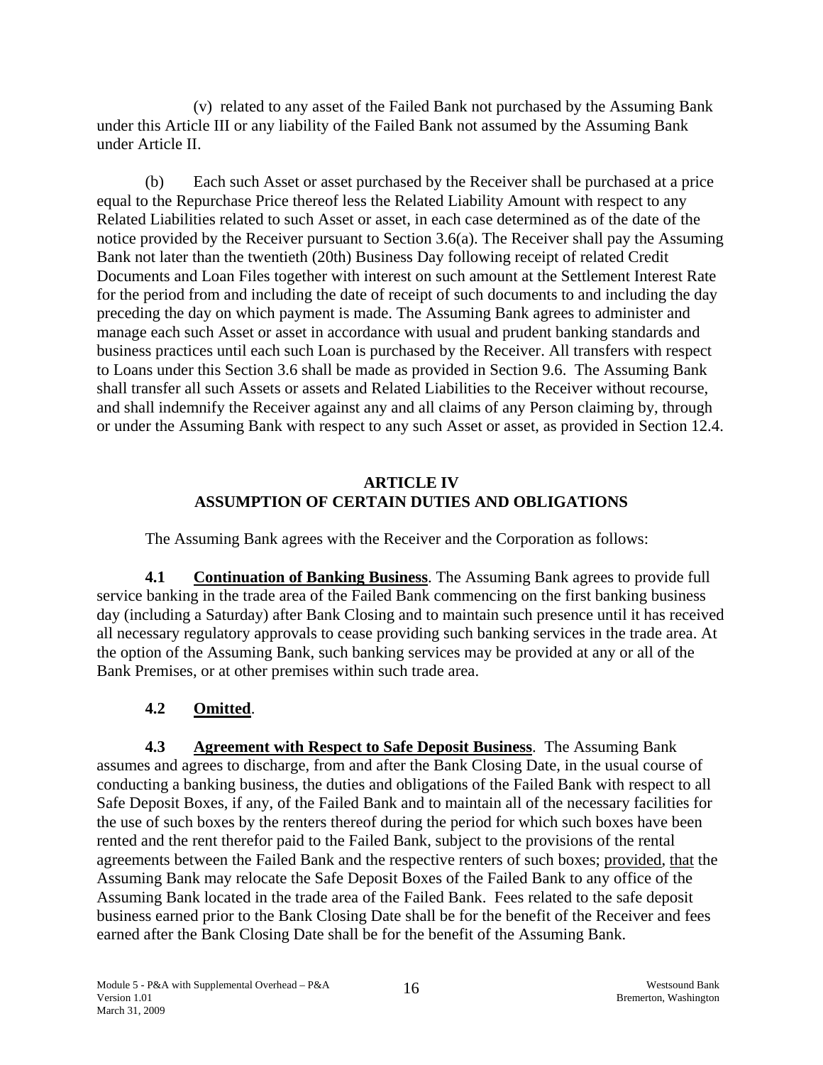(v) related to any asset of the Failed Bank not purchased by the Assuming Bank under this Article III or any liability of the Failed Bank not assumed by the Assuming Bank under Article II.

(b) Each such Asset or asset purchased by the Receiver shall be purchased at a price equal to the Repurchase Price thereof less the Related Liability Amount with respect to any Related Liabilities related to such Asset or asset, in each case determined as of the date of the notice provided by the Receiver pursuant to Section 3.6(a). The Receiver shall pay the Assuming Bank not later than the twentieth (20th) Business Day following receipt of related Credit Documents and Loan Files together with interest on such amount at the Settlement Interest Rate for the period from and including the date of receipt of such documents to and including the day preceding the day on which payment is made. The Assuming Bank agrees to administer and manage each such Asset or asset in accordance with usual and prudent banking standards and business practices until each such Loan is purchased by the Receiver. All transfers with respect to Loans under this Section 3.6 shall be made as provided in Section 9.6. The Assuming Bank shall transfer all such Assets or assets and Related Liabilities to the Receiver without recourse, and shall indemnify the Receiver against any and all claims of any Person claiming by, through or under the Assuming Bank with respect to any such Asset or asset, as provided in Section 12.4.

## ARTICLE IV
## ASSUMPTION OF CERTAIN DUTIES AND OBLIGATIONS

The Assuming Bank agrees with the Receiver and the Corporation as follows:

**4.1 Continuation of Banking Business**. The Assuming Bank agrees to provide full service banking in the trade area of the Failed Bank commencing on the first banking business day (including a Saturday) after Bank Closing and to maintain such presence until it has received all necessary regulatory approvals to cease providing such banking services in the trade area. At the option of the Assuming Bank, such banking services may be provided at any or all of the Bank Premises, or at other premises within such trade area.

**4.2 Omitted**.

**4.3 Agreement with Respect to Safe Deposit Business**. The Assuming Bank assumes and agrees to discharge, from and after the Bank Closing Date, in the usual course of conducting a banking business, the duties and obligations of the Failed Bank with respect to all Safe Deposit Boxes, if any, of the Failed Bank and to maintain all of the necessary facilities for the use of such boxes by the renters thereof during the period for which such boxes have been rented and the rent therefor paid to the Failed Bank, subject to the provisions of the rental agreements between the Failed Bank and the respective renters of such boxes; provided, that the Assuming Bank may relocate the Safe Deposit Boxes of the Failed Bank to any office of the Assuming Bank located in the trade area of the Failed Bank. Fees related to the safe deposit business earned prior to the Bank Closing Date shall be for the benefit of the Receiver and fees earned after the Bank Closing Date shall be for the benefit of the Assuming Bank.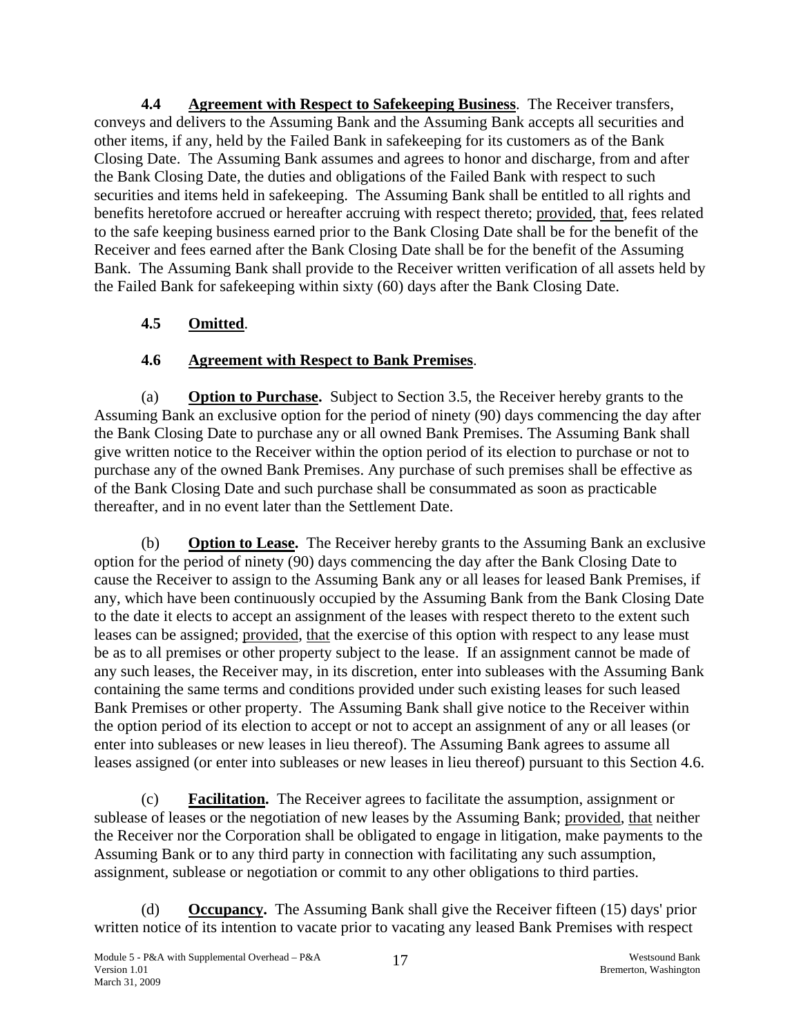**4.4 Agreement with Respect to Safekeeping Business**. The Receiver transfers, conveys and delivers to the Assuming Bank and the Assuming Bank accepts all securities and other items, if any, held by the Failed Bank in safekeeping for its customers as of the Bank Closing Date. The Assuming Bank assumes and agrees to honor and discharge, from and after the Bank Closing Date, the duties and obligations of the Failed Bank with respect to such securities and items held in safekeeping. The Assuming Bank shall be entitled to all rights and benefits heretofore accrued or hereafter accruing with respect thereto; provided, that, fees related to the safe keeping business earned prior to the Bank Closing Date shall be for the benefit of the Receiver and fees earned after the Bank Closing Date shall be for the benefit of the Assuming Bank. The Assuming Bank shall provide to the Receiver written verification of all assets held by the Failed Bank for safekeeping within sixty (60) days after the Bank Closing Date.

**4.5 Omitted**.

**4.6 Agreement with Respect to Bank Premises**.

(a) **Option to Purchase.** Subject to Section 3.5, the Receiver hereby grants to the Assuming Bank an exclusive option for the period of ninety (90) days commencing the day after the Bank Closing Date to purchase any or all owned Bank Premises. The Assuming Bank shall give written notice to the Receiver within the option period of its election to purchase or not to purchase any of the owned Bank Premises. Any purchase of such premises shall be effective as of the Bank Closing Date and such purchase shall be consummated as soon as practicable thereafter, and in no event later than the Settlement Date.

(b) **Option to Lease.** The Receiver hereby grants to the Assuming Bank an exclusive option for the period of ninety (90) days commencing the day after the Bank Closing Date to cause the Receiver to assign to the Assuming Bank any or all leases for leased Bank Premises, if any, which have been continuously occupied by the Assuming Bank from the Bank Closing Date to the date it elects to accept an assignment of the leases with respect thereto to the extent such leases can be assigned; provided, that the exercise of this option with respect to any lease must be as to all premises or other property subject to the lease. If an assignment cannot be made of any such leases, the Receiver may, in its discretion, enter into subleases with the Assuming Bank containing the same terms and conditions provided under such existing leases for such leased Bank Premises or other property. The Assuming Bank shall give notice to the Receiver within the option period of its election to accept or not to accept an assignment of any or all leases (or enter into subleases or new leases in lieu thereof). The Assuming Bank agrees to assume all leases assigned (or enter into subleases or new leases in lieu thereof) pursuant to this Section 4.6.

(c) **Facilitation.** The Receiver agrees to facilitate the assumption, assignment or sublease of leases or the negotiation of new leases by the Assuming Bank; provided, that neither the Receiver nor the Corporation shall be obligated to engage in litigation, make payments to the Assuming Bank or to any third party in connection with facilitating any such assumption, assignment, sublease or negotiation or commit to any other obligations to third parties.

(d) **Occupancy.** The Assuming Bank shall give the Receiver fifteen (15) days' prior written notice of its intention to vacate prior to vacating any leased Bank Premises with respect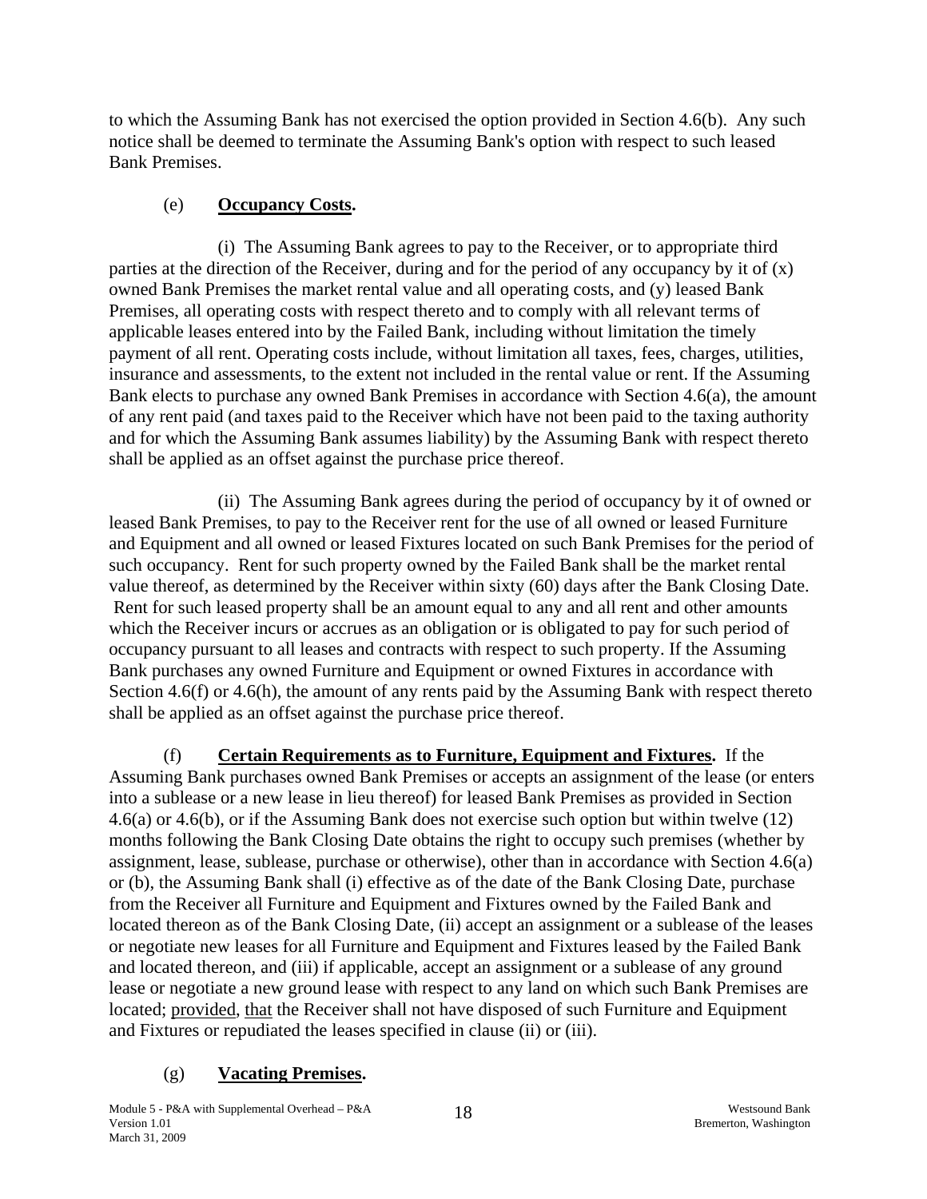to which the Assuming Bank has not exercised the option provided in Section 4.6(b). Any such notice shall be deemed to terminate the Assuming Bank's option with respect to such leased Bank Premises.

(e) **Occupancy Costs.**

(i) The Assuming Bank agrees to pay to the Receiver, or to appropriate third parties at the direction of the Receiver, during and for the period of any occupancy by it of (x) owned Bank Premises the market rental value and all operating costs, and (y) leased Bank Premises, all operating costs with respect thereto and to comply with all relevant terms of applicable leases entered into by the Failed Bank, including without limitation the timely payment of all rent. Operating costs include, without limitation all taxes, fees, charges, utilities, insurance and assessments, to the extent not included in the rental value or rent. If the Assuming Bank elects to purchase any owned Bank Premises in accordance with Section 4.6(a), the amount of any rent paid (and taxes paid to the Receiver which have not been paid to the taxing authority and for which the Assuming Bank assumes liability) by the Assuming Bank with respect thereto shall be applied as an offset against the purchase price thereof.

(ii) The Assuming Bank agrees during the period of occupancy by it of owned or leased Bank Premises, to pay to the Receiver rent for the use of all owned or leased Furniture and Equipment and all owned or leased Fixtures located on such Bank Premises for the period of such occupancy. Rent for such property owned by the Failed Bank shall be the market rental value thereof, as determined by the Receiver within sixty (60) days after the Bank Closing Date. Rent for such leased property shall be an amount equal to any and all rent and other amounts which the Receiver incurs or accrues as an obligation or is obligated to pay for such period of occupancy pursuant to all leases and contracts with respect to such property. If the Assuming Bank purchases any owned Furniture and Equipment or owned Fixtures in accordance with Section 4.6(f) or 4.6(h), the amount of any rents paid by the Assuming Bank with respect thereto shall be applied as an offset against the purchase price thereof.

(f) **Certain Requirements as to Furniture, Equipment and Fixtures.** If the Assuming Bank purchases owned Bank Premises or accepts an assignment of the lease (or enters into a sublease or a new lease in lieu thereof) for leased Bank Premises as provided in Section 4.6(a) or 4.6(b), or if the Assuming Bank does not exercise such option but within twelve (12) months following the Bank Closing Date obtains the right to occupy such premises (whether by assignment, lease, sublease, purchase or otherwise), other than in accordance with Section 4.6(a) or (b), the Assuming Bank shall (i) effective as of the date of the Bank Closing Date, purchase from the Receiver all Furniture and Equipment and Fixtures owned by the Failed Bank and located thereon as of the Bank Closing Date, (ii) accept an assignment or a sublease of the leases or negotiate new leases for all Furniture and Equipment and Fixtures leased by the Failed Bank and located thereon, and (iii) if applicable, accept an assignment or a sublease of any ground lease or negotiate a new ground lease with respect to any land on which such Bank Premises are located; provided, that the Receiver shall not have disposed of such Furniture and Equipment and Fixtures or repudiated the leases specified in clause (ii) or (iii).

(g) **Vacating Premises.**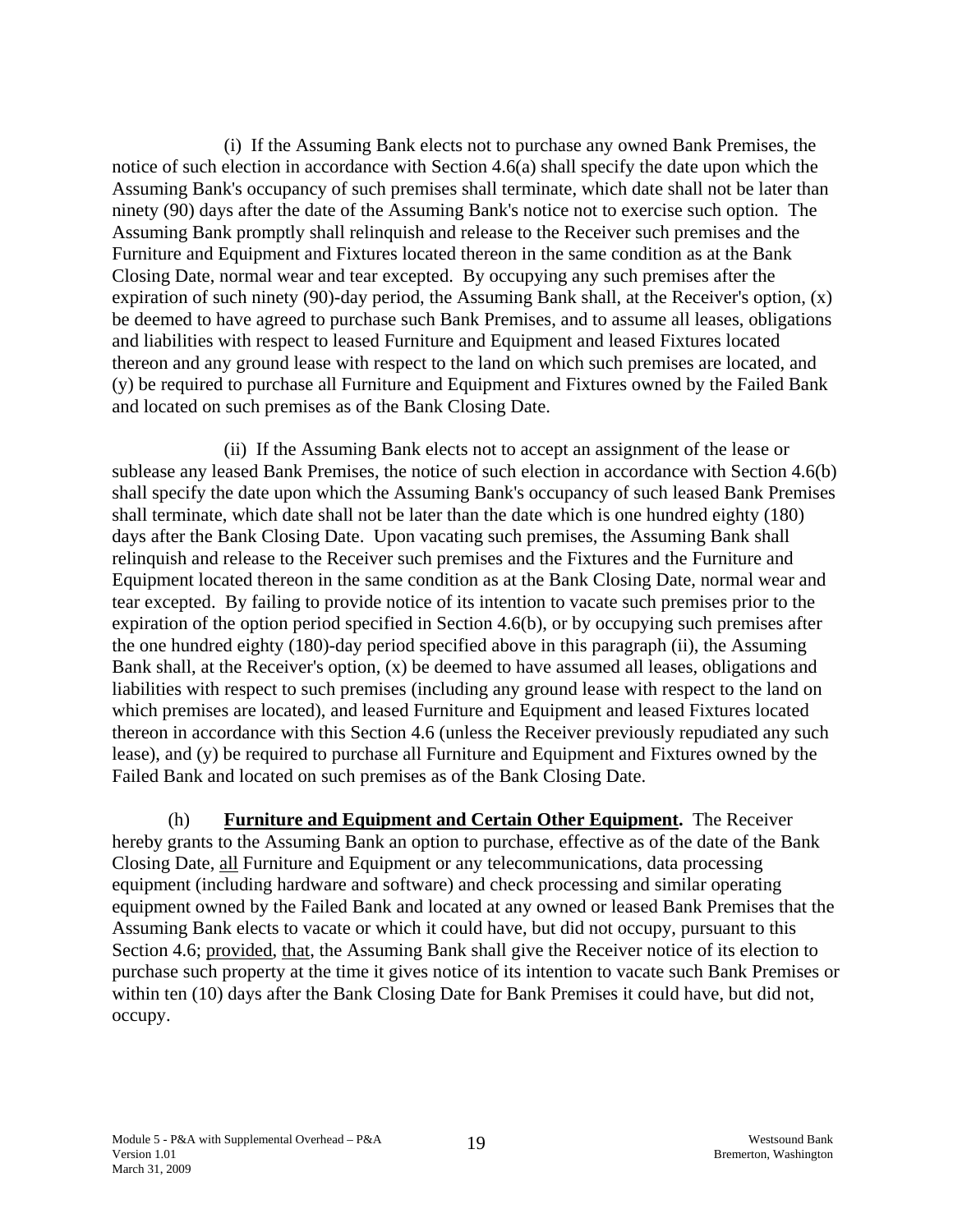(i) If the Assuming Bank elects not to purchase any owned Bank Premises, the notice of such election in accordance with Section 4.6(a) shall specify the date upon which the Assuming Bank's occupancy of such premises shall terminate, which date shall not be later than ninety (90) days after the date of the Assuming Bank's notice not to exercise such option. The Assuming Bank promptly shall relinquish and release to the Receiver such premises and the Furniture and Equipment and Fixtures located thereon in the same condition as at the Bank Closing Date, normal wear and tear excepted. By occupying any such premises after the expiration of such ninety (90)-day period, the Assuming Bank shall, at the Receiver's option, (x) be deemed to have agreed to purchase such Bank Premises, and to assume all leases, obligations and liabilities with respect to leased Furniture and Equipment and leased Fixtures located thereon and any ground lease with respect to the land on which such premises are located, and (y) be required to purchase all Furniture and Equipment and Fixtures owned by the Failed Bank and located on such premises as of the Bank Closing Date.

(ii) If the Assuming Bank elects not to accept an assignment of the lease or sublease any leased Bank Premises, the notice of such election in accordance with Section 4.6(b) shall specify the date upon which the Assuming Bank's occupancy of such leased Bank Premises shall terminate, which date shall not be later than the date which is one hundred eighty (180) days after the Bank Closing Date. Upon vacating such premises, the Assuming Bank shall relinquish and release to the Receiver such premises and the Fixtures and the Furniture and Equipment located thereon in the same condition as at the Bank Closing Date, normal wear and tear excepted. By failing to provide notice of its intention to vacate such premises prior to the expiration of the option period specified in Section 4.6(b), or by occupying such premises after the one hundred eighty (180)-day period specified above in this paragraph (ii), the Assuming Bank shall, at the Receiver's option, (x) be deemed to have assumed all leases, obligations and liabilities with respect to such premises (including any ground lease with respect to the land on which premises are located), and leased Furniture and Equipment and leased Fixtures located thereon in accordance with this Section 4.6 (unless the Receiver previously repudiated any such lease), and (y) be required to purchase all Furniture and Equipment and Fixtures owned by the Failed Bank and located on such premises as of the Bank Closing Date.

(h) **Furniture and Equipment and Certain Other Equipment.** The Receiver hereby grants to the Assuming Bank an option to purchase, effective as of the date of the Bank Closing Date, all Furniture and Equipment or any telecommunications, data processing equipment (including hardware and software) and check processing and similar operating equipment owned by the Failed Bank and located at any owned or leased Bank Premises that the Assuming Bank elects to vacate or which it could have, but did not occupy, pursuant to this Section 4.6; provided, that, the Assuming Bank shall give the Receiver notice of its election to purchase such property at the time it gives notice of its intention to vacate such Bank Premises or within ten (10) days after the Bank Closing Date for Bank Premises it could have, but did not, occupy.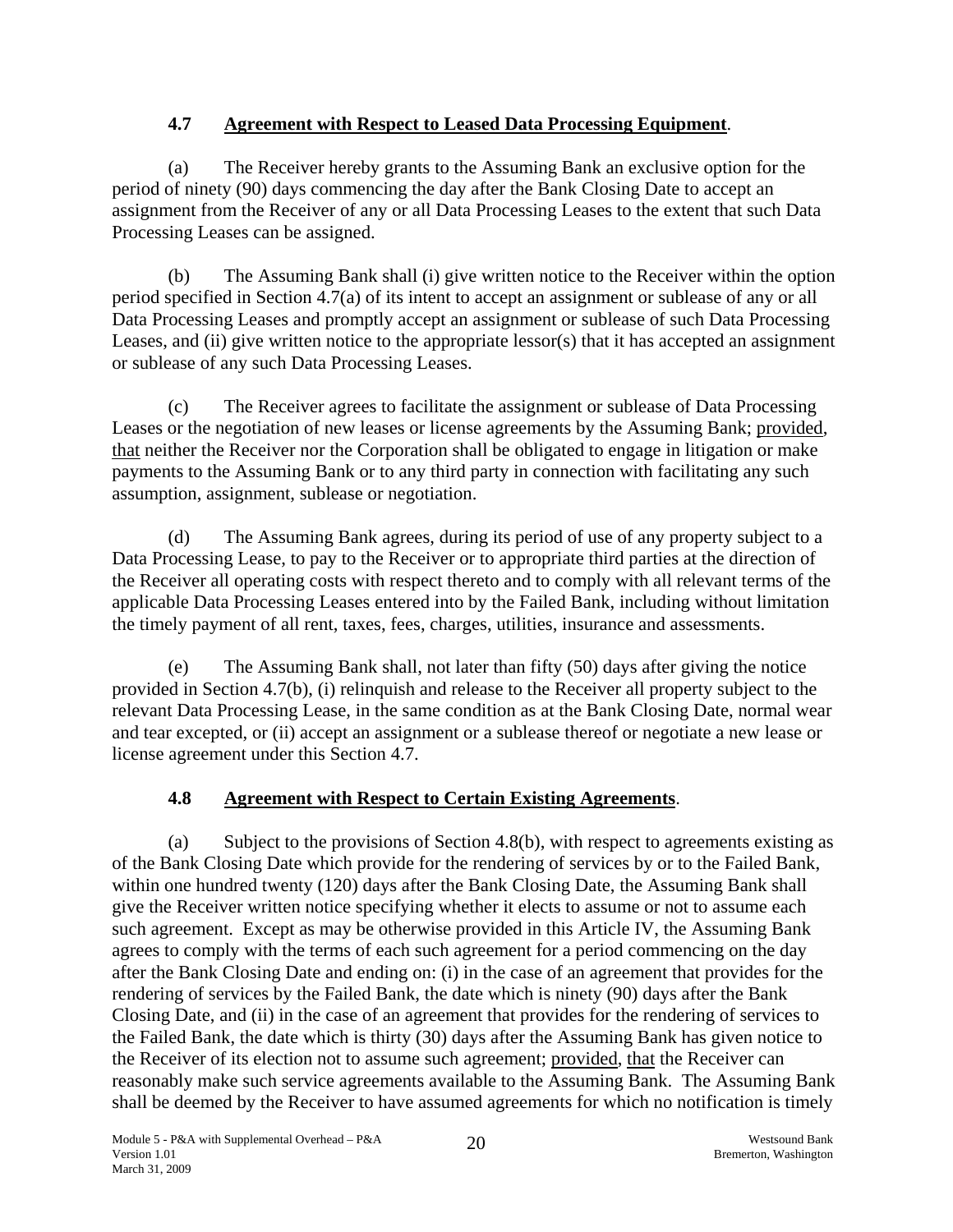### 4.7 **Agreement with Respect to Leased Data Processing Equipment**.

(a) The Receiver hereby grants to the Assuming Bank an exclusive option for the period of ninety (90) days commencing the day after the Bank Closing Date to accept an assignment from the Receiver of any or all Data Processing Leases to the extent that such Data Processing Leases can be assigned.

(b) The Assuming Bank shall (i) give written notice to the Receiver within the option period specified in Section 4.7(a) of its intent to accept an assignment or sublease of any or all Data Processing Leases and promptly accept an assignment or sublease of such Data Processing Leases, and (ii) give written notice to the appropriate lessor(s) that it has accepted an assignment or sublease of any such Data Processing Leases.

(c) The Receiver agrees to facilitate the assignment or sublease of Data Processing Leases or the negotiation of new leases or license agreements by the Assuming Bank; provided, that neither the Receiver nor the Corporation shall be obligated to engage in litigation or make payments to the Assuming Bank or to any third party in connection with facilitating any such assumption, assignment, sublease or negotiation.

(d) The Assuming Bank agrees, during its period of use of any property subject to a Data Processing Lease, to pay to the Receiver or to appropriate third parties at the direction of the Receiver all operating costs with respect thereto and to comply with all relevant terms of the applicable Data Processing Leases entered into by the Failed Bank, including without limitation the timely payment of all rent, taxes, fees, charges, utilities, insurance and assessments.

(e) The Assuming Bank shall, not later than fifty (50) days after giving the notice provided in Section 4.7(b), (i) relinquish and release to the Receiver all property subject to the relevant Data Processing Lease, in the same condition as at the Bank Closing Date, normal wear and tear excepted, or (ii) accept an assignment or a sublease thereof or negotiate a new lease or license agreement under this Section 4.7.

### 4.8 **Agreement with Respect to Certain Existing Agreements**.

(a) Subject to the provisions of Section 4.8(b), with respect to agreements existing as of the Bank Closing Date which provide for the rendering of services by or to the Failed Bank, within one hundred twenty (120) days after the Bank Closing Date, the Assuming Bank shall give the Receiver written notice specifying whether it elects to assume or not to assume each such agreement. Except as may be otherwise provided in this Article IV, the Assuming Bank agrees to comply with the terms of each such agreement for a period commencing on the day after the Bank Closing Date and ending on: (i) in the case of an agreement that provides for the rendering of services by the Failed Bank, the date which is ninety (90) days after the Bank Closing Date, and (ii) in the case of an agreement that provides for the rendering of services to the Failed Bank, the date which is thirty (30) days after the Assuming Bank has given notice to the Receiver of its election not to assume such agreement; provided, that the Receiver can reasonably make such service agreements available to the Assuming Bank. The Assuming Bank shall be deemed by the Receiver to have assumed agreements for which no notification is timely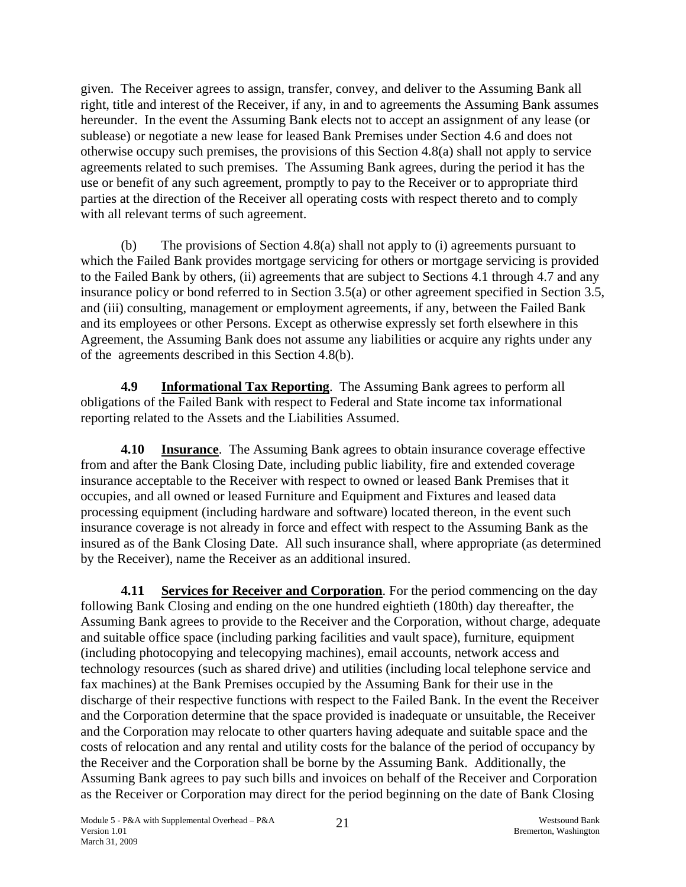given. The Receiver agrees to assign, transfer, convey, and deliver to the Assuming Bank all right, title and interest of the Receiver, if any, in and to agreements the Assuming Bank assumes hereunder. In the event the Assuming Bank elects not to accept an assignment of any lease (or sublease) or negotiate a new lease for leased Bank Premises under Section 4.6 and does not otherwise occupy such premises, the provisions of this Section 4.8(a) shall not apply to service agreements related to such premises. The Assuming Bank agrees, during the period it has the use or benefit of any such agreement, promptly to pay to the Receiver or to appropriate third parties at the direction of the Receiver all operating costs with respect thereto and to comply with all relevant terms of such agreement.

(b) The provisions of Section 4.8(a) shall not apply to (i) agreements pursuant to which the Failed Bank provides mortgage servicing for others or mortgage servicing is provided to the Failed Bank by others, (ii) agreements that are subject to Sections 4.1 through 4.7 and any insurance policy or bond referred to in Section 3.5(a) or other agreement specified in Section 3.5, and (iii) consulting, management or employment agreements, if any, between the Failed Bank and its employees or other Persons. Except as otherwise expressly set forth elsewhere in this Agreement, the Assuming Bank does not assume any liabilities or acquire any rights under any of the agreements described in this Section 4.8(b).

**4.9 Informational Tax Reporting**. The Assuming Bank agrees to perform all obligations of the Failed Bank with respect to Federal and State income tax informational reporting related to the Assets and the Liabilities Assumed.

**4.10 Insurance**. The Assuming Bank agrees to obtain insurance coverage effective from and after the Bank Closing Date, including public liability, fire and extended coverage insurance acceptable to the Receiver with respect to owned or leased Bank Premises that it occupies, and all owned or leased Furniture and Equipment and Fixtures and leased data processing equipment (including hardware and software) located thereon, in the event such insurance coverage is not already in force and effect with respect to the Assuming Bank as the insured as of the Bank Closing Date. All such insurance shall, where appropriate (as determined by the Receiver), name the Receiver as an additional insured.

**4.11 Services for Receiver and Corporation**. For the period commencing on the day following Bank Closing and ending on the one hundred eightieth (180th) day thereafter, the Assuming Bank agrees to provide to the Receiver and the Corporation, without charge, adequate and suitable office space (including parking facilities and vault space), furniture, equipment (including photocopying and telecopying machines), email accounts, network access and technology resources (such as shared drive) and utilities (including local telephone service and fax machines) at the Bank Premises occupied by the Assuming Bank for their use in the discharge of their respective functions with respect to the Failed Bank. In the event the Receiver and the Corporation determine that the space provided is inadequate or unsuitable, the Receiver and the Corporation may relocate to other quarters having adequate and suitable space and the costs of relocation and any rental and utility costs for the balance of the period of occupancy by the Receiver and the Corporation shall be borne by the Assuming Bank. Additionally, the Assuming Bank agrees to pay such bills and invoices on behalf of the Receiver and Corporation as the Receiver or Corporation may direct for the period beginning on the date of Bank Closing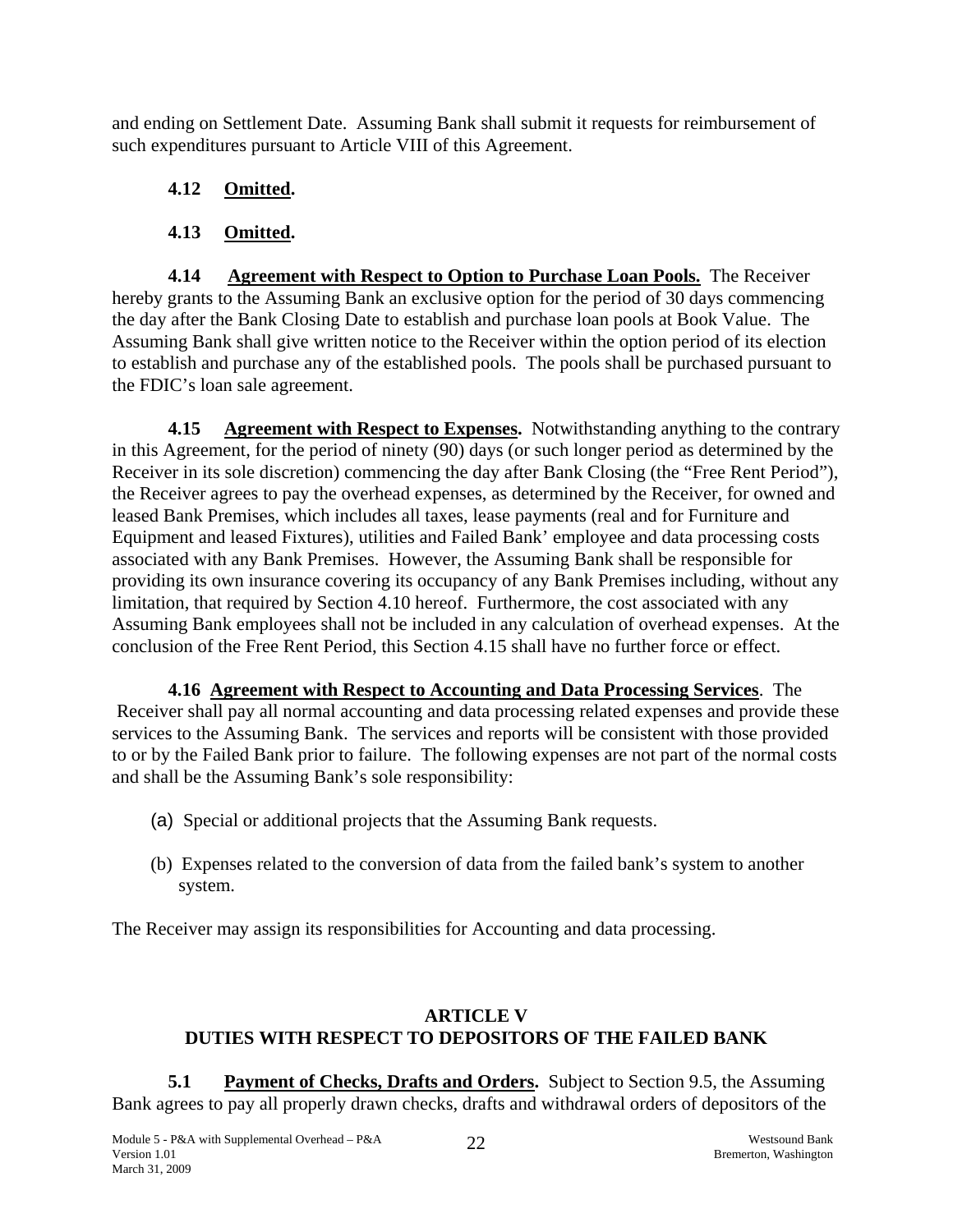and ending on Settlement Date. Assuming Bank shall submit it requests for reimbursement of such expenditures pursuant to Article VIII of this Agreement.

**4.12 Omitted.**

**4.13 Omitted.**

**4.14 Agreement with Respect to Option to Purchase Loan Pools.** The Receiver hereby grants to the Assuming Bank an exclusive option for the period of 30 days commencing the day after the Bank Closing Date to establish and purchase loan pools at Book Value. The Assuming Bank shall give written notice to the Receiver within the option period of its election to establish and purchase any of the established pools. The pools shall be purchased pursuant to the FDIC's loan sale agreement.

**4.15 Agreement with Respect to Expenses.** Notwithstanding anything to the contrary in this Agreement, for the period of ninety (90) days (or such longer period as determined by the Receiver in its sole discretion) commencing the day after Bank Closing (the "Free Rent Period"), the Receiver agrees to pay the overhead expenses, as determined by the Receiver, for owned and leased Bank Premises, which includes all taxes, lease payments (real and for Furniture and Equipment and leased Fixtures), utilities and Failed Bank' employee and data processing costs associated with any Bank Premises. However, the Assuming Bank shall be responsible for providing its own insurance covering its occupancy of any Bank Premises including, without any limitation, that required by Section 4.10 hereof. Furthermore, the cost associated with any Assuming Bank employees shall not be included in any calculation of overhead expenses. At the conclusion of the Free Rent Period, this Section 4.15 shall have no further force or effect.

**4.16 Agreement with Respect to Accounting and Data Processing Services**. The Receiver shall pay all normal accounting and data processing related expenses and provide these services to the Assuming Bank. The services and reports will be consistent with those provided to or by the Failed Bank prior to failure. The following expenses are not part of the normal costs and shall be the Assuming Bank's sole responsibility:

(a) Special or additional projects that the Assuming Bank requests.

(b) Expenses related to the conversion of data from the failed bank's system to another system.

The Receiver may assign its responsibilities for Accounting and data processing.

## ARTICLE V
## DUTIES WITH RESPECT TO DEPOSITORS OF THE FAILED BANK

**5.1 Payment of Checks, Drafts and Orders.** Subject to Section 9.5, the Assuming Bank agrees to pay all properly drawn checks, drafts and withdrawal orders of depositors of the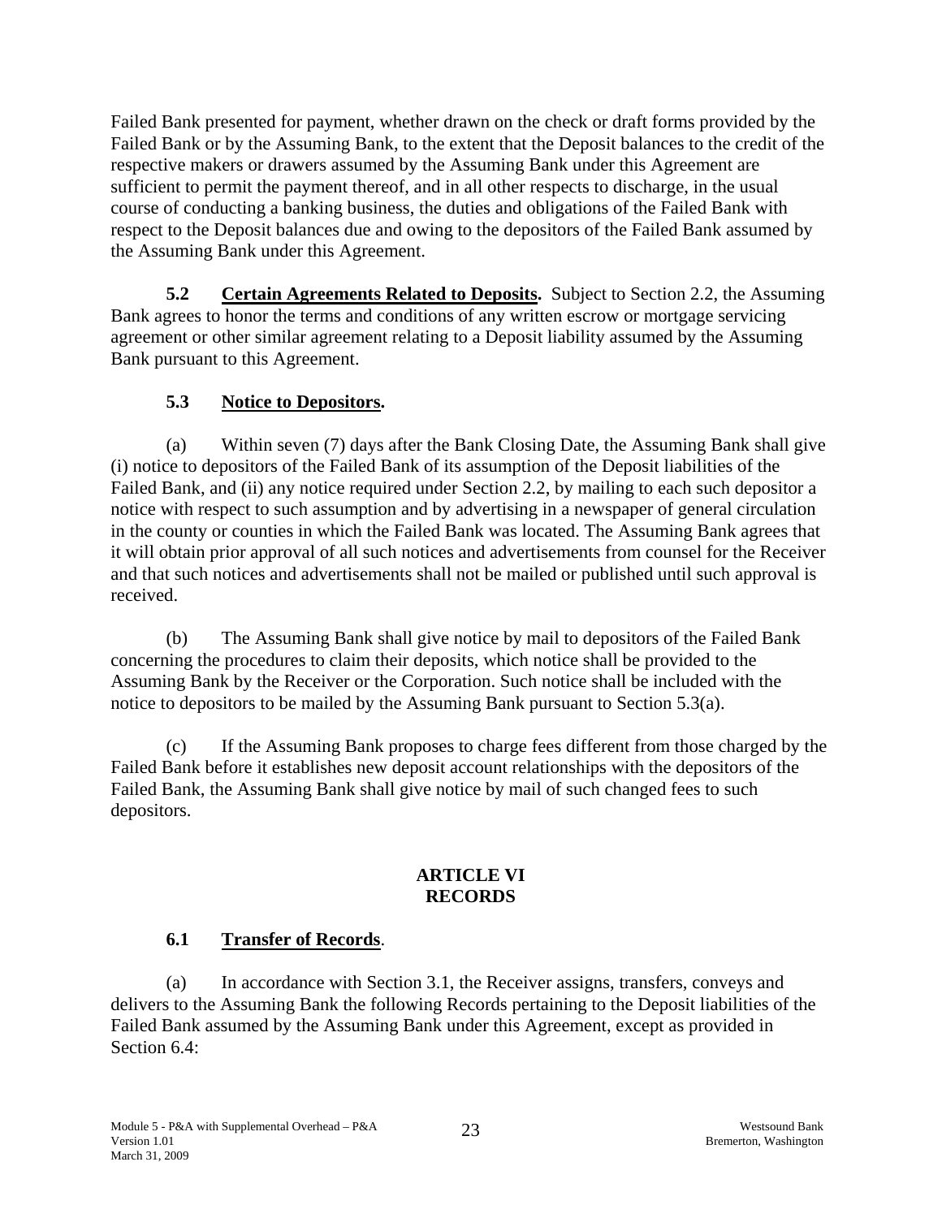Failed Bank presented for payment, whether drawn on the check or draft forms provided by the Failed Bank or by the Assuming Bank, to the extent that the Deposit balances to the credit of the respective makers or drawers assumed by the Assuming Bank under this Agreement are sufficient to permit the payment thereof, and in all other respects to discharge, in the usual course of conducting a banking business, the duties and obligations of the Failed Bank with respect to the Deposit balances due and owing to the depositors of the Failed Bank assumed by the Assuming Bank under this Agreement.

**5.2 Certain Agreements Related to Deposits.** Subject to Section 2.2, the Assuming Bank agrees to honor the terms and conditions of any written escrow or mortgage servicing agreement or other similar agreement relating to a Deposit liability assumed by the Assuming Bank pursuant to this Agreement.

### 5.3 Notice to Depositors.

(a) Within seven (7) days after the Bank Closing Date, the Assuming Bank shall give (i) notice to depositors of the Failed Bank of its assumption of the Deposit liabilities of the Failed Bank, and (ii) any notice required under Section 2.2, by mailing to each such depositor a notice with respect to such assumption and by advertising in a newspaper of general circulation in the county or counties in which the Failed Bank was located. The Assuming Bank agrees that it will obtain prior approval of all such notices and advertisements from counsel for the Receiver and that such notices and advertisements shall not be mailed or published until such approval is received.

(b) The Assuming Bank shall give notice by mail to depositors of the Failed Bank concerning the procedures to claim their deposits, which notice shall be provided to the Assuming Bank by the Receiver or the Corporation. Such notice shall be included with the notice to depositors to be mailed by the Assuming Bank pursuant to Section 5.3(a).

(c) If the Assuming Bank proposes to charge fees different from those charged by the Failed Bank before it establishes new deposit account relationships with the depositors of the Failed Bank, the Assuming Bank shall give notice by mail of such changed fees to such depositors.

## ARTICLE VI
## RECORDS

### 6.1 Transfer of Records.

(a) In accordance with Section 3.1, the Receiver assigns, transfers, conveys and delivers to the Assuming Bank the following Records pertaining to the Deposit liabilities of the Failed Bank assumed by the Assuming Bank under this Agreement, except as provided in Section 6.4: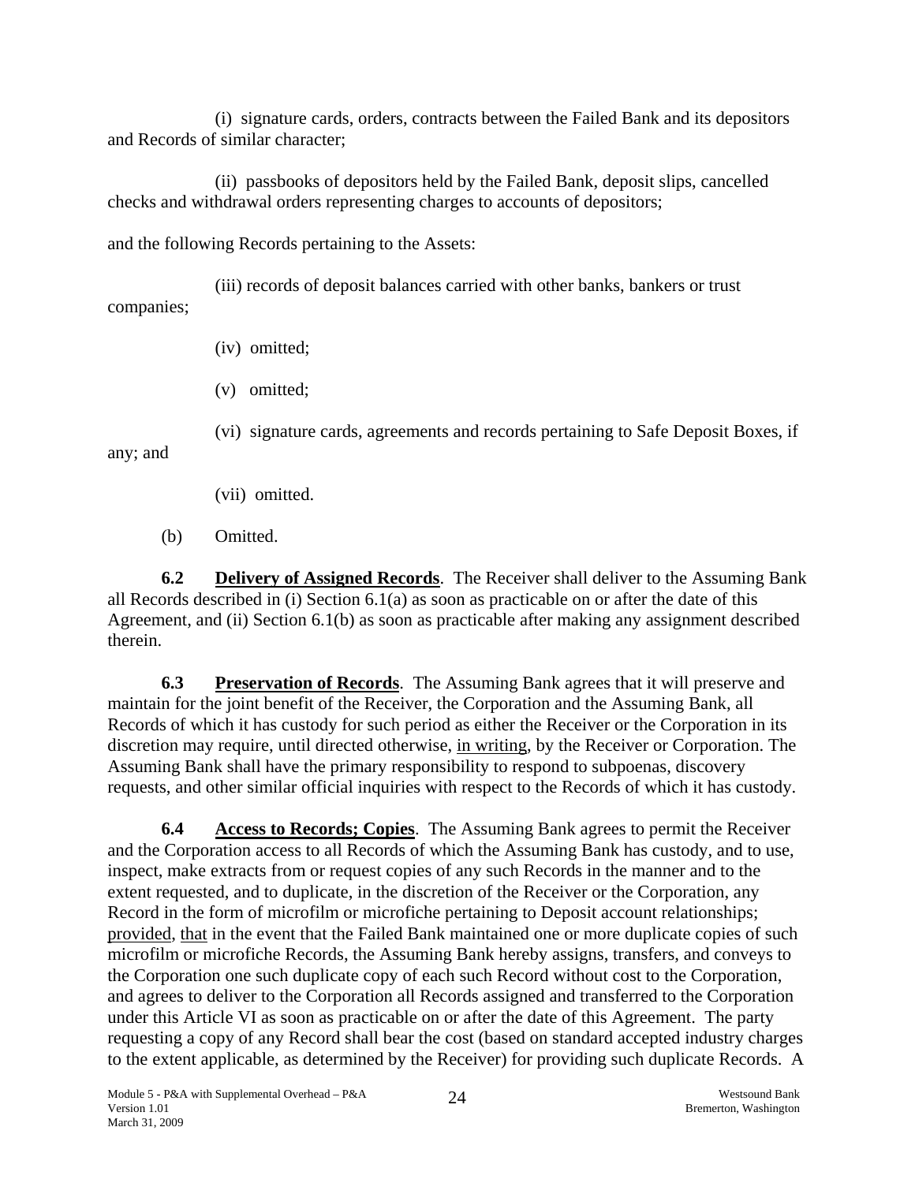(i) signature cards, orders, contracts between the Failed Bank and its depositors and Records of similar character;

(ii) passbooks of depositors held by the Failed Bank, deposit slips, cancelled checks and withdrawal orders representing charges to accounts of depositors;

and the following Records pertaining to the Assets:

(iii) records of deposit balances carried with other banks, bankers or trust companies;

(iv) omitted;

(v) omitted;

(vi) signature cards, agreements and records pertaining to Safe Deposit Boxes, if any; and

(vii) omitted.

(b) Omitted.

**6.2 Delivery of Assigned Records**. The Receiver shall deliver to the Assuming Bank all Records described in (i) Section 6.1(a) as soon as practicable on or after the date of this Agreement, and (ii) Section 6.1(b) as soon as practicable after making any assignment described therein.

**6.3 Preservation of Records**. The Assuming Bank agrees that it will preserve and maintain for the joint benefit of the Receiver, the Corporation and the Assuming Bank, all Records of which it has custody for such period as either the Receiver or the Corporation in its discretion may require, until directed otherwise, in writing, by the Receiver or Corporation. The Assuming Bank shall have the primary responsibility to respond to subpoenas, discovery requests, and other similar official inquiries with respect to the Records of which it has custody.

**6.4 Access to Records; Copies**. The Assuming Bank agrees to permit the Receiver and the Corporation access to all Records of which the Assuming Bank has custody, and to use, inspect, make extracts from or request copies of any such Records in the manner and to the extent requested, and to duplicate, in the discretion of the Receiver or the Corporation, any Record in the form of microfilm or microfiche pertaining to Deposit account relationships; provided, that in the event that the Failed Bank maintained one or more duplicate copies of such microfilm or microfiche Records, the Assuming Bank hereby assigns, transfers, and conveys to the Corporation one such duplicate copy of each such Record without cost to the Corporation, and agrees to deliver to the Corporation all Records assigned and transferred to the Corporation under this Article VI as soon as practicable on or after the date of this Agreement. The party requesting a copy of any Record shall bear the cost (based on standard accepted industry charges to the extent applicable, as determined by the Receiver) for providing such duplicate Records. A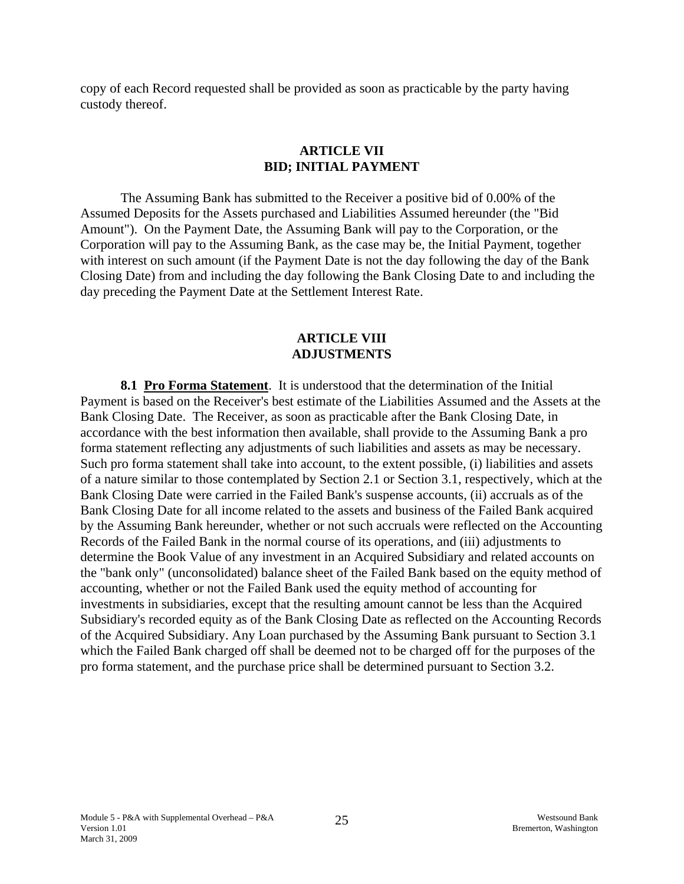copy of each Record requested shall be provided as soon as practicable by the party having custody thereof.

## ARTICLE VII
## BID; INITIAL PAYMENT

The Assuming Bank has submitted to the Receiver a positive bid of 0.00% of the Assumed Deposits for the Assets purchased and Liabilities Assumed hereunder (the "Bid Amount"). On the Payment Date, the Assuming Bank will pay to the Corporation, or the Corporation will pay to the Assuming Bank, as the case may be, the Initial Payment, together with interest on such amount (if the Payment Date is not the day following the day of the Bank Closing Date) from and including the day following the Bank Closing Date to and including the day preceding the Payment Date at the Settlement Interest Rate.

## ARTICLE VIII
## ADJUSTMENTS

**8.1 Pro Forma Statement**. It is understood that the determination of the Initial Payment is based on the Receiver's best estimate of the Liabilities Assumed and the Assets at the Bank Closing Date. The Receiver, as soon as practicable after the Bank Closing Date, in accordance with the best information then available, shall provide to the Assuming Bank a pro forma statement reflecting any adjustments of such liabilities and assets as may be necessary. Such pro forma statement shall take into account, to the extent possible, (i) liabilities and assets of a nature similar to those contemplated by Section 2.1 or Section 3.1, respectively, which at the Bank Closing Date were carried in the Failed Bank's suspense accounts, (ii) accruals as of the Bank Closing Date for all income related to the assets and business of the Failed Bank acquired by the Assuming Bank hereunder, whether or not such accruals were reflected on the Accounting Records of the Failed Bank in the normal course of its operations, and (iii) adjustments to determine the Book Value of any investment in an Acquired Subsidiary and related accounts on the "bank only" (unconsolidated) balance sheet of the Failed Bank based on the equity method of accounting, whether or not the Failed Bank used the equity method of accounting for investments in subsidiaries, except that the resulting amount cannot be less than the Acquired Subsidiary's recorded equity as of the Bank Closing Date as reflected on the Accounting Records of the Acquired Subsidiary. Any Loan purchased by the Assuming Bank pursuant to Section 3.1 which the Failed Bank charged off shall be deemed not to be charged off for the purposes of the pro forma statement, and the purchase price shall be determined pursuant to Section 3.2.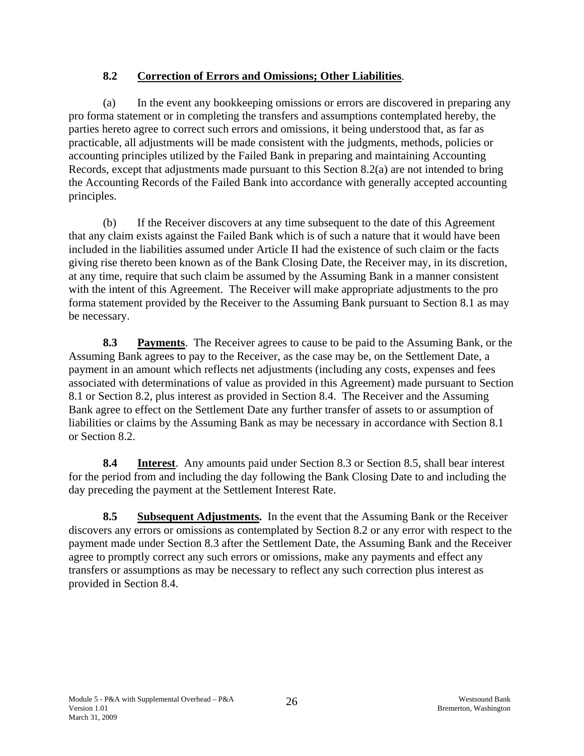**8.2 Correction of Errors and Omissions; Other Liabilities**.

(a) In the event any bookkeeping omissions or errors are discovered in preparing any pro forma statement or in completing the transfers and assumptions contemplated hereby, the parties hereto agree to correct such errors and omissions, it being understood that, as far as practicable, all adjustments will be made consistent with the judgments, methods, policies or accounting principles utilized by the Failed Bank in preparing and maintaining Accounting Records, except that adjustments made pursuant to this Section 8.2(a) are not intended to bring the Accounting Records of the Failed Bank into accordance with generally accepted accounting principles.

(b) If the Receiver discovers at any time subsequent to the date of this Agreement that any claim exists against the Failed Bank which is of such a nature that it would have been included in the liabilities assumed under Article II had the existence of such claim or the facts giving rise thereto been known as of the Bank Closing Date, the Receiver may, in its discretion, at any time, require that such claim be assumed by the Assuming Bank in a manner consistent with the intent of this Agreement. The Receiver will make appropriate adjustments to the pro forma statement provided by the Receiver to the Assuming Bank pursuant to Section 8.1 as may be necessary.

**8.3 Payments**. The Receiver agrees to cause to be paid to the Assuming Bank, or the Assuming Bank agrees to pay to the Receiver, as the case may be, on the Settlement Date, a payment in an amount which reflects net adjustments (including any costs, expenses and fees associated with determinations of value as provided in this Agreement) made pursuant to Section 8.1 or Section 8.2, plus interest as provided in Section 8.4. The Receiver and the Assuming Bank agree to effect on the Settlement Date any further transfer of assets to or assumption of liabilities or claims by the Assuming Bank as may be necessary in accordance with Section 8.1 or Section 8.2.

**8.4 Interest**. Any amounts paid under Section 8.3 or Section 8.5, shall bear interest for the period from and including the day following the Bank Closing Date to and including the day preceding the payment at the Settlement Interest Rate.

**8.5 Subsequent Adjustments.** In the event that the Assuming Bank or the Receiver discovers any errors or omissions as contemplated by Section 8.2 or any error with respect to the payment made under Section 8.3 after the Settlement Date, the Assuming Bank and the Receiver agree to promptly correct any such errors or omissions, make any payments and effect any transfers or assumptions as may be necessary to reflect any such correction plus interest as provided in Section 8.4.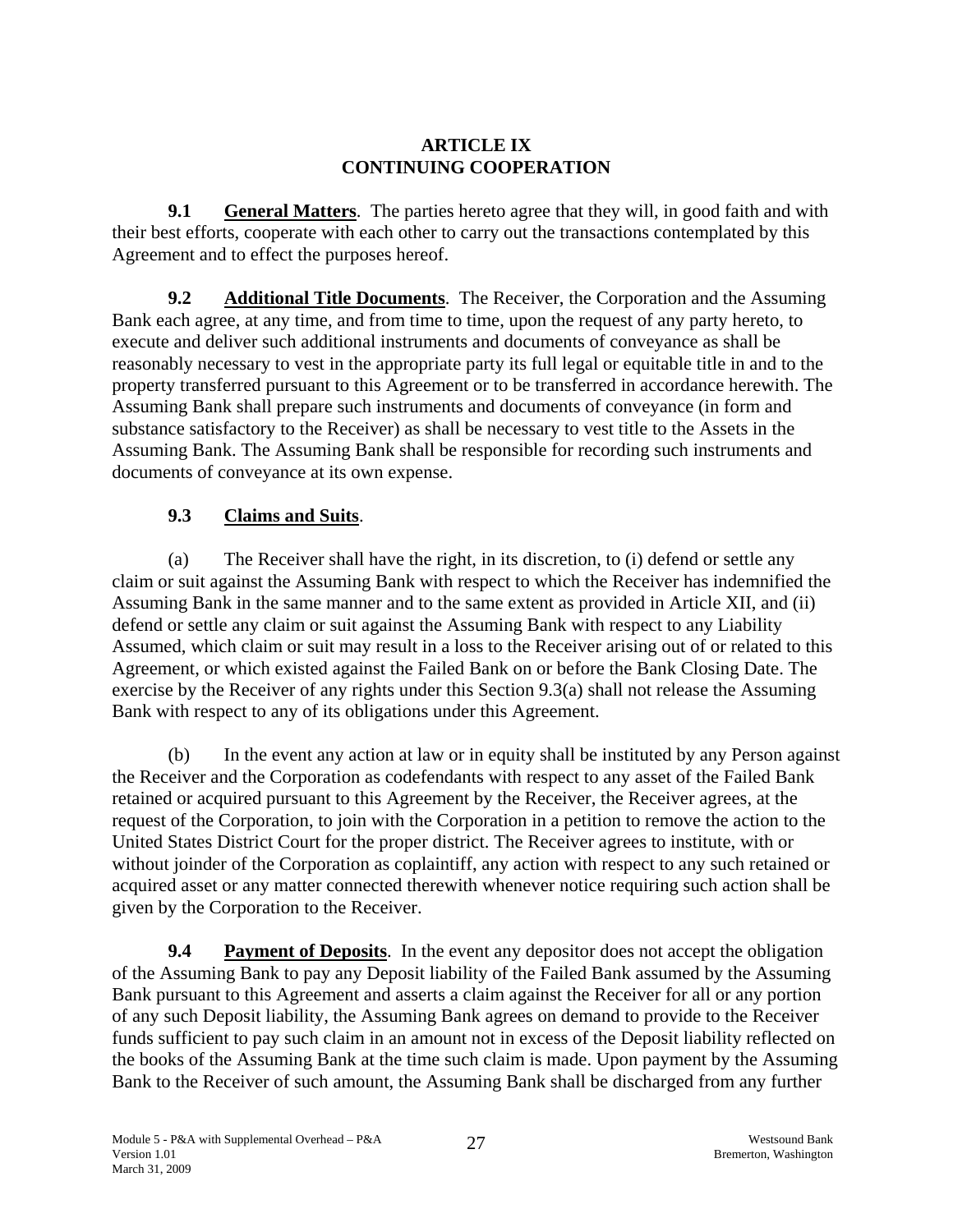## ARTICLE IX
## CONTINUING COOPERATION

**9.1 General Matters**. The parties hereto agree that they will, in good faith and with their best efforts, cooperate with each other to carry out the transactions contemplated by this Agreement and to effect the purposes hereof.

**9.2 Additional Title Documents**. The Receiver, the Corporation and the Assuming Bank each agree, at any time, and from time to time, upon the request of any party hereto, to execute and deliver such additional instruments and documents of conveyance as shall be reasonably necessary to vest in the appropriate party its full legal or equitable title in and to the property transferred pursuant to this Agreement or to be transferred in accordance herewith. The Assuming Bank shall prepare such instruments and documents of conveyance (in form and substance satisfactory to the Receiver) as shall be necessary to vest title to the Assets in the Assuming Bank. The Assuming Bank shall be responsible for recording such instruments and documents of conveyance at its own expense.

**9.3 Claims and Suits**.

(a) The Receiver shall have the right, in its discretion, to (i) defend or settle any claim or suit against the Assuming Bank with respect to which the Receiver has indemnified the Assuming Bank in the same manner and to the same extent as provided in Article XII, and (ii) defend or settle any claim or suit against the Assuming Bank with respect to any Liability Assumed, which claim or suit may result in a loss to the Receiver arising out of or related to this Agreement, or which existed against the Failed Bank on or before the Bank Closing Date. The exercise by the Receiver of any rights under this Section 9.3(a) shall not release the Assuming Bank with respect to any of its obligations under this Agreement.

(b) In the event any action at law or in equity shall be instituted by any Person against the Receiver and the Corporation as codefendants with respect to any asset of the Failed Bank retained or acquired pursuant to this Agreement by the Receiver, the Receiver agrees, at the request of the Corporation, to join with the Corporation in a petition to remove the action to the United States District Court for the proper district. The Receiver agrees to institute, with or without joinder of the Corporation as coplaintiff, any action with respect to any such retained or acquired asset or any matter connected therewith whenever notice requiring such action shall be given by the Corporation to the Receiver.

**9.4 Payment of Deposits**. In the event any depositor does not accept the obligation of the Assuming Bank to pay any Deposit liability of the Failed Bank assumed by the Assuming Bank pursuant to this Agreement and asserts a claim against the Receiver for all or any portion of any such Deposit liability, the Assuming Bank agrees on demand to provide to the Receiver funds sufficient to pay such claim in an amount not in excess of the Deposit liability reflected on the books of the Assuming Bank at the time such claim is made. Upon payment by the Assuming Bank to the Receiver of such amount, the Assuming Bank shall be discharged from any further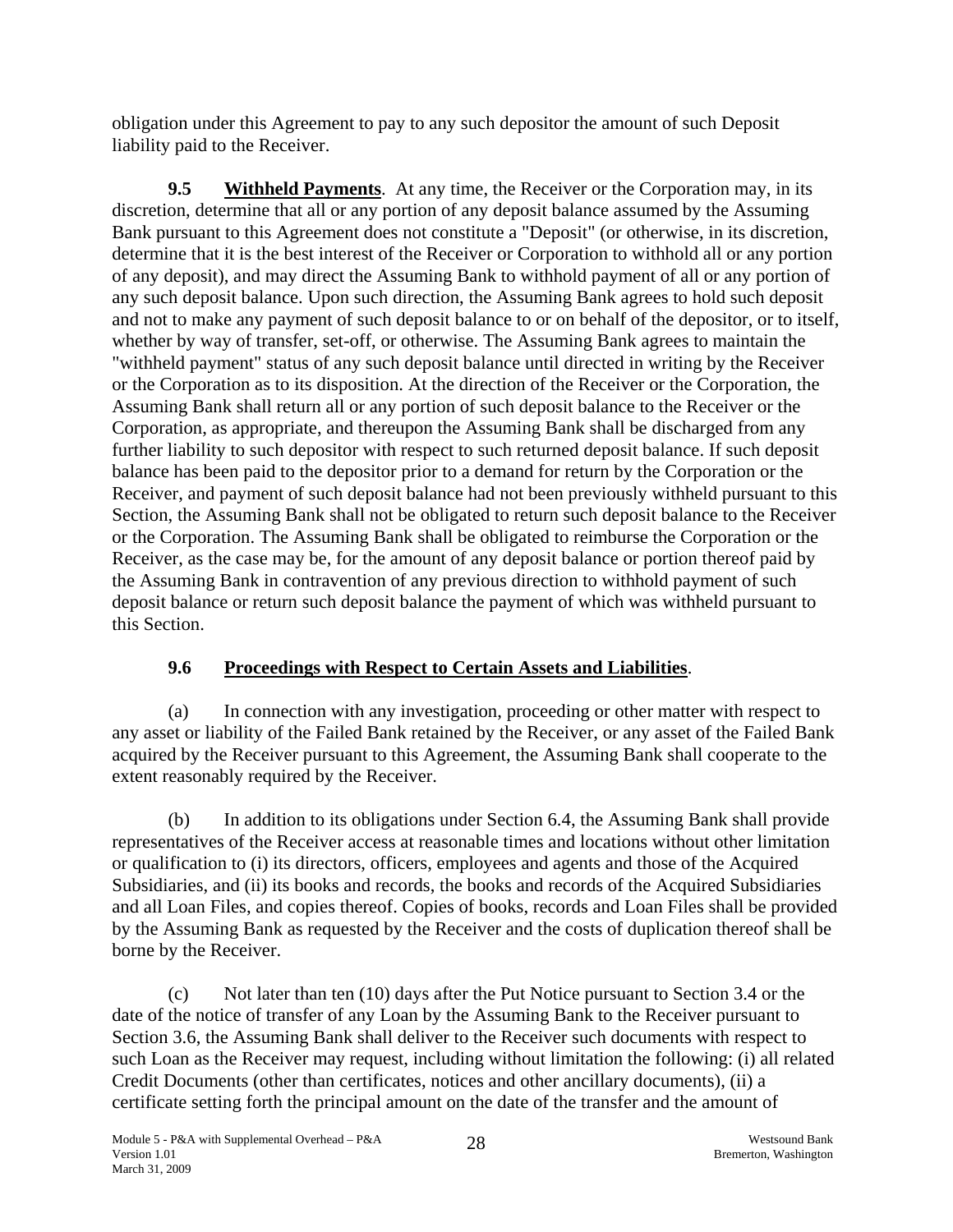obligation under this Agreement to pay to any such depositor the amount of such Deposit liability paid to the Receiver.

**9.5 Withheld Payments**. At any time, the Receiver or the Corporation may, in its discretion, determine that all or any portion of any deposit balance assumed by the Assuming Bank pursuant to this Agreement does not constitute a "Deposit" (or otherwise, in its discretion, determine that it is the best interest of the Receiver or Corporation to withhold all or any portion of any deposit), and may direct the Assuming Bank to withhold payment of all or any portion of any such deposit balance. Upon such direction, the Assuming Bank agrees to hold such deposit and not to make any payment of such deposit balance to or on behalf of the depositor, or to itself, whether by way of transfer, set-off, or otherwise. The Assuming Bank agrees to maintain the "withheld payment" status of any such deposit balance until directed in writing by the Receiver or the Corporation as to its disposition. At the direction of the Receiver or the Corporation, the Assuming Bank shall return all or any portion of such deposit balance to the Receiver or the Corporation, as appropriate, and thereupon the Assuming Bank shall be discharged from any further liability to such depositor with respect to such returned deposit balance. If such deposit balance has been paid to the depositor prior to a demand for return by the Corporation or the Receiver, and payment of such deposit balance had not been previously withheld pursuant to this Section, the Assuming Bank shall not be obligated to return such deposit balance to the Receiver or the Corporation. The Assuming Bank shall be obligated to reimburse the Corporation or the Receiver, as the case may be, for the amount of any deposit balance or portion thereof paid by the Assuming Bank in contravention of any previous direction to withhold payment of such deposit balance or return such deposit balance the payment of which was withheld pursuant to this Section.

**9.6 Proceedings with Respect to Certain Assets and Liabilities**.

(a) In connection with any investigation, proceeding or other matter with respect to any asset or liability of the Failed Bank retained by the Receiver, or any asset of the Failed Bank acquired by the Receiver pursuant to this Agreement, the Assuming Bank shall cooperate to the extent reasonably required by the Receiver.

(b) In addition to its obligations under Section 6.4, the Assuming Bank shall provide representatives of the Receiver access at reasonable times and locations without other limitation or qualification to (i) its directors, officers, employees and agents and those of the Acquired Subsidiaries, and (ii) its books and records, the books and records of the Acquired Subsidiaries and all Loan Files, and copies thereof. Copies of books, records and Loan Files shall be provided by the Assuming Bank as requested by the Receiver and the costs of duplication thereof shall be borne by the Receiver.

(c) Not later than ten (10) days after the Put Notice pursuant to Section 3.4 or the date of the notice of transfer of any Loan by the Assuming Bank to the Receiver pursuant to Section 3.6, the Assuming Bank shall deliver to the Receiver such documents with respect to such Loan as the Receiver may request, including without limitation the following: (i) all related Credit Documents (other than certificates, notices and other ancillary documents), (ii) a certificate setting forth the principal amount on the date of the transfer and the amount of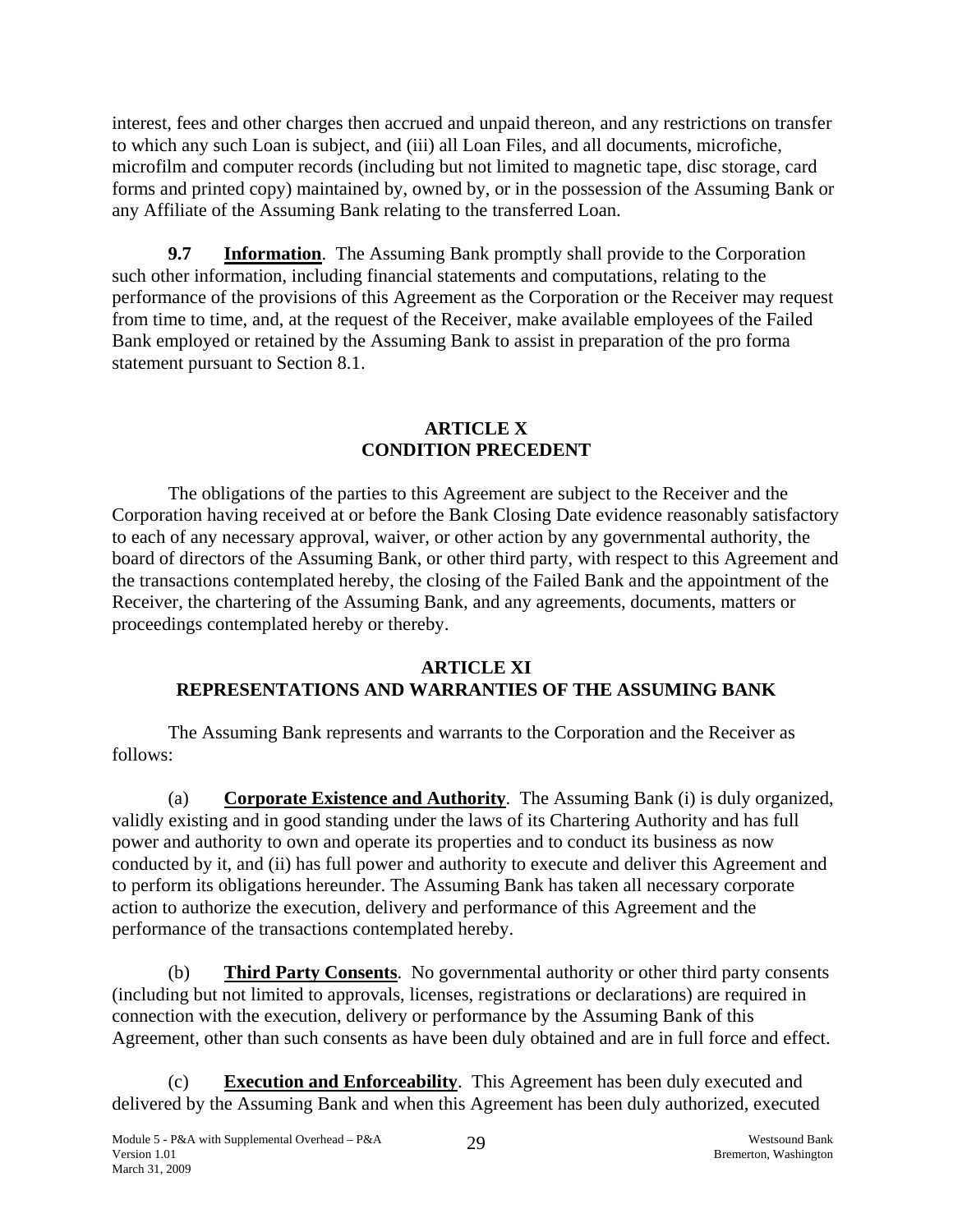interest, fees and other charges then accrued and unpaid thereon, and any restrictions on transfer to which any such Loan is subject, and (iii) all Loan Files, and all documents, microfiche, microfilm and computer records (including but not limited to magnetic tape, disc storage, card forms and printed copy) maintained by, owned by, or in the possession of the Assuming Bank or any Affiliate of the Assuming Bank relating to the transferred Loan.

**9.7 Information**. The Assuming Bank promptly shall provide to the Corporation such other information, including financial statements and computations, relating to the performance of the provisions of this Agreement as the Corporation or the Receiver may request from time to time, and, at the request of the Receiver, make available employees of the Failed Bank employed or retained by the Assuming Bank to assist in preparation of the pro forma statement pursuant to Section 8.1.

## ARTICLE X
## CONDITION PRECEDENT

The obligations of the parties to this Agreement are subject to the Receiver and the Corporation having received at or before the Bank Closing Date evidence reasonably satisfactory to each of any necessary approval, waiver, or other action by any governmental authority, the board of directors of the Assuming Bank, or other third party, with respect to this Agreement and the transactions contemplated hereby, the closing of the Failed Bank and the appointment of the Receiver, the chartering of the Assuming Bank, and any agreements, documents, matters or proceedings contemplated hereby or thereby.

## ARTICLE XI
## REPRESENTATIONS AND WARRANTIES OF THE ASSUMING BANK

The Assuming Bank represents and warrants to the Corporation and the Receiver as follows:

(a) **Corporate Existence and Authority**. The Assuming Bank (i) is duly organized, validly existing and in good standing under the laws of its Chartering Authority and has full power and authority to own and operate its properties and to conduct its business as now conducted by it, and (ii) has full power and authority to execute and deliver this Agreement and to perform its obligations hereunder. The Assuming Bank has taken all necessary corporate action to authorize the execution, delivery and performance of this Agreement and the performance of the transactions contemplated hereby.

(b) **Third Party Consents**. No governmental authority or other third party consents (including but not limited to approvals, licenses, registrations or declarations) are required in connection with the execution, delivery or performance by the Assuming Bank of this Agreement, other than such consents as have been duly obtained and are in full force and effect.

(c) **Execution and Enforceability**. This Agreement has been duly executed and delivered by the Assuming Bank and when this Agreement has been duly authorized, executed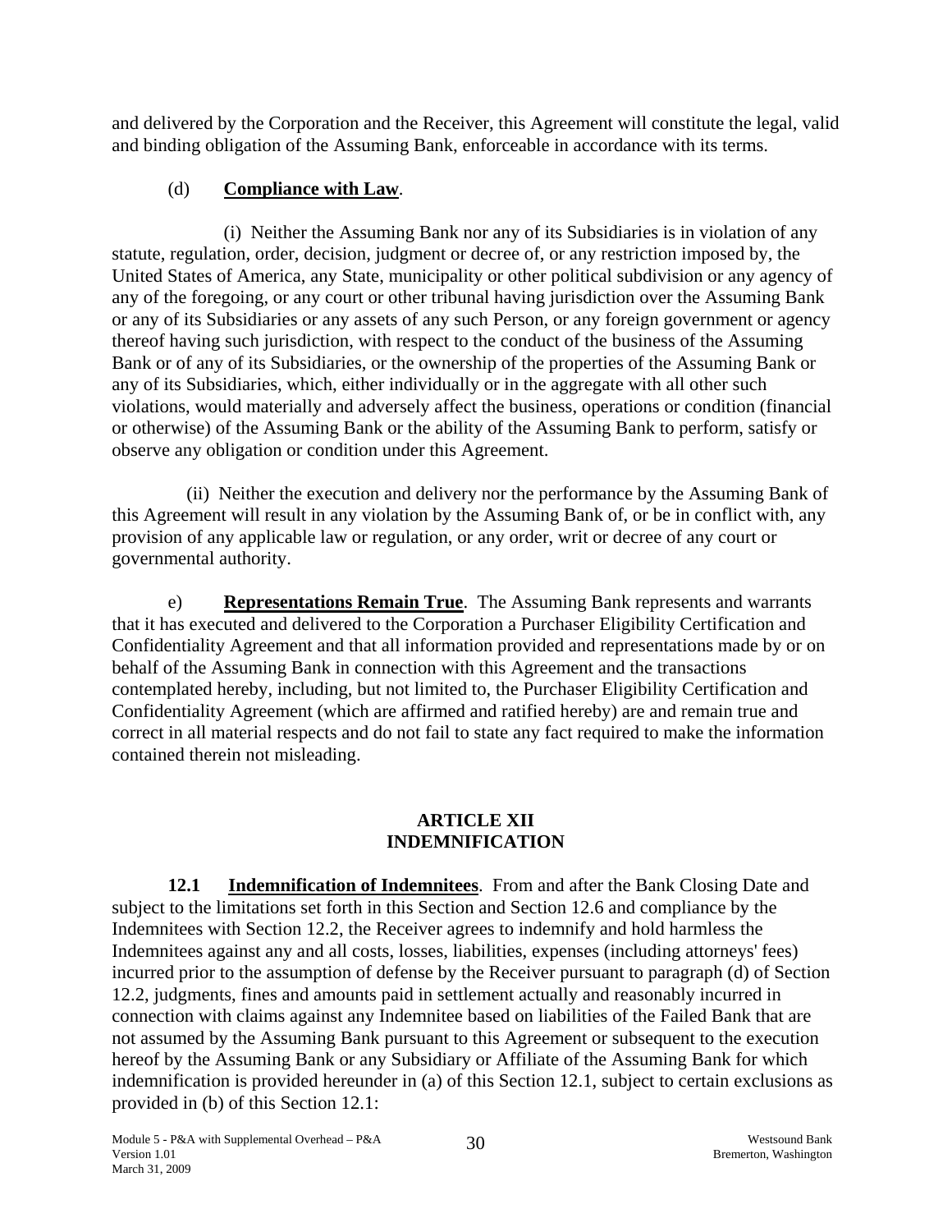and delivered by the Corporation and the Receiver, this Agreement will constitute the legal, valid and binding obligation of the Assuming Bank, enforceable in accordance with its terms.

(d) **Compliance with Law**.

(i) Neither the Assuming Bank nor any of its Subsidiaries is in violation of any statute, regulation, order, decision, judgment or decree of, or any restriction imposed by, the United States of America, any State, municipality or other political subdivision or any agency of any of the foregoing, or any court or other tribunal having jurisdiction over the Assuming Bank or any of its Subsidiaries or any assets of any such Person, or any foreign government or agency thereof having such jurisdiction, with respect to the conduct of the business of the Assuming Bank or of any of its Subsidiaries, or the ownership of the properties of the Assuming Bank or any of its Subsidiaries, which, either individually or in the aggregate with all other such violations, would materially and adversely affect the business, operations or condition (financial or otherwise) of the Assuming Bank or the ability of the Assuming Bank to perform, satisfy or observe any obligation or condition under this Agreement.

(ii) Neither the execution and delivery nor the performance by the Assuming Bank of this Agreement will result in any violation by the Assuming Bank of, or be in conflict with, any provision of any applicable law or regulation, or any order, writ or decree of any court or governmental authority.

e) **Representations Remain True**. The Assuming Bank represents and warrants that it has executed and delivered to the Corporation a Purchaser Eligibility Certification and Confidentiality Agreement and that all information provided and representations made by or on behalf of the Assuming Bank in connection with this Agreement and the transactions contemplated hereby, including, but not limited to, the Purchaser Eligibility Certification and Confidentiality Agreement (which are affirmed and ratified hereby) are and remain true and correct in all material respects and do not fail to state any fact required to make the information contained therein not misleading.

## ARTICLE XII
## INDEMNIFICATION

**12.1 Indemnification of Indemnitees**. From and after the Bank Closing Date and subject to the limitations set forth in this Section and Section 12.6 and compliance by the Indemnitees with Section 12.2, the Receiver agrees to indemnify and hold harmless the Indemnitees against any and all costs, losses, liabilities, expenses (including attorneys' fees) incurred prior to the assumption of defense by the Receiver pursuant to paragraph (d) of Section 12.2, judgments, fines and amounts paid in settlement actually and reasonably incurred in connection with claims against any Indemnitee based on liabilities of the Failed Bank that are not assumed by the Assuming Bank pursuant to this Agreement or subsequent to the execution hereof by the Assuming Bank or any Subsidiary or Affiliate of the Assuming Bank for which indemnification is provided hereunder in (a) of this Section 12.1, subject to certain exclusions as provided in (b) of this Section 12.1: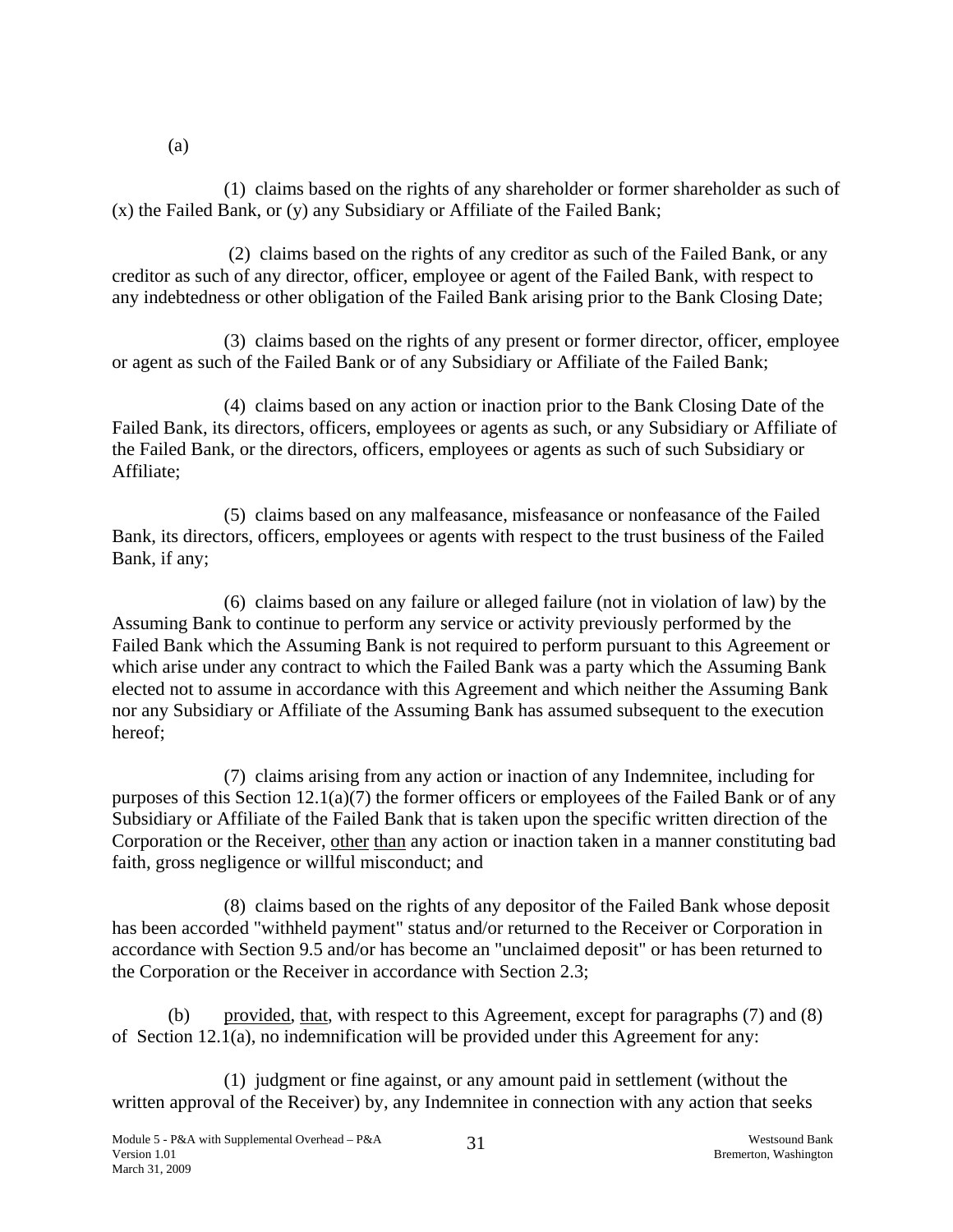(a)

(1) claims based on the rights of any shareholder or former shareholder as such of (x) the Failed Bank, or (y) any Subsidiary or Affiliate of the Failed Bank;

(2) claims based on the rights of any creditor as such of the Failed Bank, or any creditor as such of any director, officer, employee or agent of the Failed Bank, with respect to any indebtedness or other obligation of the Failed Bank arising prior to the Bank Closing Date;

(3) claims based on the rights of any present or former director, officer, employee or agent as such of the Failed Bank or of any Subsidiary or Affiliate of the Failed Bank;

(4) claims based on any action or inaction prior to the Bank Closing Date of the Failed Bank, its directors, officers, employees or agents as such, or any Subsidiary or Affiliate of the Failed Bank, or the directors, officers, employees or agents as such of such Subsidiary or Affiliate;

(5) claims based on any malfeasance, misfeasance or nonfeasance of the Failed Bank, its directors, officers, employees or agents with respect to the trust business of the Failed Bank, if any;

(6) claims based on any failure or alleged failure (not in violation of law) by the Assuming Bank to continue to perform any service or activity previously performed by the Failed Bank which the Assuming Bank is not required to perform pursuant to this Agreement or which arise under any contract to which the Failed Bank was a party which the Assuming Bank elected not to assume in accordance with this Agreement and which neither the Assuming Bank nor any Subsidiary or Affiliate of the Assuming Bank has assumed subsequent to the execution hereof;

(7) claims arising from any action or inaction of any Indemnitee, including for purposes of this Section 12.1(a)(7) the former officers or employees of the Failed Bank or of any Subsidiary or Affiliate of the Failed Bank that is taken upon the specific written direction of the Corporation or the Receiver, other than any action or inaction taken in a manner constituting bad faith, gross negligence or willful misconduct; and

(8) claims based on the rights of any depositor of the Failed Bank whose deposit has been accorded "withheld payment" status and/or returned to the Receiver or Corporation in accordance with Section 9.5 and/or has become an "unclaimed deposit" or has been returned to the Corporation or the Receiver in accordance with Section 2.3;

(b) provided, that, with respect to this Agreement, except for paragraphs (7) and (8) of Section 12.1(a), no indemnification will be provided under this Agreement for any:

(1) judgment or fine against, or any amount paid in settlement (without the written approval of the Receiver) by, any Indemnitee in connection with any action that seeks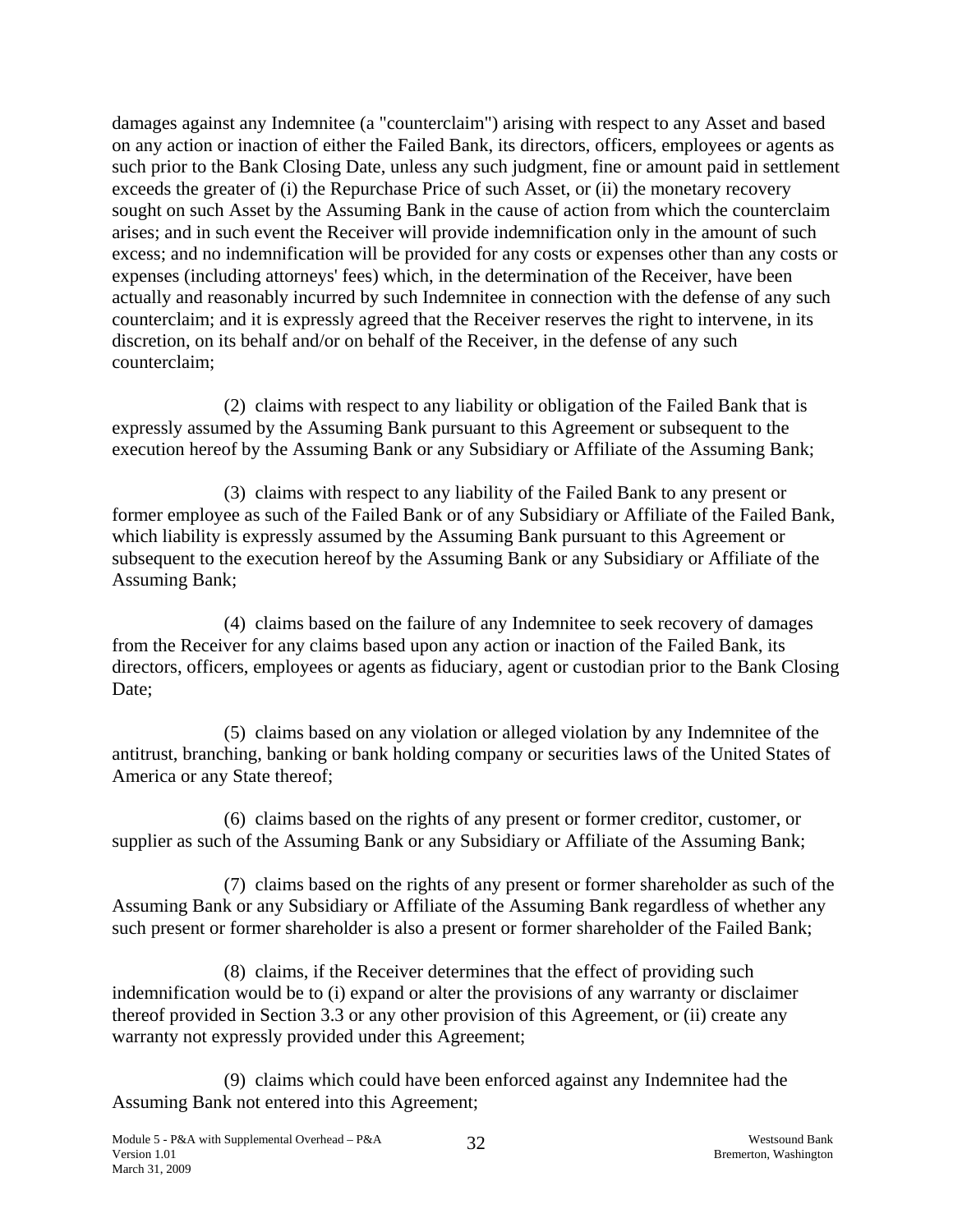damages against any Indemnitee (a "counterclaim") arising with respect to any Asset and based on any action or inaction of either the Failed Bank, its directors, officers, employees or agents as such prior to the Bank Closing Date, unless any such judgment, fine or amount paid in settlement exceeds the greater of (i) the Repurchase Price of such Asset, or (ii) the monetary recovery sought on such Asset by the Assuming Bank in the cause of action from which the counterclaim arises; and in such event the Receiver will provide indemnification only in the amount of such excess; and no indemnification will be provided for any costs or expenses other than any costs or expenses (including attorneys' fees) which, in the determination of the Receiver, have been actually and reasonably incurred by such Indemnitee in connection with the defense of any such counterclaim; and it is expressly agreed that the Receiver reserves the right to intervene, in its discretion, on its behalf and/or on behalf of the Receiver, in the defense of any such counterclaim;

(2) claims with respect to any liability or obligation of the Failed Bank that is expressly assumed by the Assuming Bank pursuant to this Agreement or subsequent to the execution hereof by the Assuming Bank or any Subsidiary or Affiliate of the Assuming Bank;

(3) claims with respect to any liability of the Failed Bank to any present or former employee as such of the Failed Bank or of any Subsidiary or Affiliate of the Failed Bank, which liability is expressly assumed by the Assuming Bank pursuant to this Agreement or subsequent to the execution hereof by the Assuming Bank or any Subsidiary or Affiliate of the Assuming Bank;

(4) claims based on the failure of any Indemnitee to seek recovery of damages from the Receiver for any claims based upon any action or inaction of the Failed Bank, its directors, officers, employees or agents as fiduciary, agent or custodian prior to the Bank Closing Date;

(5) claims based on any violation or alleged violation by any Indemnitee of the antitrust, branching, banking or bank holding company or securities laws of the United States of America or any State thereof;

(6) claims based on the rights of any present or former creditor, customer, or supplier as such of the Assuming Bank or any Subsidiary or Affiliate of the Assuming Bank;

(7) claims based on the rights of any present or former shareholder as such of the Assuming Bank or any Subsidiary or Affiliate of the Assuming Bank regardless of whether any such present or former shareholder is also a present or former shareholder of the Failed Bank;

(8) claims, if the Receiver determines that the effect of providing such indemnification would be to (i) expand or alter the provisions of any warranty or disclaimer thereof provided in Section 3.3 or any other provision of this Agreement, or (ii) create any warranty not expressly provided under this Agreement;

(9) claims which could have been enforced against any Indemnitee had the Assuming Bank not entered into this Agreement;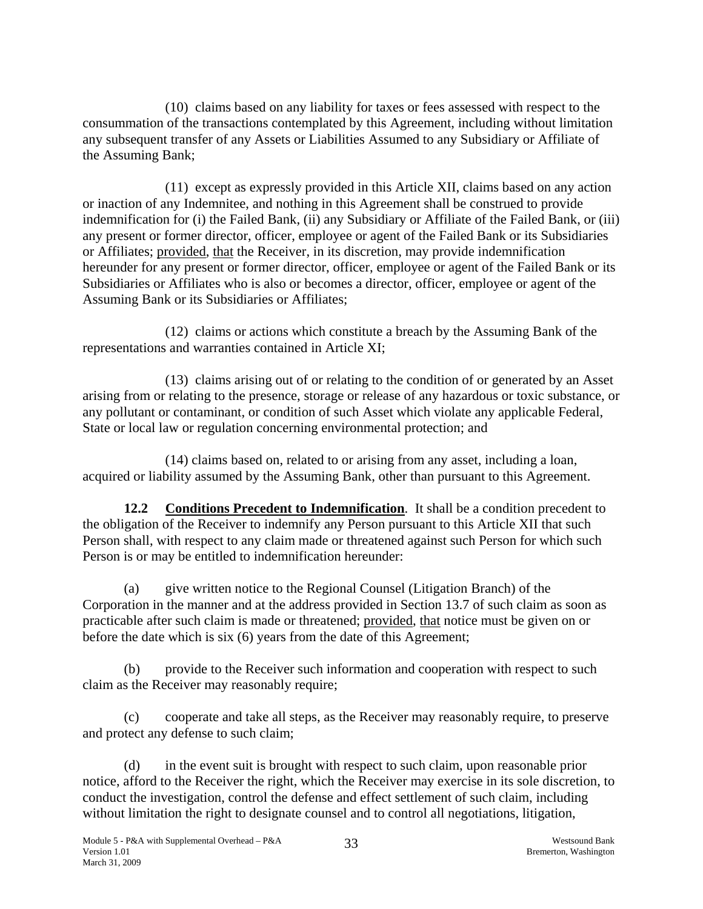(10) claims based on any liability for taxes or fees assessed with respect to the consummation of the transactions contemplated by this Agreement, including without limitation any subsequent transfer of any Assets or Liabilities Assumed to any Subsidiary or Affiliate of the Assuming Bank;

(11) except as expressly provided in this Article XII, claims based on any action or inaction of any Indemnitee, and nothing in this Agreement shall be construed to provide indemnification for (i) the Failed Bank, (ii) any Subsidiary or Affiliate of the Failed Bank, or (iii) any present or former director, officer, employee or agent of the Failed Bank or its Subsidiaries or Affiliates; provided, that the Receiver, in its discretion, may provide indemnification hereunder for any present or former director, officer, employee or agent of the Failed Bank or its Subsidiaries or Affiliates who is also or becomes a director, officer, employee or agent of the Assuming Bank or its Subsidiaries or Affiliates;

(12) claims or actions which constitute a breach by the Assuming Bank of the representations and warranties contained in Article XI;

(13) claims arising out of or relating to the condition of or generated by an Asset arising from or relating to the presence, storage or release of any hazardous or toxic substance, or any pollutant or contaminant, or condition of such Asset which violate any applicable Federal, State or local law or regulation concerning environmental protection; and

(14) claims based on, related to or arising from any asset, including a loan, acquired or liability assumed by the Assuming Bank, other than pursuant to this Agreement.

**12.2 Conditions Precedent to Indemnification**. It shall be a condition precedent to the obligation of the Receiver to indemnify any Person pursuant to this Article XII that such Person shall, with respect to any claim made or threatened against such Person for which such Person is or may be entitled to indemnification hereunder:

(a) give written notice to the Regional Counsel (Litigation Branch) of the Corporation in the manner and at the address provided in Section 13.7 of such claim as soon as practicable after such claim is made or threatened; provided, that notice must be given on or before the date which is six (6) years from the date of this Agreement;

(b) provide to the Receiver such information and cooperation with respect to such claim as the Receiver may reasonably require;

(c) cooperate and take all steps, as the Receiver may reasonably require, to preserve and protect any defense to such claim;

(d) in the event suit is brought with respect to such claim, upon reasonable prior notice, afford to the Receiver the right, which the Receiver may exercise in its sole discretion, to conduct the investigation, control the defense and effect settlement of such claim, including without limitation the right to designate counsel and to control all negotiations, litigation,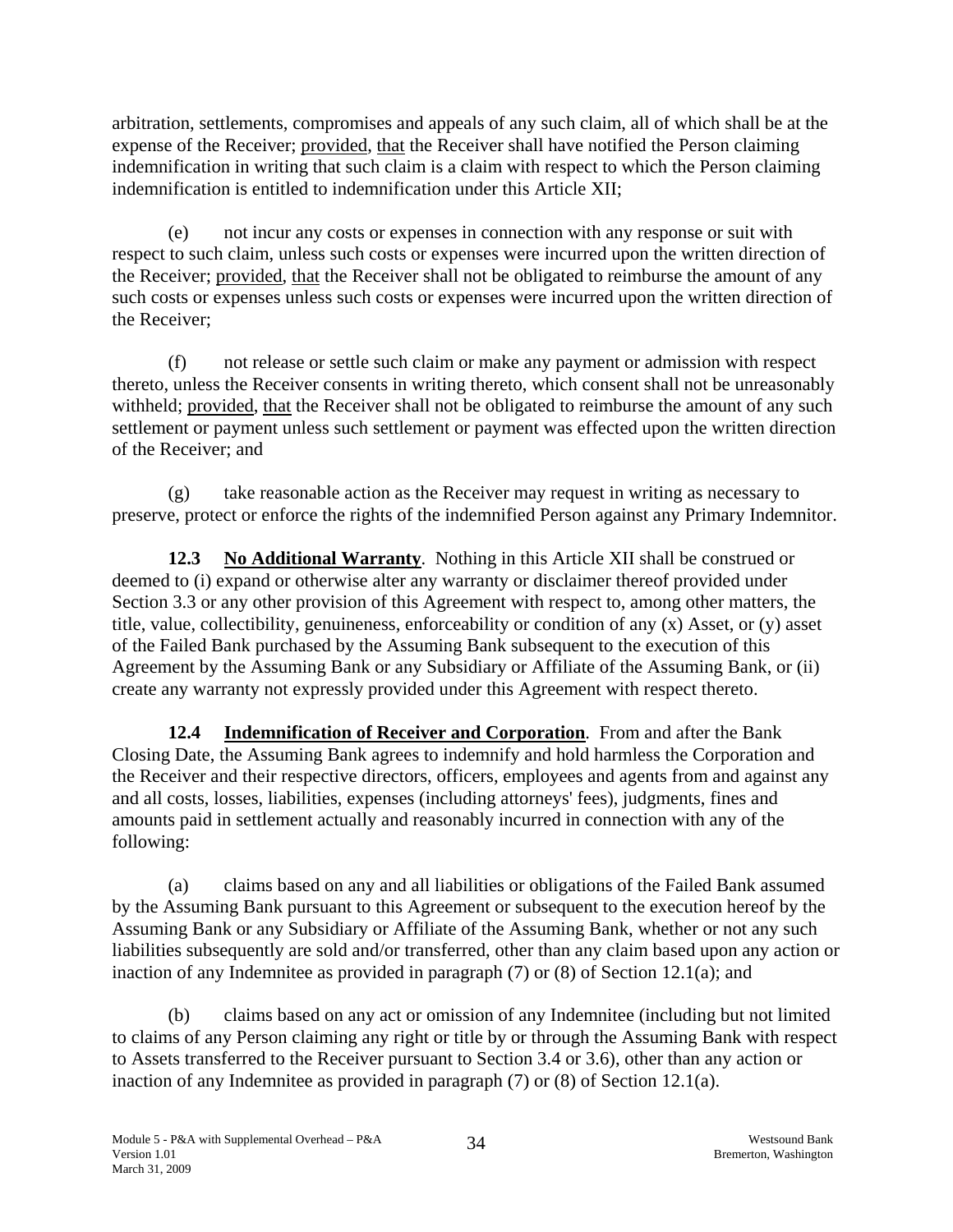arbitration, settlements, compromises and appeals of any such claim, all of which shall be at the expense of the Receiver; provided, that the Receiver shall have notified the Person claiming indemnification in writing that such claim is a claim with respect to which the Person claiming indemnification is entitled to indemnification under this Article XII;

(e) not incur any costs or expenses in connection with any response or suit with respect to such claim, unless such costs or expenses were incurred upon the written direction of the Receiver; provided, that the Receiver shall not be obligated to reimburse the amount of any such costs or expenses unless such costs or expenses were incurred upon the written direction of the Receiver;

(f) not release or settle such claim or make any payment or admission with respect thereto, unless the Receiver consents in writing thereto, which consent shall not be unreasonably withheld; provided, that the Receiver shall not be obligated to reimburse the amount of any such settlement or payment unless such settlement or payment was effected upon the written direction of the Receiver; and

(g) take reasonable action as the Receiver may request in writing as necessary to preserve, protect or enforce the rights of the indemnified Person against any Primary Indemnitor.

**12.3 No Additional Warranty**. Nothing in this Article XII shall be construed or deemed to (i) expand or otherwise alter any warranty or disclaimer thereof provided under Section 3.3 or any other provision of this Agreement with respect to, among other matters, the title, value, collectibility, genuineness, enforceability or condition of any (x) Asset, or (y) asset of the Failed Bank purchased by the Assuming Bank subsequent to the execution of this Agreement by the Assuming Bank or any Subsidiary or Affiliate of the Assuming Bank, or (ii) create any warranty not expressly provided under this Agreement with respect thereto.

**12.4 Indemnification of Receiver and Corporation**. From and after the Bank Closing Date, the Assuming Bank agrees to indemnify and hold harmless the Corporation and the Receiver and their respective directors, officers, employees and agents from and against any and all costs, losses, liabilities, expenses (including attorneys' fees), judgments, fines and amounts paid in settlement actually and reasonably incurred in connection with any of the following:

(a) claims based on any and all liabilities or obligations of the Failed Bank assumed by the Assuming Bank pursuant to this Agreement or subsequent to the execution hereof by the Assuming Bank or any Subsidiary or Affiliate of the Assuming Bank, whether or not any such liabilities subsequently are sold and/or transferred, other than any claim based upon any action or inaction of any Indemnitee as provided in paragraph (7) or (8) of Section 12.1(a); and

(b) claims based on any act or omission of any Indemnitee (including but not limited to claims of any Person claiming any right or title by or through the Assuming Bank with respect to Assets transferred to the Receiver pursuant to Section 3.4 or 3.6), other than any action or inaction of any Indemnitee as provided in paragraph (7) or (8) of Section 12.1(a).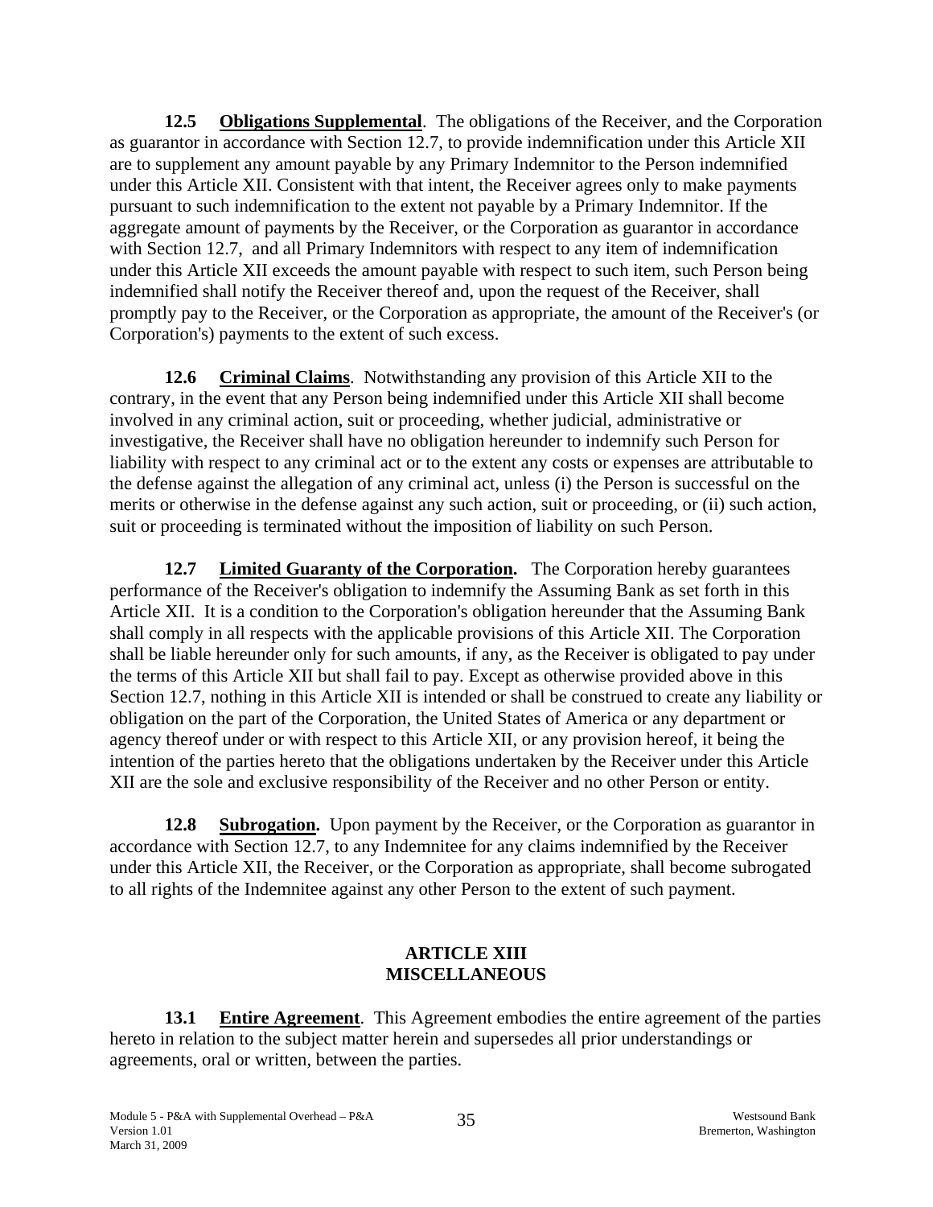**12.5 Obligations Supplemental**. The obligations of the Receiver, and the Corporation as guarantor in accordance with Section 12.7, to provide indemnification under this Article XII are to supplement any amount payable by any Primary Indemnitor to the Person indemnified under this Article XII. Consistent with that intent, the Receiver agrees only to make payments pursuant to such indemnification to the extent not payable by a Primary Indemnitor. If the aggregate amount of payments by the Receiver, or the Corporation as guarantor in accordance with Section 12.7, and all Primary Indemnitors with respect to any item of indemnification under this Article XII exceeds the amount payable with respect to such item, such Person being indemnified shall notify the Receiver thereof and, upon the request of the Receiver, shall promptly pay to the Receiver, or the Corporation as appropriate, the amount of the Receiver's (or Corporation's) payments to the extent of such excess.

**12.6 Criminal Claims**. Notwithstanding any provision of this Article XII to the contrary, in the event that any Person being indemnified under this Article XII shall become involved in any criminal action, suit or proceeding, whether judicial, administrative or investigative, the Receiver shall have no obligation hereunder to indemnify such Person for liability with respect to any criminal act or to the extent any costs or expenses are attributable to the defense against the allegation of any criminal act, unless (i) the Person is successful on the merits or otherwise in the defense against any such action, suit or proceeding, or (ii) such action, suit or proceeding is terminated without the imposition of liability on such Person.

**12.7 Limited Guaranty of the Corporation.** The Corporation hereby guarantees performance of the Receiver's obligation to indemnify the Assuming Bank as set forth in this Article XII. It is a condition to the Corporation's obligation hereunder that the Assuming Bank shall comply in all respects with the applicable provisions of this Article XII. The Corporation shall be liable hereunder only for such amounts, if any, as the Receiver is obligated to pay under the terms of this Article XII but shall fail to pay. Except as otherwise provided above in this Section 12.7, nothing in this Article XII is intended or shall be construed to create any liability or obligation on the part of the Corporation, the United States of America or any department or agency thereof under or with respect to this Article XII, or any provision hereof, it being the intention of the parties hereto that the obligations undertaken by the Receiver under this Article XII are the sole and exclusive responsibility of the Receiver and no other Person or entity.

**12.8 Subrogation.** Upon payment by the Receiver, or the Corporation as guarantor in accordance with Section 12.7, to any Indemnitee for any claims indemnified by the Receiver under this Article XII, the Receiver, or the Corporation as appropriate, shall become subrogated to all rights of the Indemnitee against any other Person to the extent of such payment.

## ARTICLE XIII
## MISCELLANEOUS

**13.1 Entire Agreement**. This Agreement embodies the entire agreement of the parties hereto in relation to the subject matter herein and supersedes all prior understandings or agreements, oral or written, between the parties.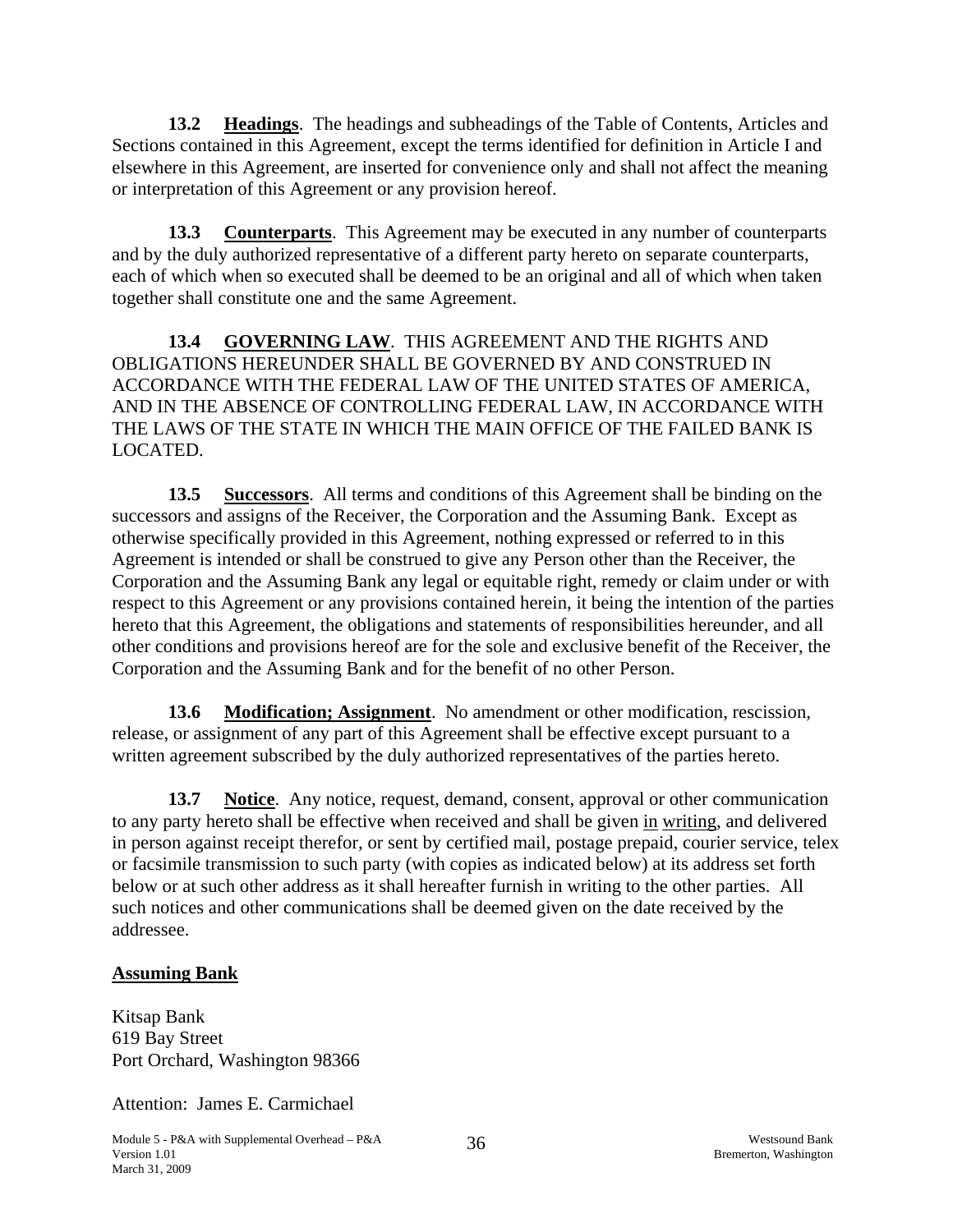**13.2 Headings**. The headings and subheadings of the Table of Contents, Articles and Sections contained in this Agreement, except the terms identified for definition in Article I and elsewhere in this Agreement, are inserted for convenience only and shall not affect the meaning or interpretation of this Agreement or any provision hereof.

**13.3 Counterparts**. This Agreement may be executed in any number of counterparts and by the duly authorized representative of a different party hereto on separate counterparts, each of which when so executed shall be deemed to be an original and all of which when taken together shall constitute one and the same Agreement.

**13.4 GOVERNING LAW**. THIS AGREEMENT AND THE RIGHTS AND OBLIGATIONS HEREUNDER SHALL BE GOVERNED BY AND CONSTRUED IN ACCORDANCE WITH THE FEDERAL LAW OF THE UNITED STATES OF AMERICA, AND IN THE ABSENCE OF CONTROLLING FEDERAL LAW, IN ACCORDANCE WITH THE LAWS OF THE STATE IN WHICH THE MAIN OFFICE OF THE FAILED BANK IS LOCATED.

**13.5 Successors**. All terms and conditions of this Agreement shall be binding on the successors and assigns of the Receiver, the Corporation and the Assuming Bank. Except as otherwise specifically provided in this Agreement, nothing expressed or referred to in this Agreement is intended or shall be construed to give any Person other than the Receiver, the Corporation and the Assuming Bank any legal or equitable right, remedy or claim under or with respect to this Agreement or any provisions contained herein, it being the intention of the parties hereto that this Agreement, the obligations and statements of responsibilities hereunder, and all other conditions and provisions hereof are for the sole and exclusive benefit of the Receiver, the Corporation and the Assuming Bank and for the benefit of no other Person.

**13.6 Modification; Assignment**. No amendment or other modification, rescission, release, or assignment of any part of this Agreement shall be effective except pursuant to a written agreement subscribed by the duly authorized representatives of the parties hereto.

**13.7 Notice**. Any notice, request, demand, consent, approval or other communication to any party hereto shall be effective when received and shall be given in writing, and delivered in person against receipt therefor, or sent by certified mail, postage prepaid, courier service, telex or facsimile transmission to such party (with copies as indicated below) at its address set forth below or at such other address as it shall hereafter furnish in writing to the other parties. All such notices and other communications shall be deemed given on the date received by the addressee.

**Assuming Bank**

Kitsap Bank
619 Bay Street
Port Orchard, Washington 98366

Attention: James E. Carmichael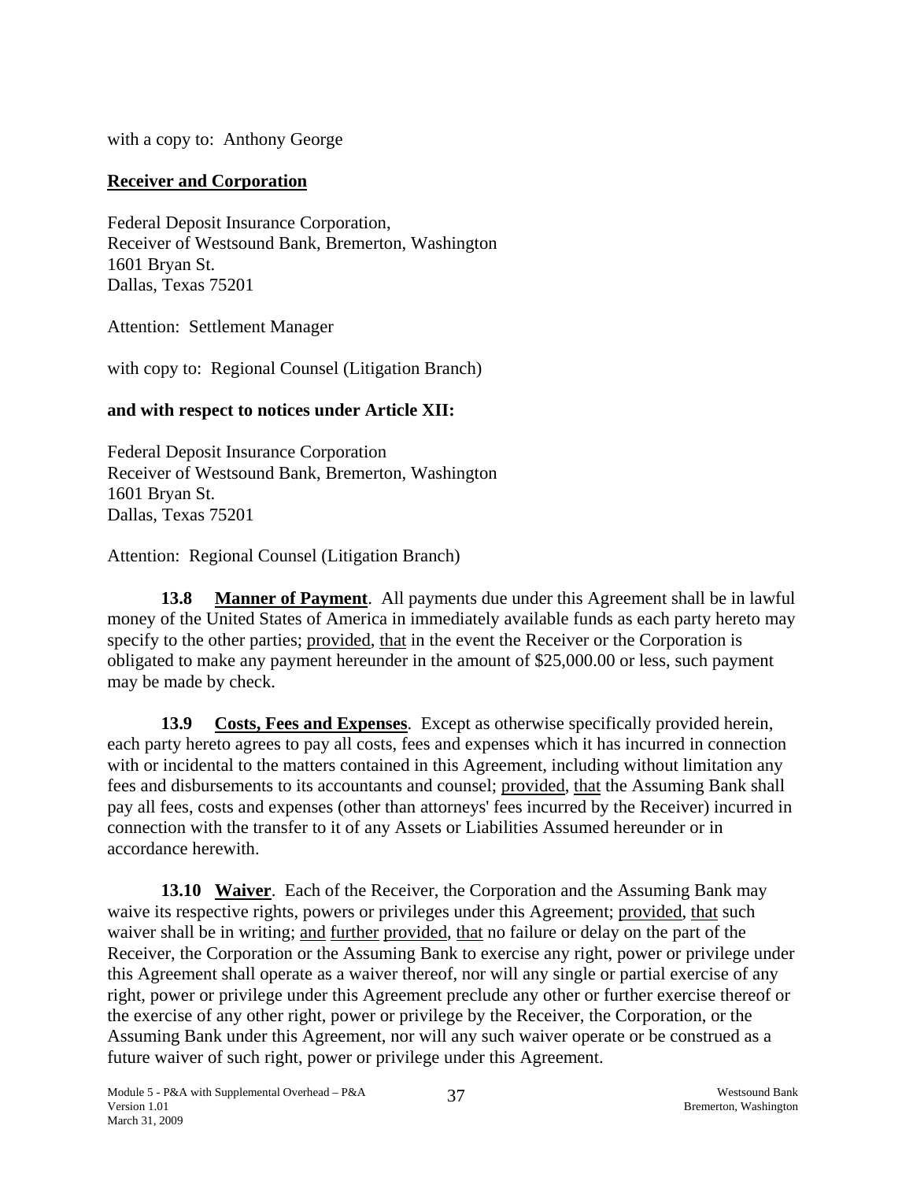with a copy to: Anthony George

**Receiver and Corporation**

Federal Deposit Insurance Corporation,
Receiver of Westsound Bank, Bremerton, Washington
1601 Bryan St.
Dallas, Texas 75201

Attention: Settlement Manager

with copy to: Regional Counsel (Litigation Branch)

**and with respect to notices under Article XII:**

Federal Deposit Insurance Corporation
Receiver of Westsound Bank, Bremerton, Washington
1601 Bryan St.
Dallas, Texas 75201

Attention: Regional Counsel (Litigation Branch)

**13.8 Manner of Payment**. All payments due under this Agreement shall be in lawful money of the United States of America in immediately available funds as each party hereto may specify to the other parties; provided, that in the event the Receiver or the Corporation is obligated to make any payment hereunder in the amount of $25,000.00 or less, such payment may be made by check.

**13.9 Costs, Fees and Expenses**. Except as otherwise specifically provided herein, each party hereto agrees to pay all costs, fees and expenses which it has incurred in connection with or incidental to the matters contained in this Agreement, including without limitation any fees and disbursements to its accountants and counsel; provided, that the Assuming Bank shall pay all fees, costs and expenses (other than attorneys' fees incurred by the Receiver) incurred in connection with the transfer to it of any Assets or Liabilities Assumed hereunder or in accordance herewith.

**13.10 Waiver**. Each of the Receiver, the Corporation and the Assuming Bank may waive its respective rights, powers or privileges under this Agreement; provided, that such waiver shall be in writing; and further provided, that no failure or delay on the part of the Receiver, the Corporation or the Assuming Bank to exercise any right, power or privilege under this Agreement shall operate as a waiver thereof, nor will any single or partial exercise of any right, power or privilege under this Agreement preclude any other or further exercise thereof or the exercise of any other right, power or privilege by the Receiver, the Corporation, or the Assuming Bank under this Agreement, nor will any such waiver operate or be construed as a future waiver of such right, power or privilege under this Agreement.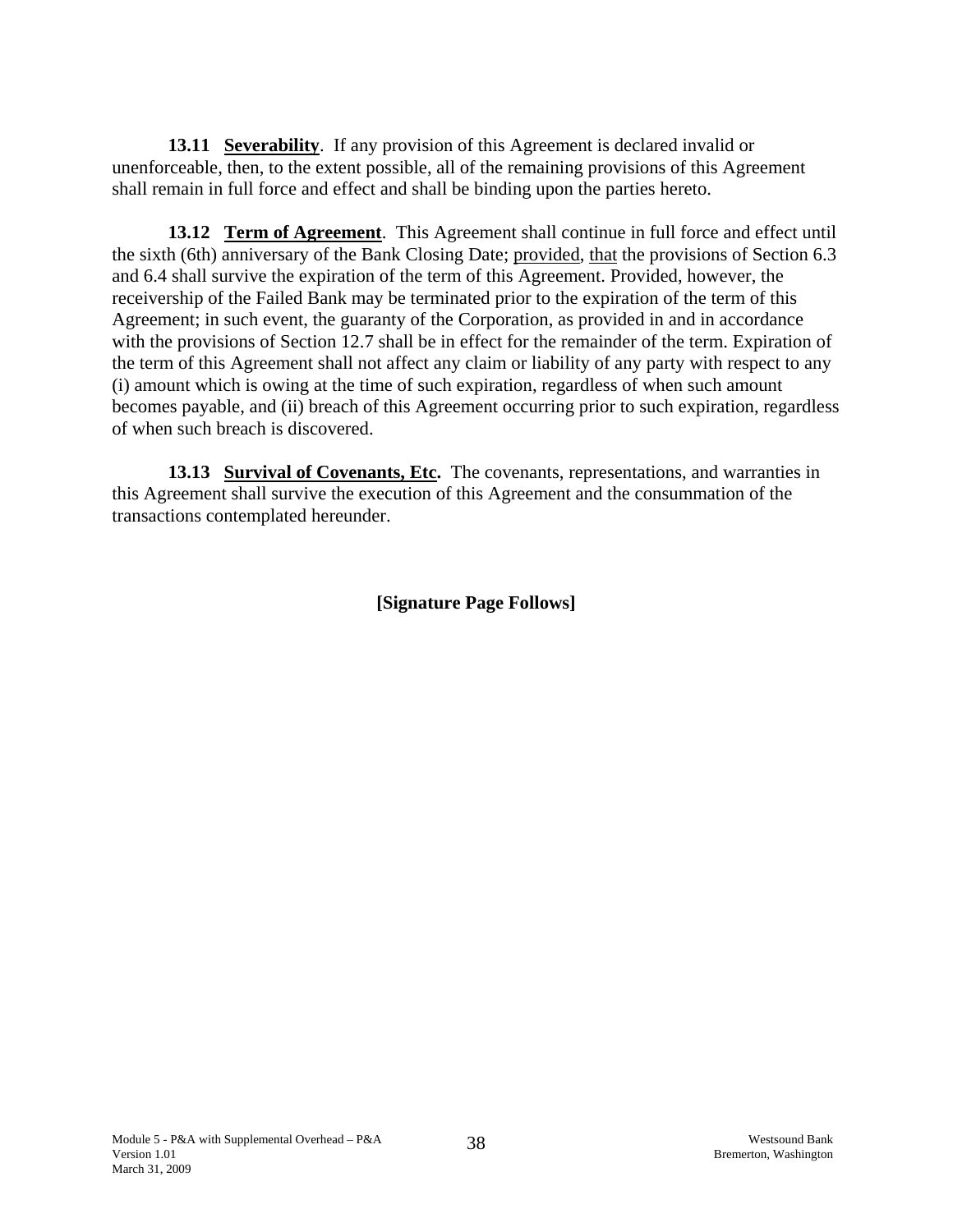**13.11 Severability**. If any provision of this Agreement is declared invalid or unenforceable, then, to the extent possible, all of the remaining provisions of this Agreement shall remain in full force and effect and shall be binding upon the parties hereto.

**13.12 Term of Agreement**. This Agreement shall continue in full force and effect until the sixth (6th) anniversary of the Bank Closing Date; provided, that the provisions of Section 6.3 and 6.4 shall survive the expiration of the term of this Agreement. Provided, however, the receivership of the Failed Bank may be terminated prior to the expiration of the term of this Agreement; in such event, the guaranty of the Corporation, as provided in and in accordance with the provisions of Section 12.7 shall be in effect for the remainder of the term. Expiration of the term of this Agreement shall not affect any claim or liability of any party with respect to any (i) amount which is owing at the time of such expiration, regardless of when such amount becomes payable, and (ii) breach of this Agreement occurring prior to such expiration, regardless of when such breach is discovered.

**13.13 Survival of Covenants, Etc.** The covenants, representations, and warranties in this Agreement shall survive the execution of this Agreement and the consummation of the transactions contemplated hereunder.

**[Signature Page Follows]**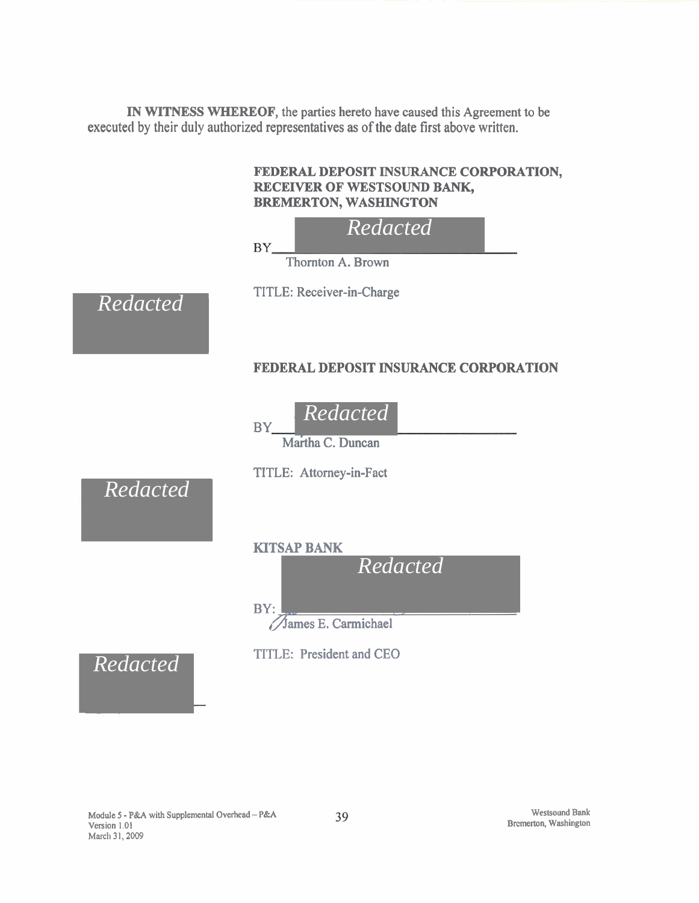**IN WITNESS WHEREOF**, the parties hereto have caused this Agreement to be executed by their duly authorized representatives as of the date first above written.

**FEDERAL DEPOSIT INSURANCE CORPORATION, RECEIVER OF WESTSOUND BANK, BREMERTON, WASHINGTON**

BY *Redacted*
Thornton A. Brown

TITLE: Receiver-in-Charge

*Redacted*

**FEDERAL DEPOSIT INSURANCE CORPORATION**

BY *Redacted*
Martha C. Duncan

TITLE: Attorney-in-Fact

*Redacted*

**KITSAP BANK**

BY: *Redacted*
James E. Carmichael

TITLE: President and CEO

*Redacted*

Module 5 - P&A with Supplemental Overhead – P&A
Version 1.01
March 31, 2009

Westsound Bank
Bremerton, Washington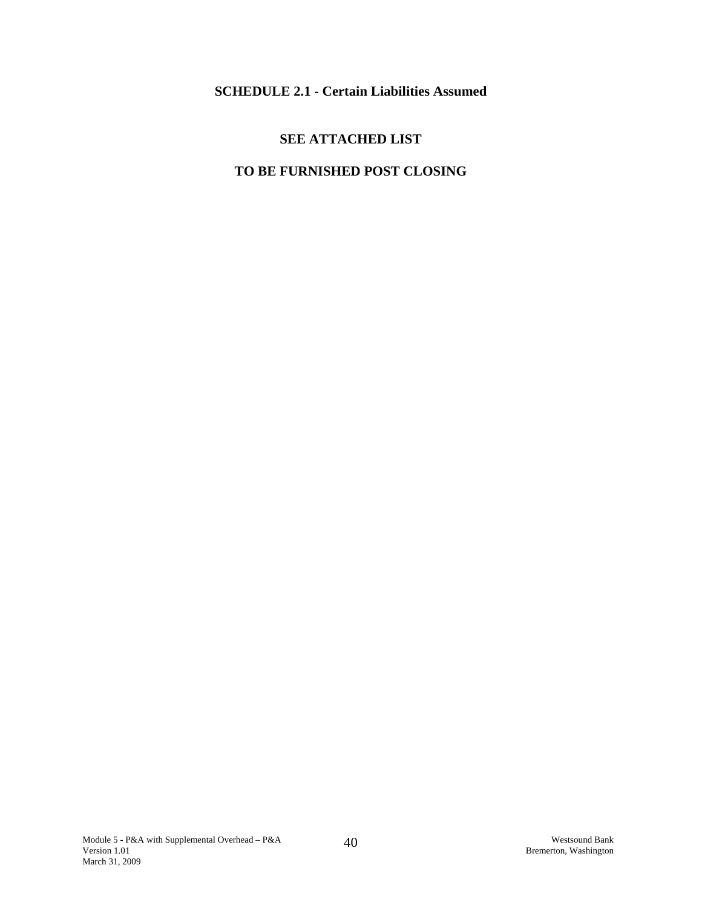# SCHEDULE 2.1 - Certain Liabilities Assumed

## SEE ATTACHED LIST

## TO BE FURNISHED POST CLOSING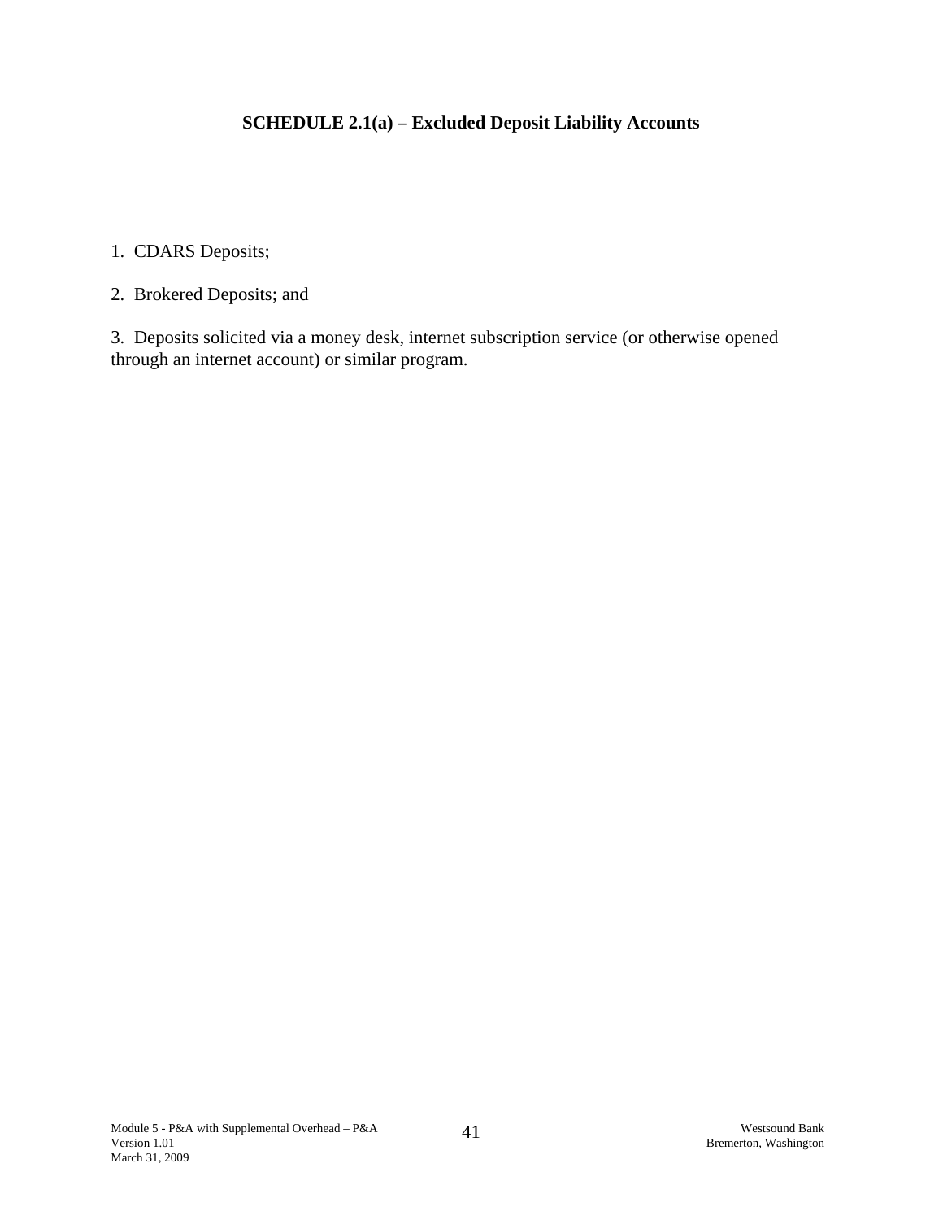## SCHEDULE 2.1(a) – Excluded Deposit Liability Accounts

1. CDARS Deposits;

2. Brokered Deposits; and

3. Deposits solicited via a money desk, internet subscription service (or otherwise opened through an internet account) or similar program.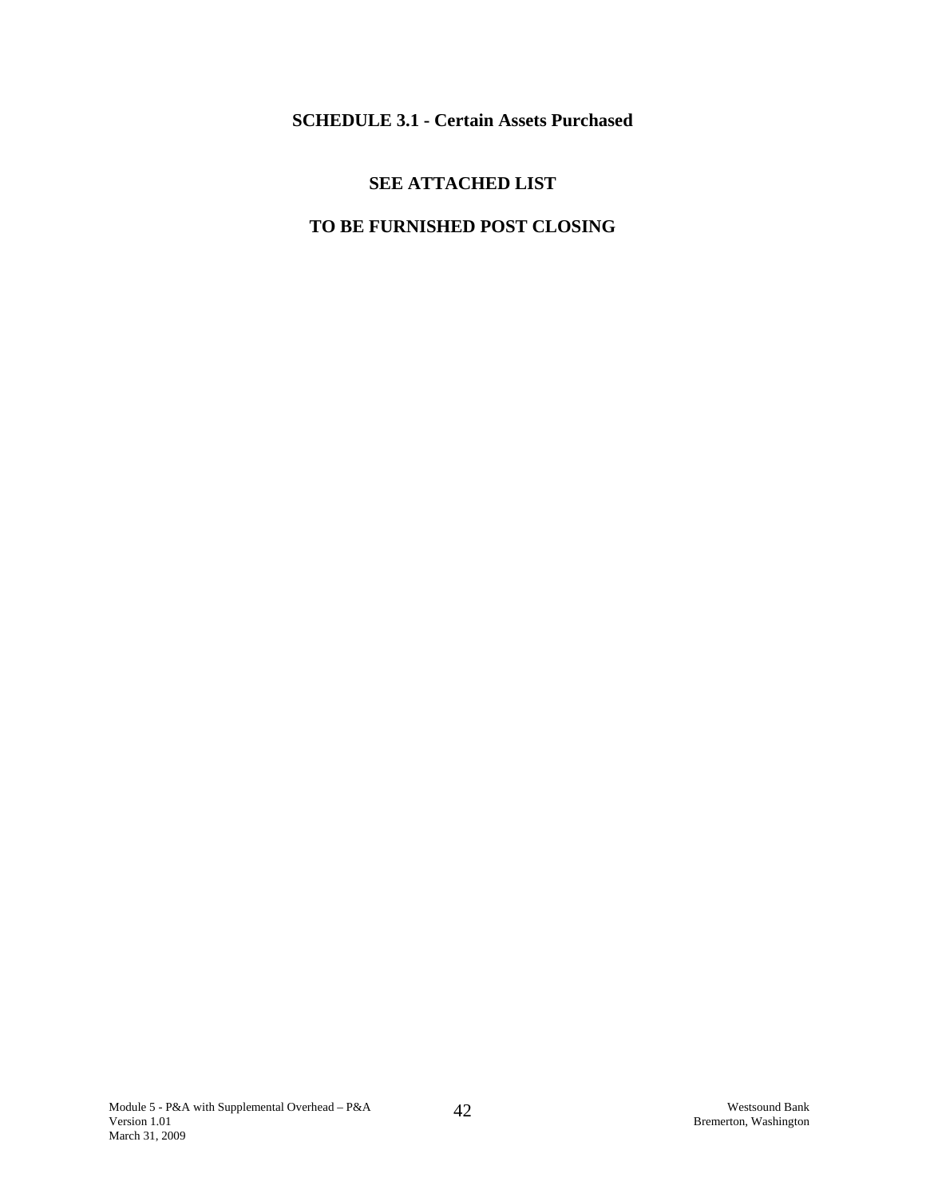# SCHEDULE 3.1 - Certain Assets Purchased

**SEE ATTACHED LIST**

**TO BE FURNISHED POST CLOSING**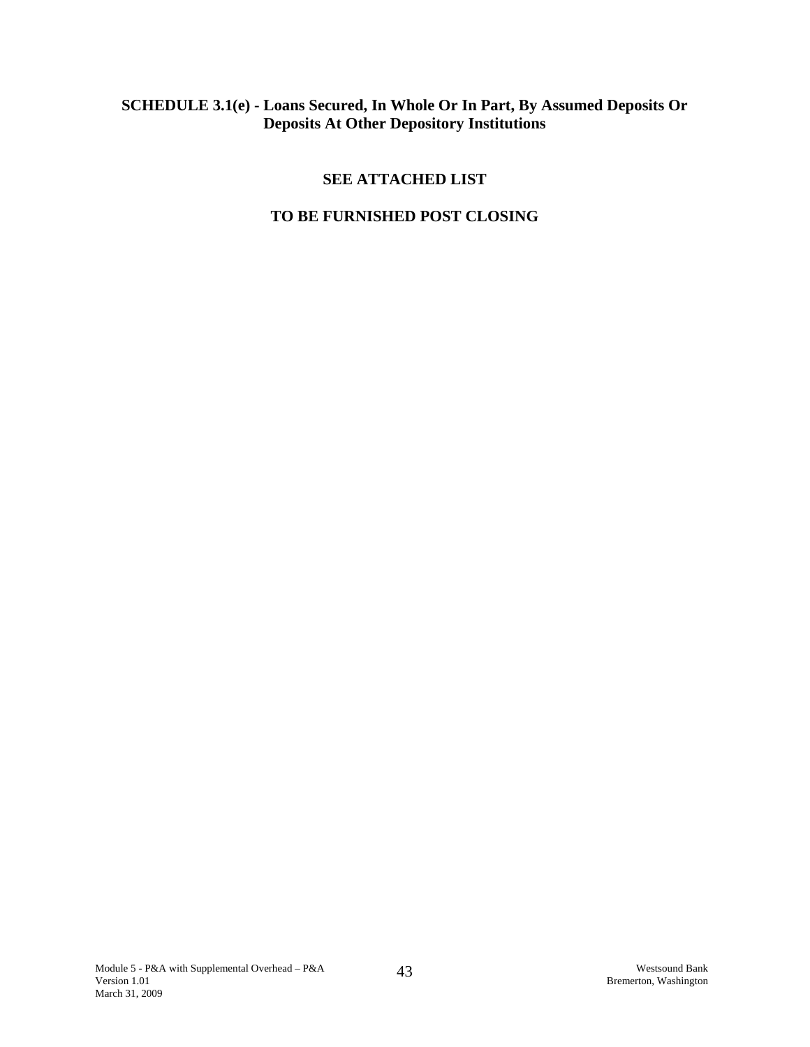## SCHEDULE 3.1(e) - Loans Secured, In Whole Or In Part, By Assumed Deposits Or Deposits At Other Depository Institutions

**SEE ATTACHED LIST**

**TO BE FURNISHED POST CLOSING**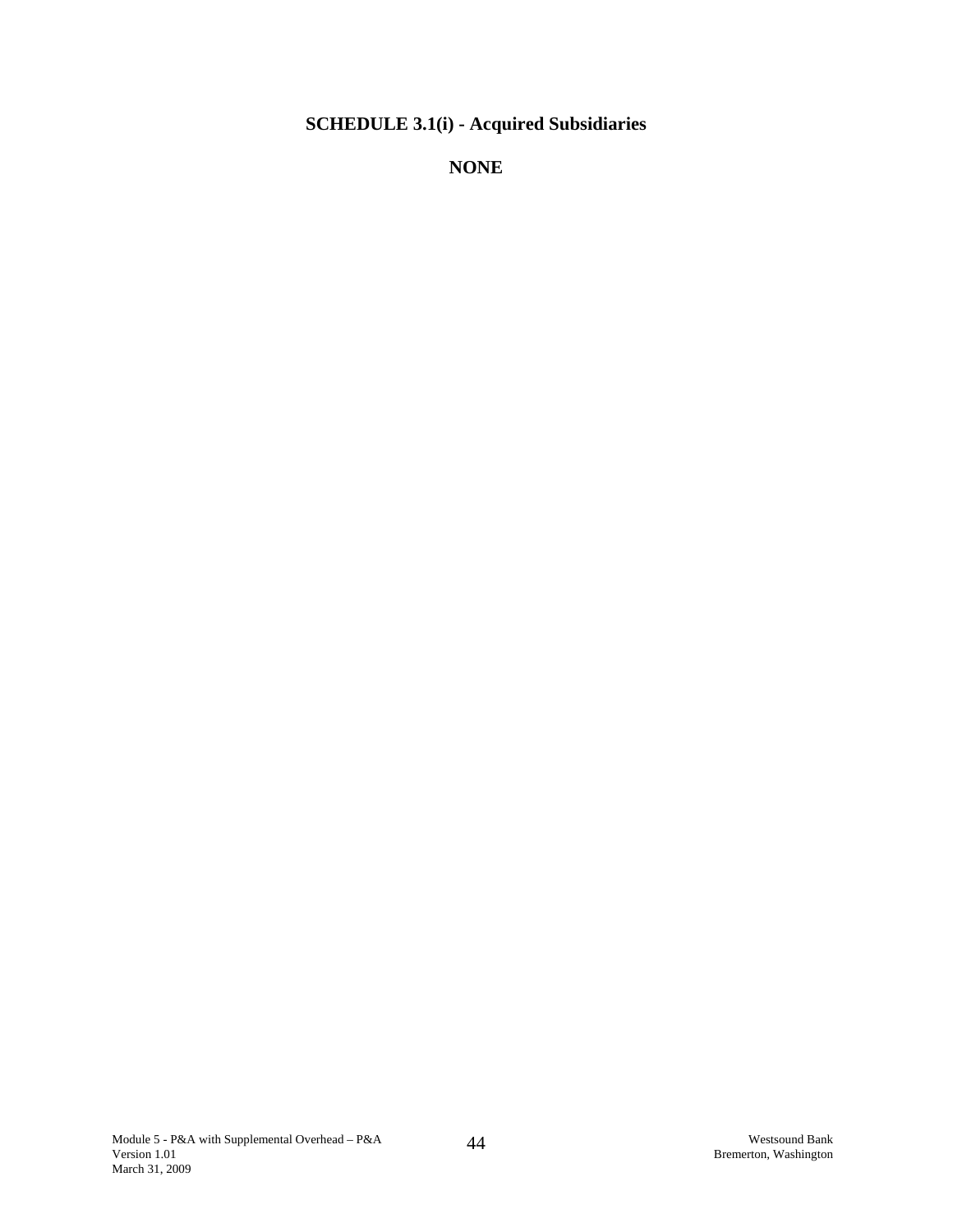**SCHEDULE 3.1(i) - Acquired Subsidiaries**

**NONE**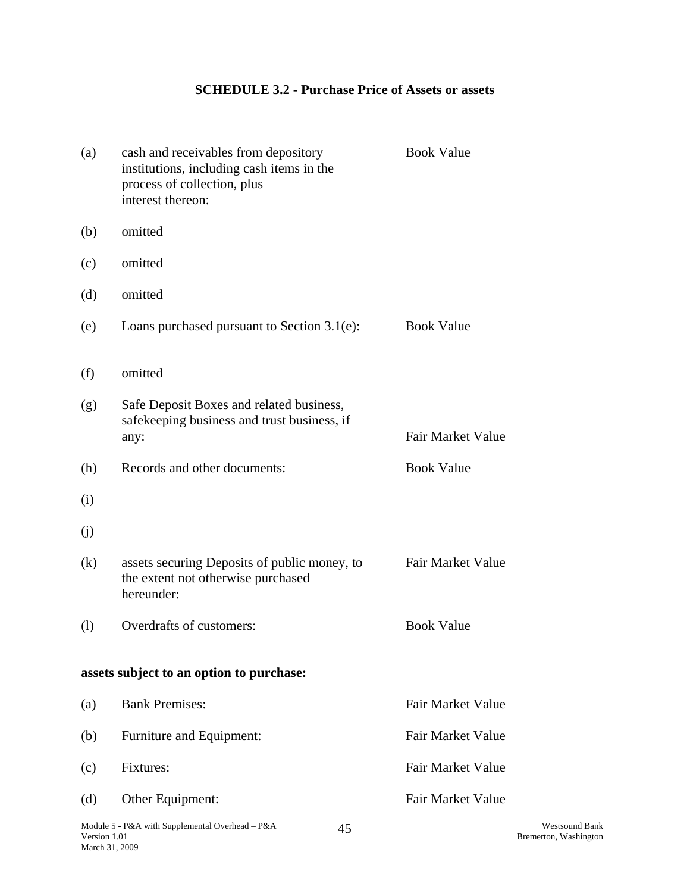## SCHEDULE 3.2 - Purchase Price of Assets or assets

| | | |
|---|---|---|
| (a) | cash and receivables from depository institutions, including cash items in the process of collection, plus interest thereon: | Book Value |
| (b) | omitted | |
| (c) | omitted | |
| (d) | omitted | |
| (e) | Loans purchased pursuant to Section 3.1(e): | Book Value |
| (f) | omitted | |
| (g) | Safe Deposit Boxes and related business, safekeeping business and trust business, if any: | Fair Market Value |
| (h) | Records and other documents: | Book Value |
| (i) | | |
| (j) | | |
| (k) | assets securing Deposits of public money, to the extent not otherwise purchased hereunder: | Fair Market Value |
| (l) | Overdrafts of customers: | Book Value |

**assets subject to an option to purchase:**

| | | |
|---|---|---|
| (a) | Bank Premises: | Fair Market Value |
| (b) | Furniture and Equipment: | Fair Market Value |
| (c) | Fixtures: | Fair Market Value |
| (d) | Other Equipment: | Fair Market Value |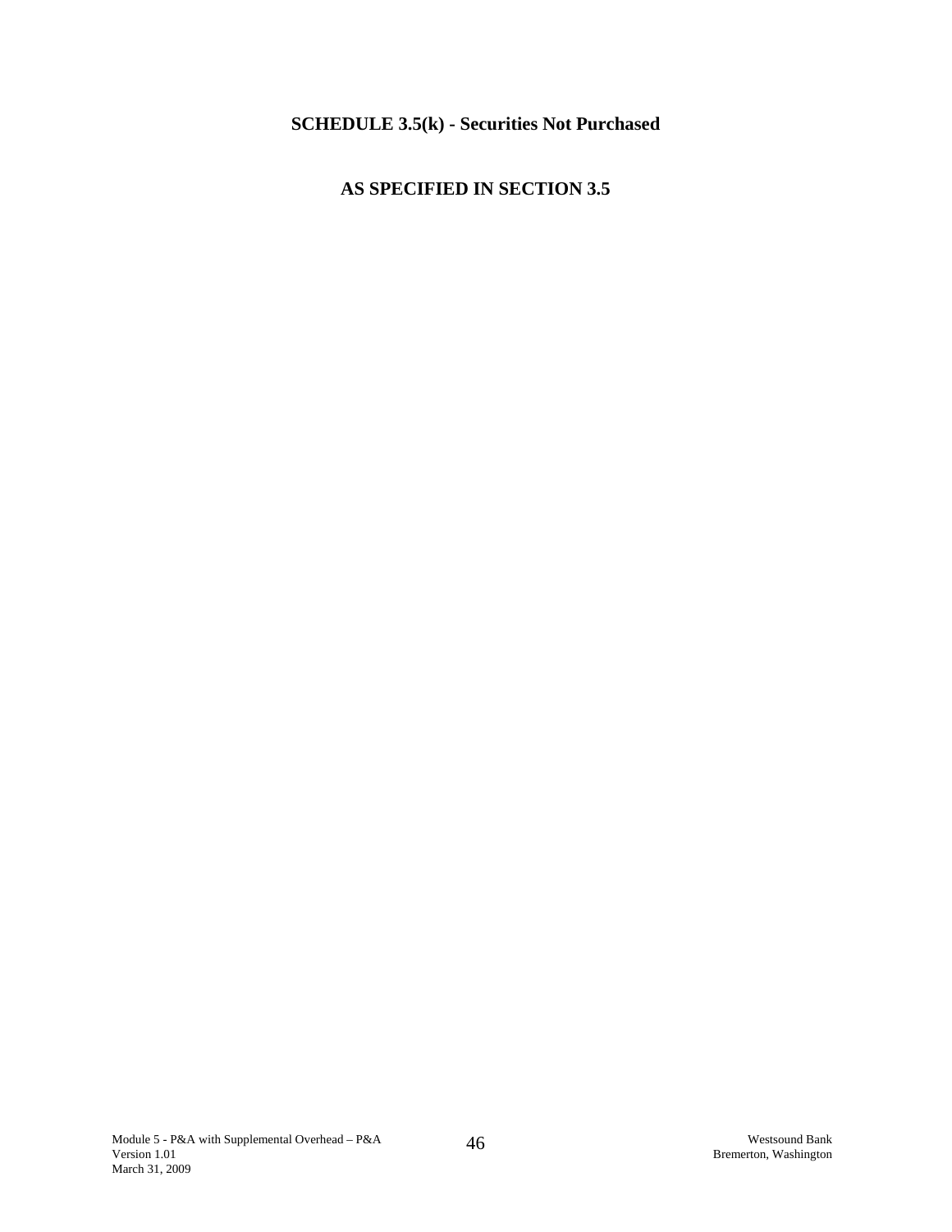# SCHEDULE 3.5(k) - Securities Not Purchased

## AS SPECIFIED IN SECTION 3.5